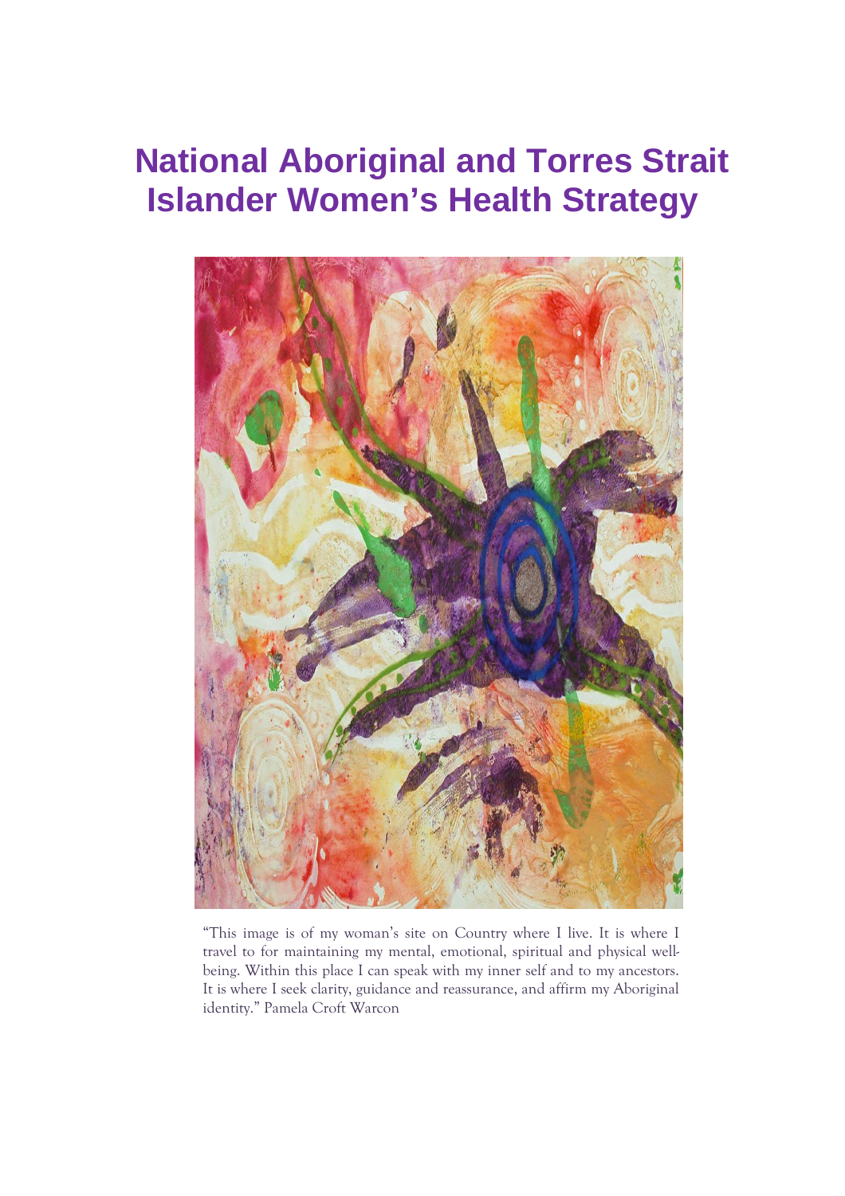# National Aboriginal and Torres Strait Islander Women's Health Strategy

"This image is of my woman's site on Country where I live. It is where I travel to for maintaining my mental, emotional, spiritual and physical well-being. Within this place I can speak with my inner self and to my ancestors. It is where I seek clarity, guidance and reassurance, and affirm my Aboriginal identity." Pamela Croft Warcon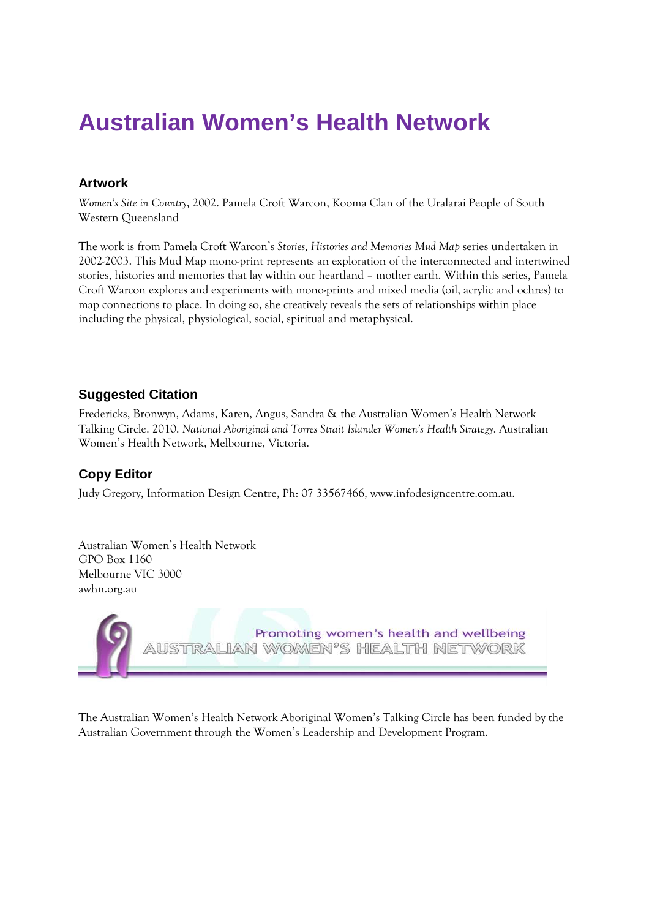# Australian Women's Health Network

### Artwork

*Women's Site in Country*, 2002. Pamela Croft Warcon, Kooma Clan of the Uralarai People of South Western Queensland

The work is from Pamela Croft Warcon's *Stories, Histories and Memories Mud Map* series undertaken in 2002-2003. This Mud Map mono-print represents an exploration of the interconnected and intertwined stories, histories and memories that lay within our heartland – mother earth. Within this series, Pamela Croft Warcon explores and experiments with mono-prints and mixed media (oil, acrylic and ochres) to map connections to place. In doing so, she creatively reveals the sets of relationships within place including the physical, physiological, social, spiritual and metaphysical.

### Suggested Citation

Fredericks, Bronwyn, Adams, Karen, Angus, Sandra & the Australian Women's Health Network Talking Circle. 2010. *National Aboriginal and Torres Strait Islander Women's Health Strategy*. Australian Women's Health Network, Melbourne, Victoria.

### Copy Editor

Judy Gregory, Information Design Centre, Ph: 07 33567466, www.infodesigncentre.com.au.

Australian Women's Health Network
GPO Box 1160
Melbourne VIC 3000
awhn.org.au

Promoting women's health and wellbeing
AUSTRALIAN WOMEN'S HEALTH NETWORK

The Australian Women's Health Network Aboriginal Women's Talking Circle has been funded by the Australian Government through the Women's Leadership and Development Program.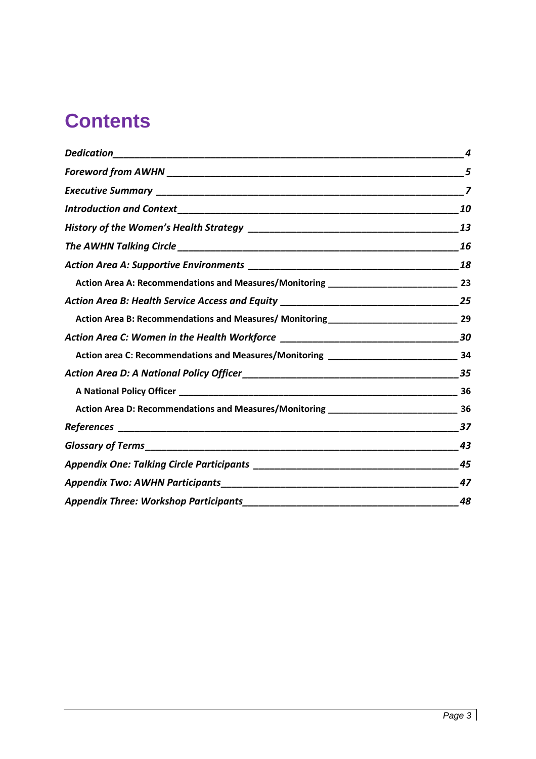# Contents

| | |
|---|---|
| *Dedication* | *4* |
| *Foreword from AWHN* | *5* |
| *Executive Summary* | *7* |
| *Introduction and Context* | *10* |
| *History of the Women's Health Strategy* | *13* |
| *The AWHN Talking Circle* | *16* |
| *Action Area A: Supportive Environments* | *18* |
| **Action Area A: Recommendations and Measures/Monitoring** | **23** |
| *Action Area B: Health Service Access and Equity* | *25* |
| **Action Area B: Recommendations and Measures/ Monitoring** | **29** |
| *Action Area C: Women in the Health Workforce* | *30* |
| **Action area C: Recommendations and Measures/Monitoring** | **34** |
| *Action Area D: A National Policy Officer* | *35* |
| **A National Policy Officer** | **36** |
| **Action Area D: Recommendations and Measures/Monitoring** | **36** |
| *References* | *37* |
| *Glossary of Terms* | *43* |
| *Appendix One: Talking Circle Participants* | *45* |
| *Appendix Two: AWHN Participants* | *47* |
| *Appendix Three: Workshop Participants* | *48* |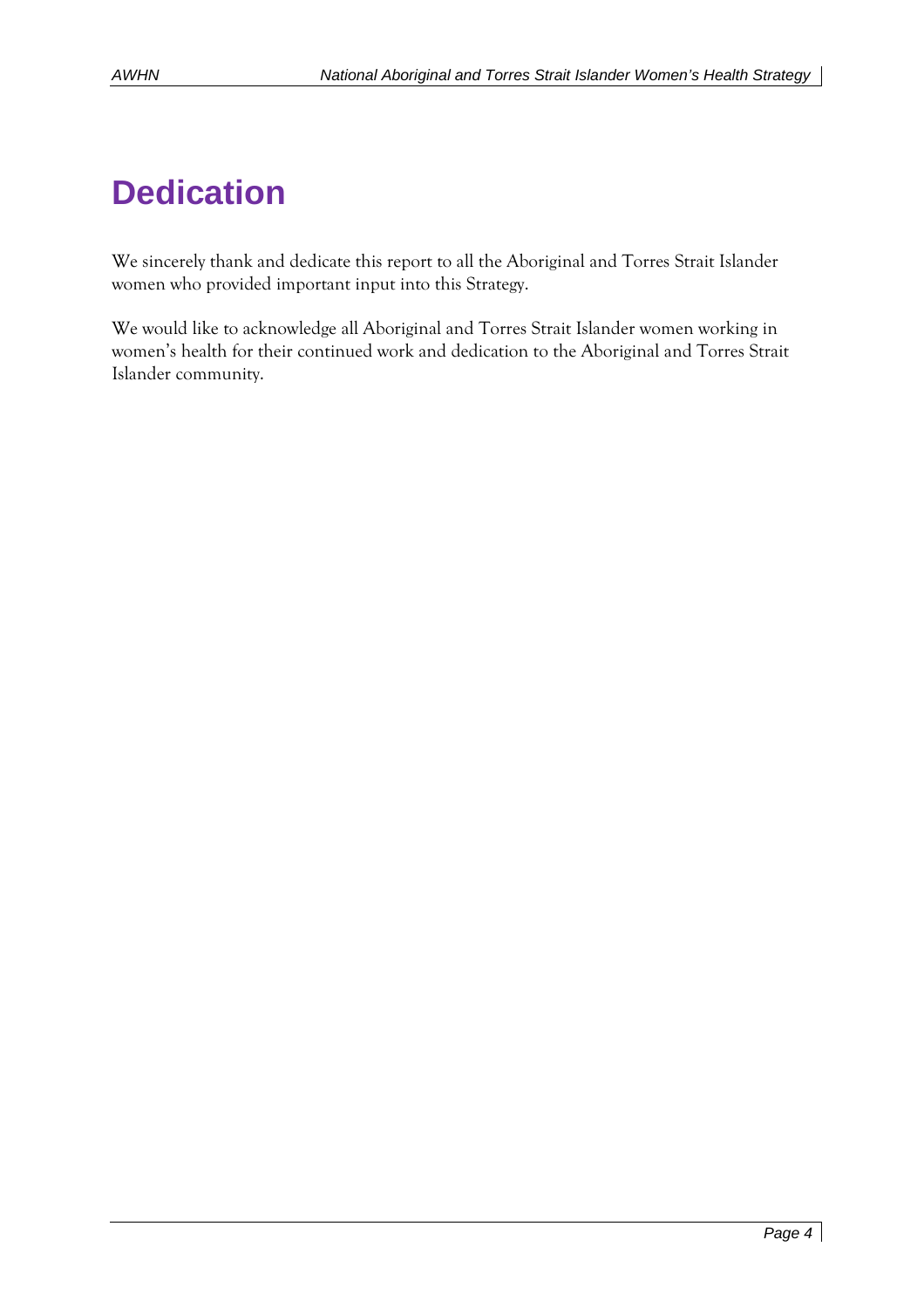# Dedication

We sincerely thank and dedicate this report to all the Aboriginal and Torres Strait Islander women who provided important input into this Strategy.

We would like to acknowledge all Aboriginal and Torres Strait Islander women working in women's health for their continued work and dedication to the Aboriginal and Torres Strait Islander community.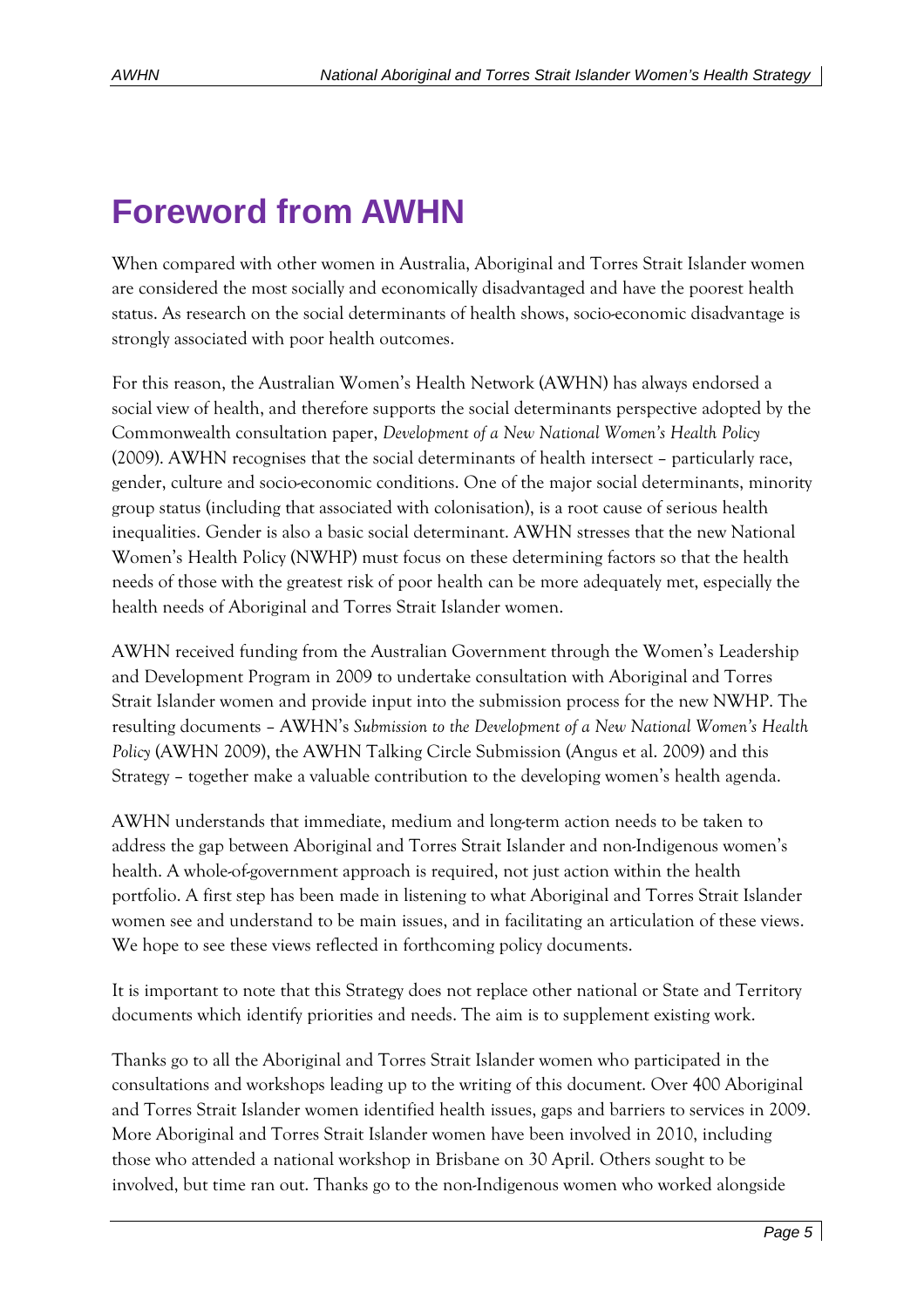# Foreword from AWHN

When compared with other women in Australia, Aboriginal and Torres Strait Islander women are considered the most socially and economically disadvantaged and have the poorest health status. As research on the social determinants of health shows, socio-economic disadvantage is strongly associated with poor health outcomes.

For this reason, the Australian Women's Health Network (AWHN) has always endorsed a social view of health, and therefore supports the social determinants perspective adopted by the Commonwealth consultation paper, *Development of a New National Women's Health Policy* (2009). AWHN recognises that the social determinants of health intersect – particularly race, gender, culture and socio-economic conditions. One of the major social determinants, minority group status (including that associated with colonisation), is a root cause of serious health inequalities. Gender is also a basic social determinant. AWHN stresses that the new National Women's Health Policy (NWHP) must focus on these determining factors so that the health needs of those with the greatest risk of poor health can be more adequately met, especially the health needs of Aboriginal and Torres Strait Islander women.

AWHN received funding from the Australian Government through the Women's Leadership and Development Program in 2009 to undertake consultation with Aboriginal and Torres Strait Islander women and provide input into the submission process for the new NWHP. The resulting documents – AWHN's *Submission to the Development of a New National Women's Health Policy* (AWHN 2009), the AWHN Talking Circle Submission (Angus et al. 2009) and this Strategy – together make a valuable contribution to the developing women's health agenda.

AWHN understands that immediate, medium and long-term action needs to be taken to address the gap between Aboriginal and Torres Strait Islander and non-Indigenous women's health. A whole-of-government approach is required, not just action within the health portfolio. A first step has been made in listening to what Aboriginal and Torres Strait Islander women see and understand to be main issues, and in facilitating an articulation of these views. We hope to see these views reflected in forthcoming policy documents.

It is important to note that this Strategy does not replace other national or State and Territory documents which identify priorities and needs. The aim is to supplement existing work.

Thanks go to all the Aboriginal and Torres Strait Islander women who participated in the consultations and workshops leading up to the writing of this document. Over 400 Aboriginal and Torres Strait Islander women identified health issues, gaps and barriers to services in 2009. More Aboriginal and Torres Strait Islander women have been involved in 2010, including those who attended a national workshop in Brisbane on 30 April. Others sought to be involved, but time ran out. Thanks go to the non-Indigenous women who worked alongside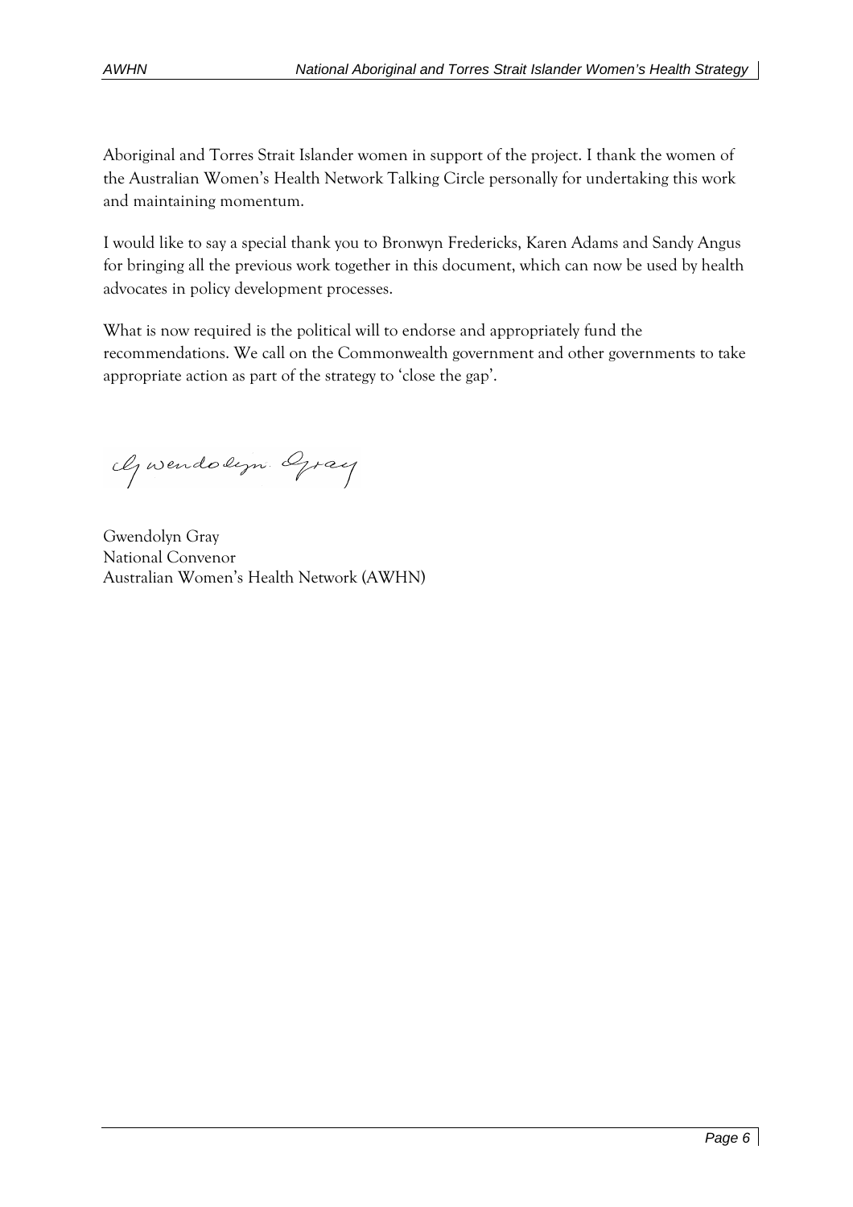Aboriginal and Torres Strait Islander women in support of the project. I thank the women of the Australian Women's Health Network Talking Circle personally for undertaking this work and maintaining momentum.

I would like to say a special thank you to Bronwyn Fredericks, Karen Adams and Sandy Angus for bringing all the previous work together in this document, which can now be used by health advocates in policy development processes.

What is now required is the political will to endorse and appropriately fund the recommendations. We call on the Commonwealth government and other governments to take appropriate action as part of the strategy to 'close the gap'.

Gwendolyn Gray
National Convenor
Australian Women's Health Network (AWHN)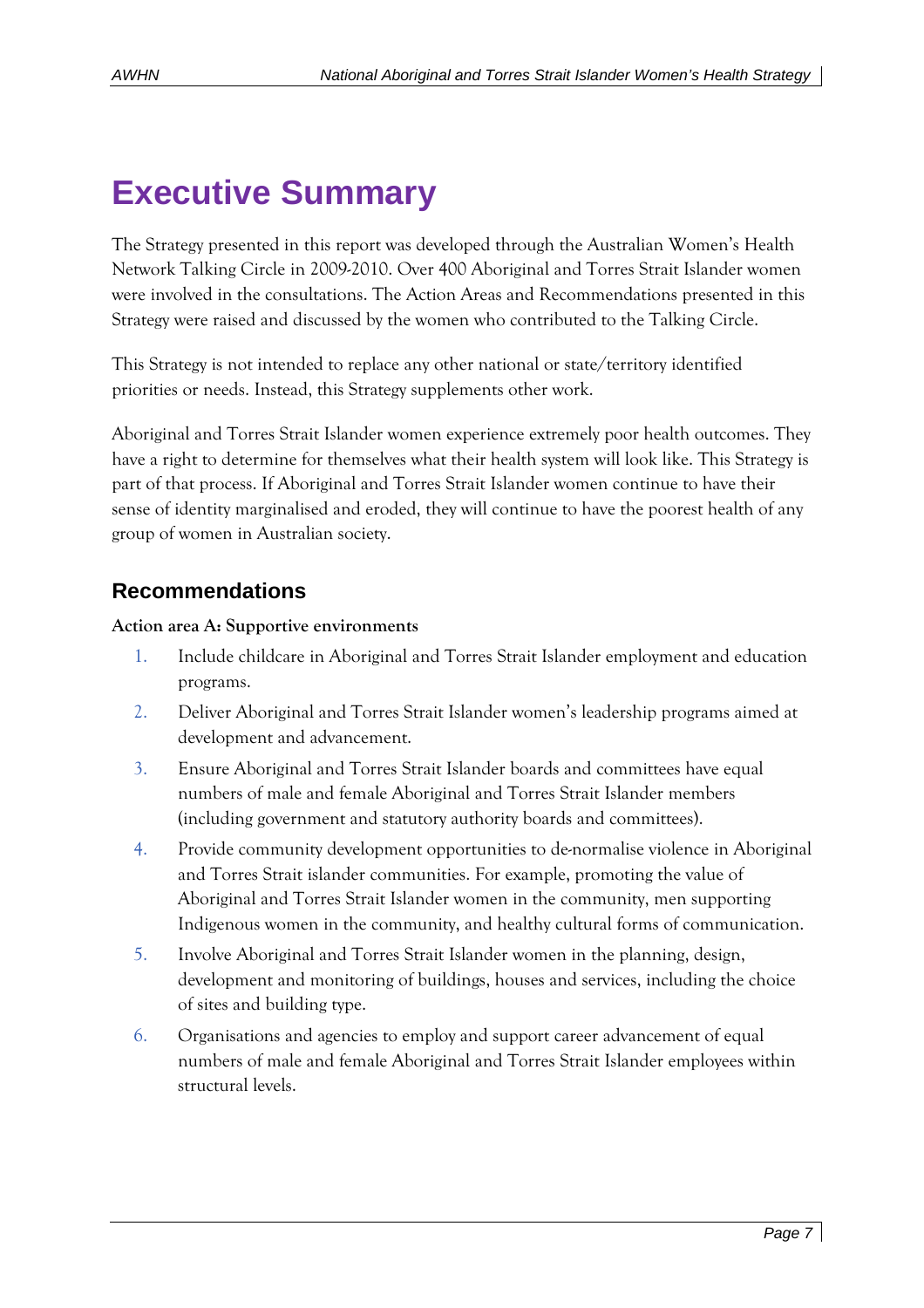# Executive Summary

The Strategy presented in this report was developed through the Australian Women's Health Network Talking Circle in 2009-2010. Over 400 Aboriginal and Torres Strait Islander women were involved in the consultations. The Action Areas and Recommendations presented in this Strategy were raised and discussed by the women who contributed to the Talking Circle.

This Strategy is not intended to replace any other national or state/territory identified priorities or needs. Instead, this Strategy supplements other work.

Aboriginal and Torres Strait Islander women experience extremely poor health outcomes. They have a right to determine for themselves what their health system will look like. This Strategy is part of that process. If Aboriginal and Torres Strait Islander women continue to have their sense of identity marginalised and eroded, they will continue to have the poorest health of any group of women in Australian society.

## Recommendations

**Action area A: Supportive environments**

1. Include childcare in Aboriginal and Torres Strait Islander employment and education programs.
2. Deliver Aboriginal and Torres Strait Islander women's leadership programs aimed at development and advancement.
3. Ensure Aboriginal and Torres Strait Islander boards and committees have equal numbers of male and female Aboriginal and Torres Strait Islander members (including government and statutory authority boards and committees).
4. Provide community development opportunities to de-normalise violence in Aboriginal and Torres Strait islander communities. For example, promoting the value of Aboriginal and Torres Strait Islander women in the community, men supporting Indigenous women in the community, and healthy cultural forms of communication.
5. Involve Aboriginal and Torres Strait Islander women in the planning, design, development and monitoring of buildings, houses and services, including the choice of sites and building type.
6. Organisations and agencies to employ and support career advancement of equal numbers of male and female Aboriginal and Torres Strait Islander employees within structural levels.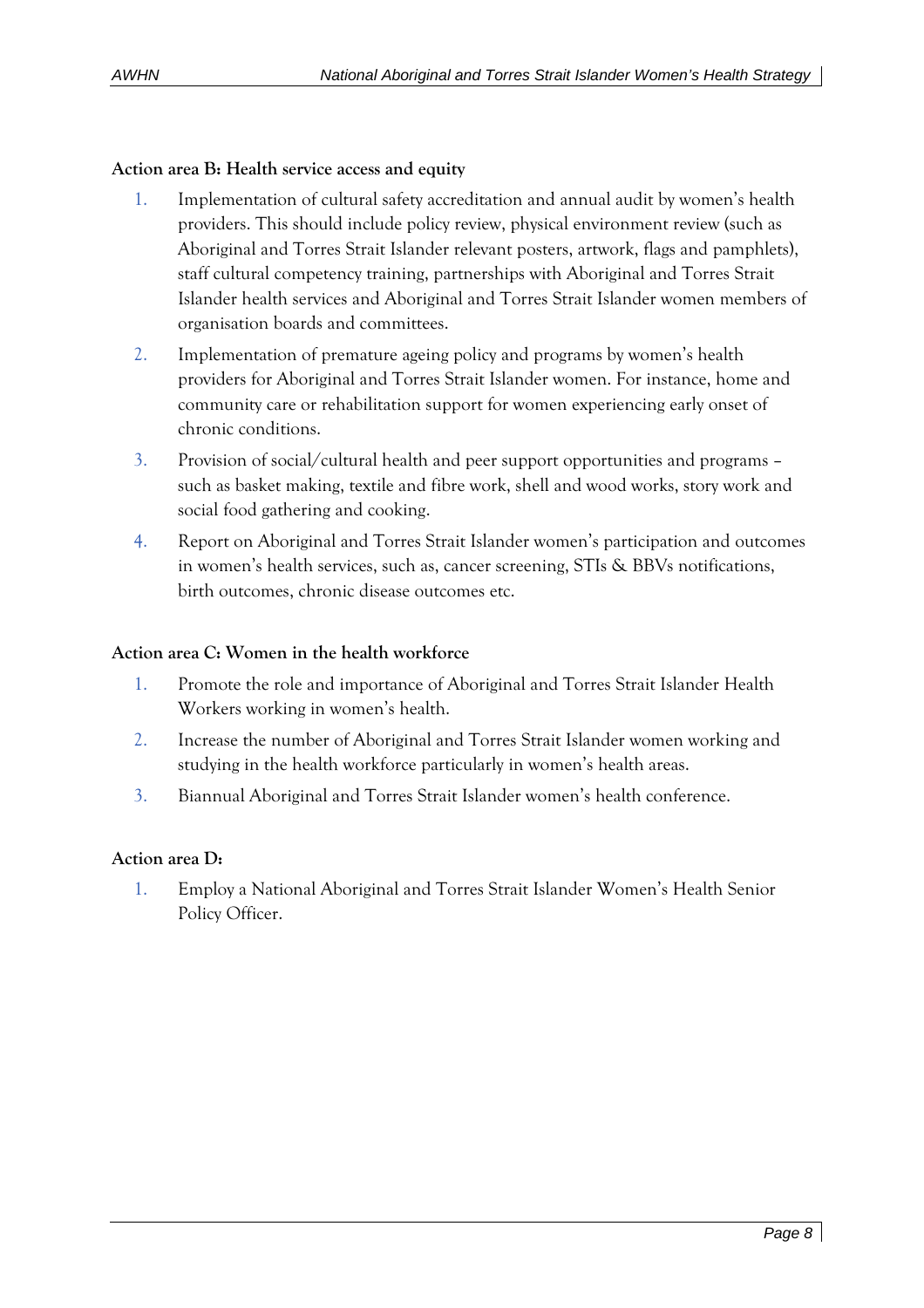**Action area B: Health service access and equity**

1. Implementation of cultural safety accreditation and annual audit by women's health providers. This should include policy review, physical environment review (such as Aboriginal and Torres Strait Islander relevant posters, artwork, flags and pamphlets), staff cultural competency training, partnerships with Aboriginal and Torres Strait Islander health services and Aboriginal and Torres Strait Islander women members of organisation boards and committees.
2. Implementation of premature ageing policy and programs by women's health providers for Aboriginal and Torres Strait Islander women. For instance, home and community care or rehabilitation support for women experiencing early onset of chronic conditions.
3. Provision of social/cultural health and peer support opportunities and programs – such as basket making, textile and fibre work, shell and wood works, story work and social food gathering and cooking.
4. Report on Aboriginal and Torres Strait Islander women's participation and outcomes in women's health services, such as, cancer screening, STIs & BBVs notifications, birth outcomes, chronic disease outcomes etc.

**Action area C: Women in the health workforce**

1. Promote the role and importance of Aboriginal and Torres Strait Islander Health Workers working in women's health.
2. Increase the number of Aboriginal and Torres Strait Islander women working and studying in the health workforce particularly in women's health areas.
3. Biannual Aboriginal and Torres Strait Islander women's health conference.

**Action area D:**

1. Employ a National Aboriginal and Torres Strait Islander Women's Health Senior Policy Officer.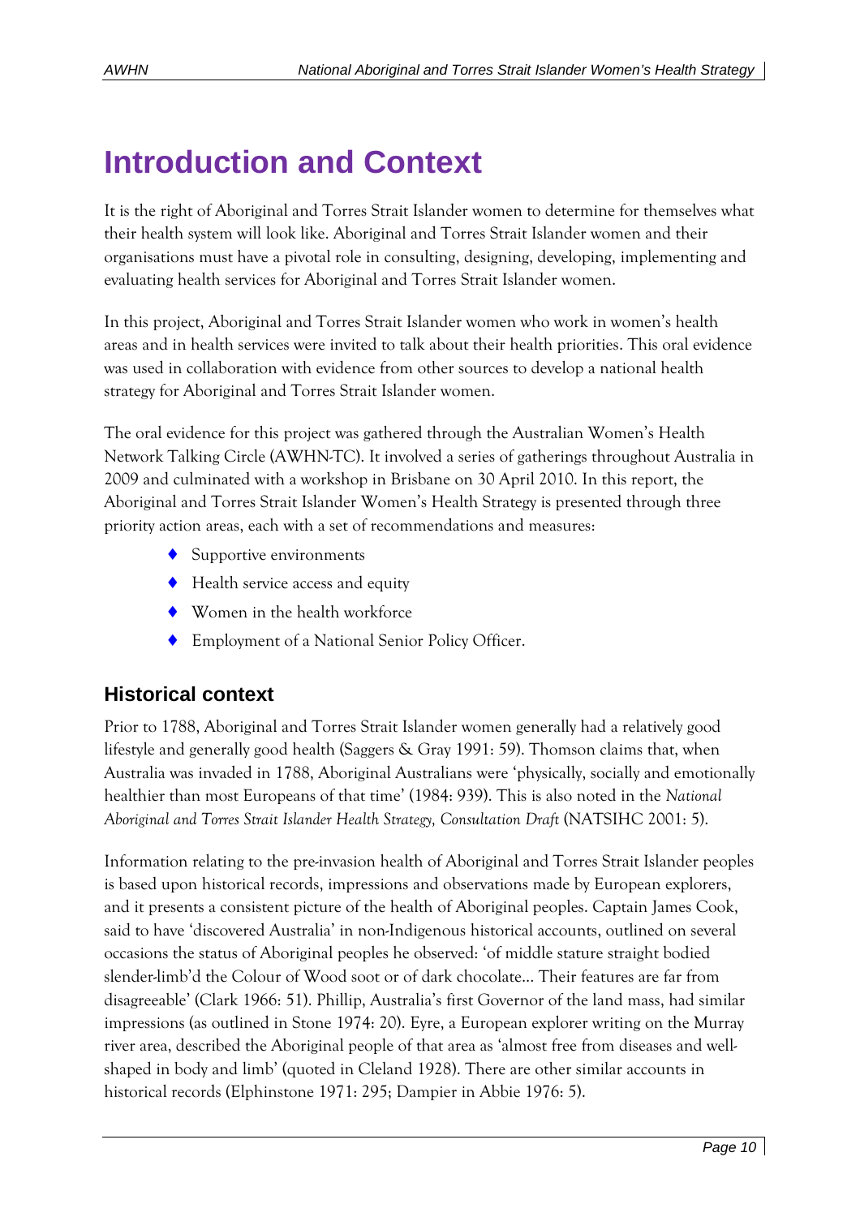# Introduction and Context

It is the right of Aboriginal and Torres Strait Islander women to determine for themselves what their health system will look like. Aboriginal and Torres Strait Islander women and their organisations must have a pivotal role in consulting, designing, developing, implementing and evaluating health services for Aboriginal and Torres Strait Islander women.

In this project, Aboriginal and Torres Strait Islander women who work in women's health areas and in health services were invited to talk about their health priorities. This oral evidence was used in collaboration with evidence from other sources to develop a national health strategy for Aboriginal and Torres Strait Islander women.

The oral evidence for this project was gathered through the Australian Women's Health Network Talking Circle (AWHN-TC). It involved a series of gatherings throughout Australia in 2009 and culminated with a workshop in Brisbane on 30 April 2010. In this report, the Aboriginal and Torres Strait Islander Women's Health Strategy is presented through three priority action areas, each with a set of recommendations and measures:

- Supportive environments
- Health service access and equity
- Women in the health workforce
- Employment of a National Senior Policy Officer.

## Historical context

Prior to 1788, Aboriginal and Torres Strait Islander women generally had a relatively good lifestyle and generally good health (Saggers & Gray 1991: 59). Thomson claims that, when Australia was invaded in 1788, Aboriginal Australians were 'physically, socially and emotionally healthier than most Europeans of that time' (1984: 939). This is also noted in the *National Aboriginal and Torres Strait Islander Health Strategy, Consultation Draft* (NATSIHC 2001: 5).

Information relating to the pre-invasion health of Aboriginal and Torres Strait Islander peoples is based upon historical records, impressions and observations made by European explorers, and it presents a consistent picture of the health of Aboriginal peoples. Captain James Cook, said to have 'discovered Australia' in non-Indigenous historical accounts, outlined on several occasions the status of Aboriginal peoples he observed: 'of middle stature straight bodied slender-limb'd the Colour of Wood soot or of dark chocolate… Their features are far from disagreeable' (Clark 1966: 51). Phillip, Australia's first Governor of the land mass, had similar impressions (as outlined in Stone 1974: 20). Eyre, a European explorer writing on the Murray river area, described the Aboriginal people of that area as 'almost free from diseases and well-shaped in body and limb' (quoted in Cleland 1928). There are other similar accounts in historical records (Elphinstone 1971: 295; Dampier in Abbie 1976: 5).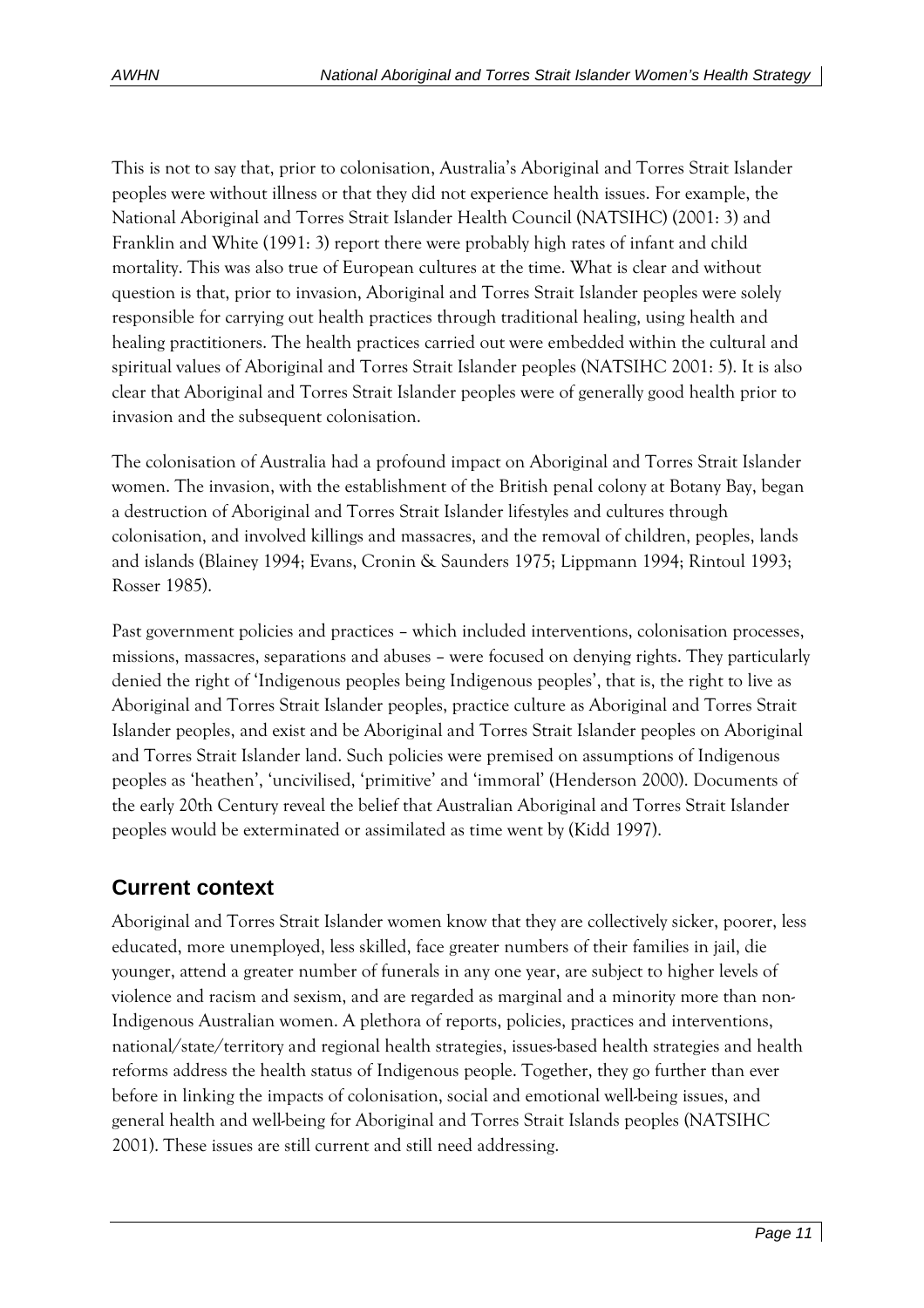This is not to say that, prior to colonisation, Australia's Aboriginal and Torres Strait Islander peoples were without illness or that they did not experience health issues. For example, the National Aboriginal and Torres Strait Islander Health Council (NATSIHC) (2001: 3) and Franklin and White (1991: 3) report there were probably high rates of infant and child mortality. This was also true of European cultures at the time. What is clear and without question is that, prior to invasion, Aboriginal and Torres Strait Islander peoples were solely responsible for carrying out health practices through traditional healing, using health and healing practitioners. The health practices carried out were embedded within the cultural and spiritual values of Aboriginal and Torres Strait Islander peoples (NATSIHC 2001: 5). It is also clear that Aboriginal and Torres Strait Islander peoples were of generally good health prior to invasion and the subsequent colonisation.

The colonisation of Australia had a profound impact on Aboriginal and Torres Strait Islander women. The invasion, with the establishment of the British penal colony at Botany Bay, began a destruction of Aboriginal and Torres Strait Islander lifestyles and cultures through colonisation, and involved killings and massacres, and the removal of children, peoples, lands and islands (Blainey 1994; Evans, Cronin & Saunders 1975; Lippmann 1994; Rintoul 1993; Rosser 1985).

Past government policies and practices – which included interventions, colonisation processes, missions, massacres, separations and abuses – were focused on denying rights. They particularly denied the right of 'Indigenous peoples being Indigenous peoples', that is, the right to live as Aboriginal and Torres Strait Islander peoples, practice culture as Aboriginal and Torres Strait Islander peoples, and exist and be Aboriginal and Torres Strait Islander peoples on Aboriginal and Torres Strait Islander land. Such policies were premised on assumptions of Indigenous peoples as 'heathen', 'uncivilised, 'primitive' and 'immoral' (Henderson 2000). Documents of the early 20th Century reveal the belief that Australian Aboriginal and Torres Strait Islander peoples would be exterminated or assimilated as time went by (Kidd 1997).

## Current context

Aboriginal and Torres Strait Islander women know that they are collectively sicker, poorer, less educated, more unemployed, less skilled, face greater numbers of their families in jail, die younger, attend a greater number of funerals in any one year, are subject to higher levels of violence and racism and sexism, and are regarded as marginal and a minority more than non-Indigenous Australian women. A plethora of reports, policies, practices and interventions, national/state/territory and regional health strategies, issues-based health strategies and health reforms address the health status of Indigenous people. Together, they go further than ever before in linking the impacts of colonisation, social and emotional well-being issues, and general health and well-being for Aboriginal and Torres Strait Islands peoples (NATSIHC 2001). These issues are still current and still need addressing.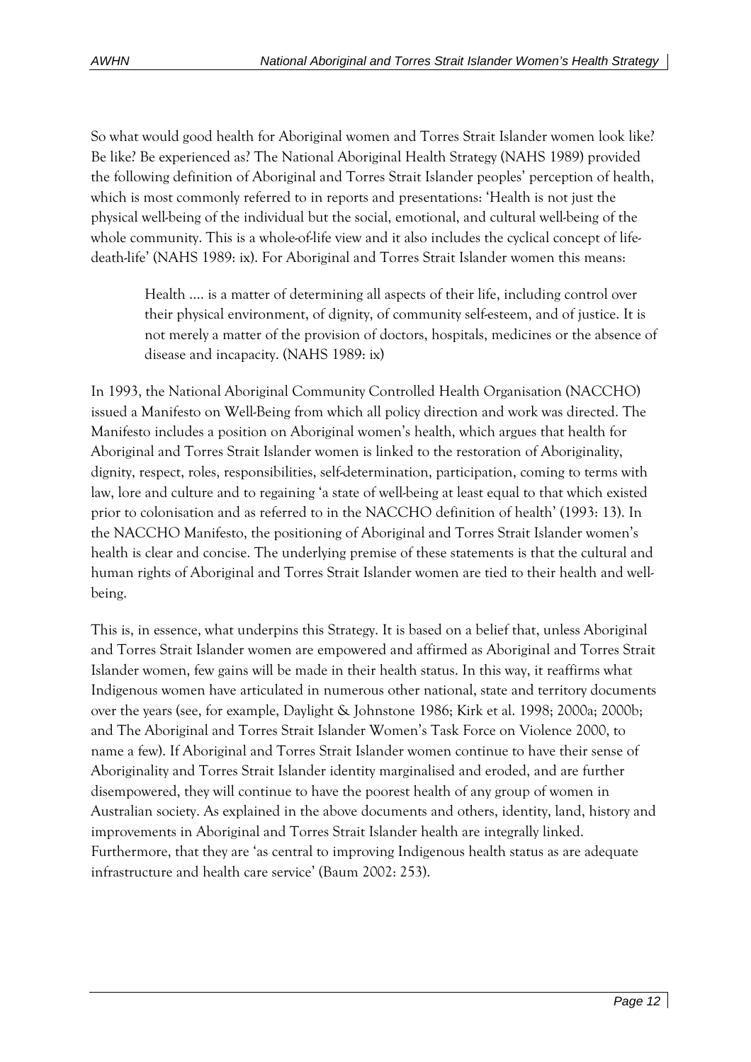So what would good health for Aboriginal women and Torres Strait Islander women look like? Be like? Be experienced as? The National Aboriginal Health Strategy (NAHS 1989) provided the following definition of Aboriginal and Torres Strait Islander peoples' perception of health, which is most commonly referred to in reports and presentations: 'Health is not just the physical well-being of the individual but the social, emotional, and cultural well-being of the whole community. This is a whole-of-life view and it also includes the cyclical concept of life-death-life' (NAHS 1989: ix). For Aboriginal and Torres Strait Islander women this means:

> Health …. is a matter of determining all aspects of their life, including control over their physical environment, of dignity, of community self-esteem, and of justice. It is not merely a matter of the provision of doctors, hospitals, medicines or the absence of disease and incapacity. (NAHS 1989: ix)

In 1993, the National Aboriginal Community Controlled Health Organisation (NACCHO) issued a Manifesto on Well-Being from which all policy direction and work was directed. The Manifesto includes a position on Aboriginal women's health, which argues that health for Aboriginal and Torres Strait Islander women is linked to the restoration of Aboriginality, dignity, respect, roles, responsibilities, self-determination, participation, coming to terms with law, lore and culture and to regaining 'a state of well-being at least equal to that which existed prior to colonisation and as referred to in the NACCHO definition of health' (1993: 13). In the NACCHO Manifesto, the positioning of Aboriginal and Torres Strait Islander women's health is clear and concise. The underlying premise of these statements is that the cultural and human rights of Aboriginal and Torres Strait Islander women are tied to their health and well-being.

This is, in essence, what underpins this Strategy. It is based on a belief that, unless Aboriginal and Torres Strait Islander women are empowered and affirmed as Aboriginal and Torres Strait Islander women, few gains will be made in their health status. In this way, it reaffirms what Indigenous women have articulated in numerous other national, state and territory documents over the years (see, for example, Daylight & Johnstone 1986; Kirk et al. 1998; 2000a; 2000b; and The Aboriginal and Torres Strait Islander Women's Task Force on Violence 2000, to name a few). If Aboriginal and Torres Strait Islander women continue to have their sense of Aboriginality and Torres Strait Islander identity marginalised and eroded, and are further disempowered, they will continue to have the poorest health of any group of women in Australian society. As explained in the above documents and others, identity, land, history and improvements in Aboriginal and Torres Strait Islander health are integrally linked. Furthermore, that they are 'as central to improving Indigenous health status as are adequate infrastructure and health care service' (Baum 2002: 253).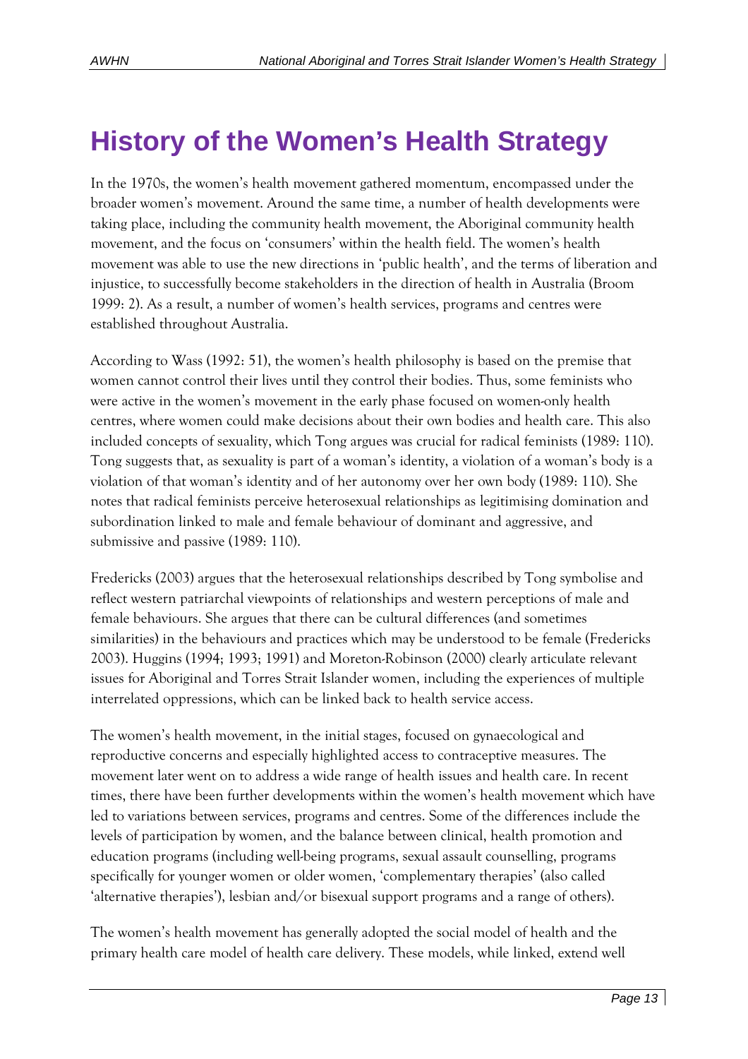# History of the Women's Health Strategy

In the 1970s, the women's health movement gathered momentum, encompassed under the broader women's movement. Around the same time, a number of health developments were taking place, including the community health movement, the Aboriginal community health movement, and the focus on 'consumers' within the health field. The women's health movement was able to use the new directions in 'public health', and the terms of liberation and injustice, to successfully become stakeholders in the direction of health in Australia (Broom 1999: 2). As a result, a number of women's health services, programs and centres were established throughout Australia.

According to Wass (1992: 51), the women's health philosophy is based on the premise that women cannot control their lives until they control their bodies. Thus, some feminists who were active in the women's movement in the early phase focused on women-only health centres, where women could make decisions about their own bodies and health care. This also included concepts of sexuality, which Tong argues was crucial for radical feminists (1989: 110). Tong suggests that, as sexuality is part of a woman's identity, a violation of a woman's body is a violation of that woman's identity and of her autonomy over her own body (1989: 110). She notes that radical feminists perceive heterosexual relationships as legitimising domination and subordination linked to male and female behaviour of dominant and aggressive, and submissive and passive (1989: 110).

Fredericks (2003) argues that the heterosexual relationships described by Tong symbolise and reflect western patriarchal viewpoints of relationships and western perceptions of male and female behaviours. She argues that there can be cultural differences (and sometimes similarities) in the behaviours and practices which may be understood to be female (Fredericks 2003). Huggins (1994; 1993; 1991) and Moreton-Robinson (2000) clearly articulate relevant issues for Aboriginal and Torres Strait Islander women, including the experiences of multiple interrelated oppressions, which can be linked back to health service access.

The women's health movement, in the initial stages, focused on gynaecological and reproductive concerns and especially highlighted access to contraceptive measures. The movement later went on to address a wide range of health issues and health care. In recent times, there have been further developments within the women's health movement which have led to variations between services, programs and centres. Some of the differences include the levels of participation by women, and the balance between clinical, health promotion and education programs (including well-being programs, sexual assault counselling, programs specifically for younger women or older women, 'complementary therapies' (also called 'alternative therapies'), lesbian and/or bisexual support programs and a range of others).

The women's health movement has generally adopted the social model of health and the primary health care model of health care delivery. These models, while linked, extend well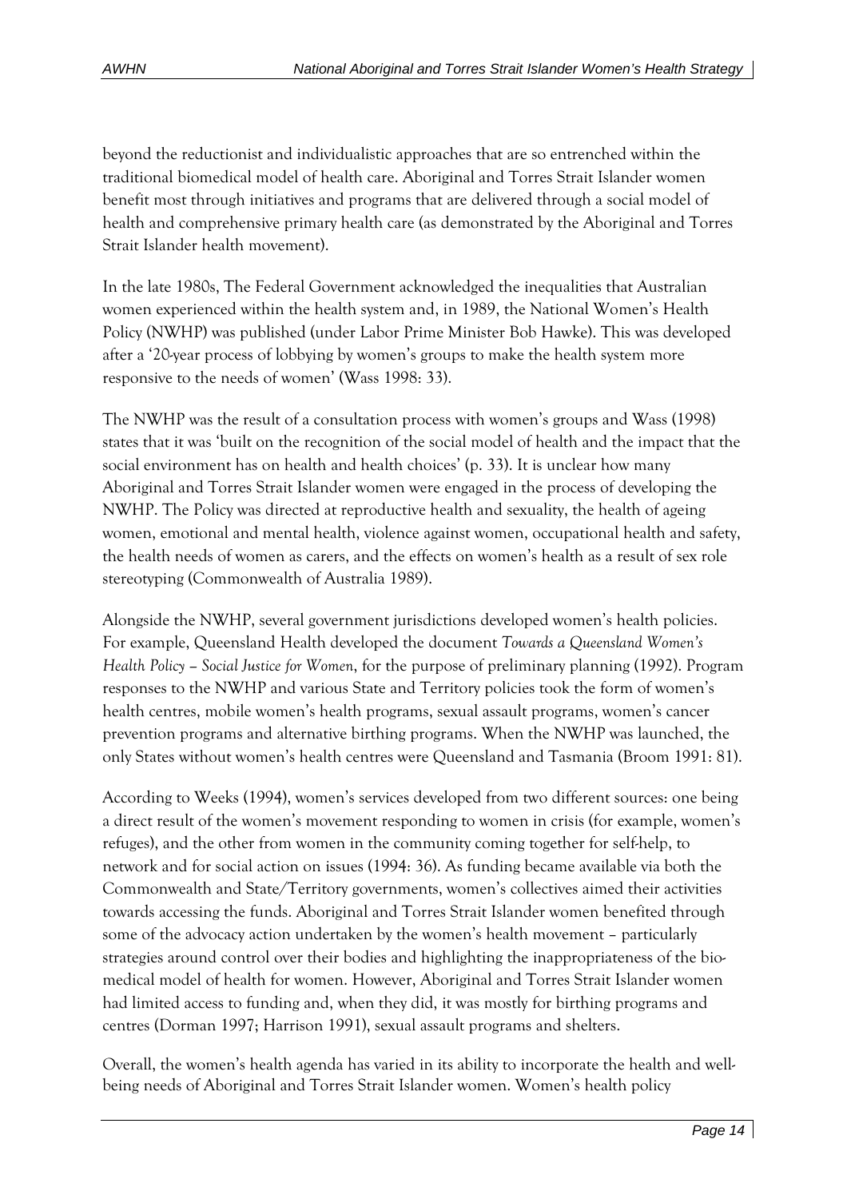beyond the reductionist and individualistic approaches that are so entrenched within the traditional biomedical model of health care. Aboriginal and Torres Strait Islander women benefit most through initiatives and programs that are delivered through a social model of health and comprehensive primary health care (as demonstrated by the Aboriginal and Torres Strait Islander health movement).

In the late 1980s, The Federal Government acknowledged the inequalities that Australian women experienced within the health system and, in 1989, the National Women's Health Policy (NWHP) was published (under Labor Prime Minister Bob Hawke). This was developed after a '20-year process of lobbying by women's groups to make the health system more responsive to the needs of women' (Wass 1998: 33).

The NWHP was the result of a consultation process with women's groups and Wass (1998) states that it was 'built on the recognition of the social model of health and the impact that the social environment has on health and health choices' (p. 33). It is unclear how many Aboriginal and Torres Strait Islander women were engaged in the process of developing the NWHP. The Policy was directed at reproductive health and sexuality, the health of ageing women, emotional and mental health, violence against women, occupational health and safety, the health needs of women as carers, and the effects on women's health as a result of sex role stereotyping (Commonwealth of Australia 1989).

Alongside the NWHP, several government jurisdictions developed women's health policies. For example, Queensland Health developed the document *Towards a Queensland Women's Health Policy – Social Justice for Women*, for the purpose of preliminary planning (1992). Program responses to the NWHP and various State and Territory policies took the form of women's health centres, mobile women's health programs, sexual assault programs, women's cancer prevention programs and alternative birthing programs. When the NWHP was launched, the only States without women's health centres were Queensland and Tasmania (Broom 1991: 81).

According to Weeks (1994), women's services developed from two different sources: one being a direct result of the women's movement responding to women in crisis (for example, women's refuges), and the other from women in the community coming together for self-help, to network and for social action on issues (1994: 36). As funding became available via both the Commonwealth and State/Territory governments, women's collectives aimed their activities towards accessing the funds. Aboriginal and Torres Strait Islander women benefited through some of the advocacy action undertaken by the women's health movement – particularly strategies around control over their bodies and highlighting the inappropriateness of the bio-medical model of health for women. However, Aboriginal and Torres Strait Islander women had limited access to funding and, when they did, it was mostly for birthing programs and centres (Dorman 1997; Harrison 1991), sexual assault programs and shelters.

Overall, the women's health agenda has varied in its ability to incorporate the health and well-being needs of Aboriginal and Torres Strait Islander women. Women's health policy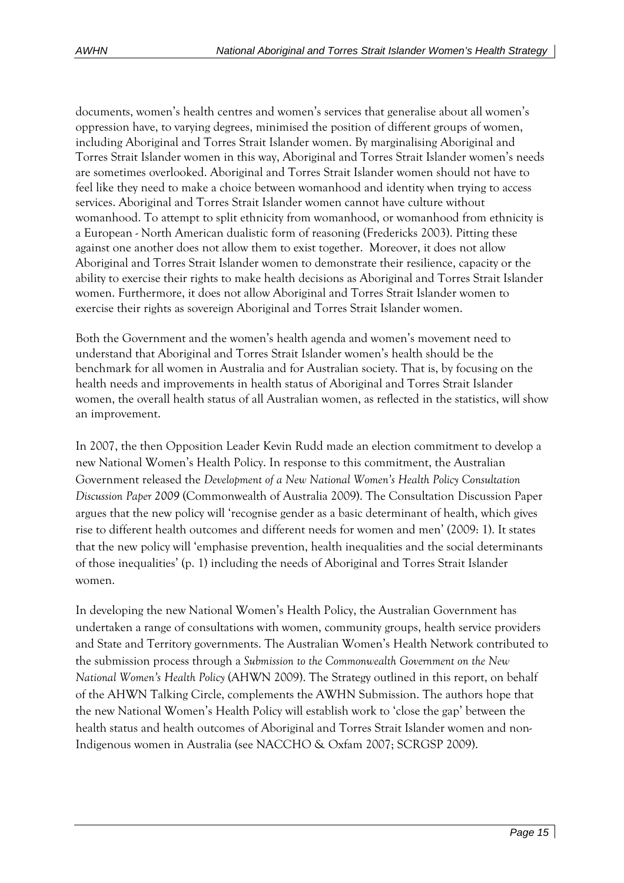documents, women's health centres and women's services that generalise about all women's oppression have, to varying degrees, minimised the position of different groups of women, including Aboriginal and Torres Strait Islander women. By marginalising Aboriginal and Torres Strait Islander women in this way, Aboriginal and Torres Strait Islander women's needs are sometimes overlooked. Aboriginal and Torres Strait Islander women should not have to feel like they need to make a choice between womanhood and identity when trying to access services. Aboriginal and Torres Strait Islander women cannot have culture without womanhood. To attempt to split ethnicity from womanhood, or womanhood from ethnicity is a European - North American dualistic form of reasoning (Fredericks 2003). Pitting these against one another does not allow them to exist together. Moreover, it does not allow Aboriginal and Torres Strait Islander women to demonstrate their resilience, capacity or the ability to exercise their rights to make health decisions as Aboriginal and Torres Strait Islander women. Furthermore, it does not allow Aboriginal and Torres Strait Islander women to exercise their rights as sovereign Aboriginal and Torres Strait Islander women.

Both the Government and the women's health agenda and women's movement need to understand that Aboriginal and Torres Strait Islander women's health should be the benchmark for all women in Australia and for Australian society. That is, by focusing on the health needs and improvements in health status of Aboriginal and Torres Strait Islander women, the overall health status of all Australian women, as reflected in the statistics, will show an improvement.

In 2007, the then Opposition Leader Kevin Rudd made an election commitment to develop a new National Women's Health Policy. In response to this commitment, the Australian Government released the *Development of a New National Women's Health Policy Consultation Discussion Paper 2009* (Commonwealth of Australia 2009). The Consultation Discussion Paper argues that the new policy will 'recognise gender as a basic determinant of health, which gives rise to different health outcomes and different needs for women and men' (2009: 1). It states that the new policy will 'emphasise prevention, health inequalities and the social determinants of those inequalities' (p. 1) including the needs of Aboriginal and Torres Strait Islander women.

In developing the new National Women's Health Policy, the Australian Government has undertaken a range of consultations with women, community groups, health service providers and State and Territory governments. The Australian Women's Health Network contributed to the submission process through a *Submission to the Commonwealth Government on the New National Women's Health Policy* (AHWN 2009). The Strategy outlined in this report, on behalf of the AHWN Talking Circle, complements the AWHN Submission. The authors hope that the new National Women's Health Policy will establish work to 'close the gap' between the health status and health outcomes of Aboriginal and Torres Strait Islander women and non-Indigenous women in Australia (see NACCHO & Oxfam 2007; SCRGSP 2009).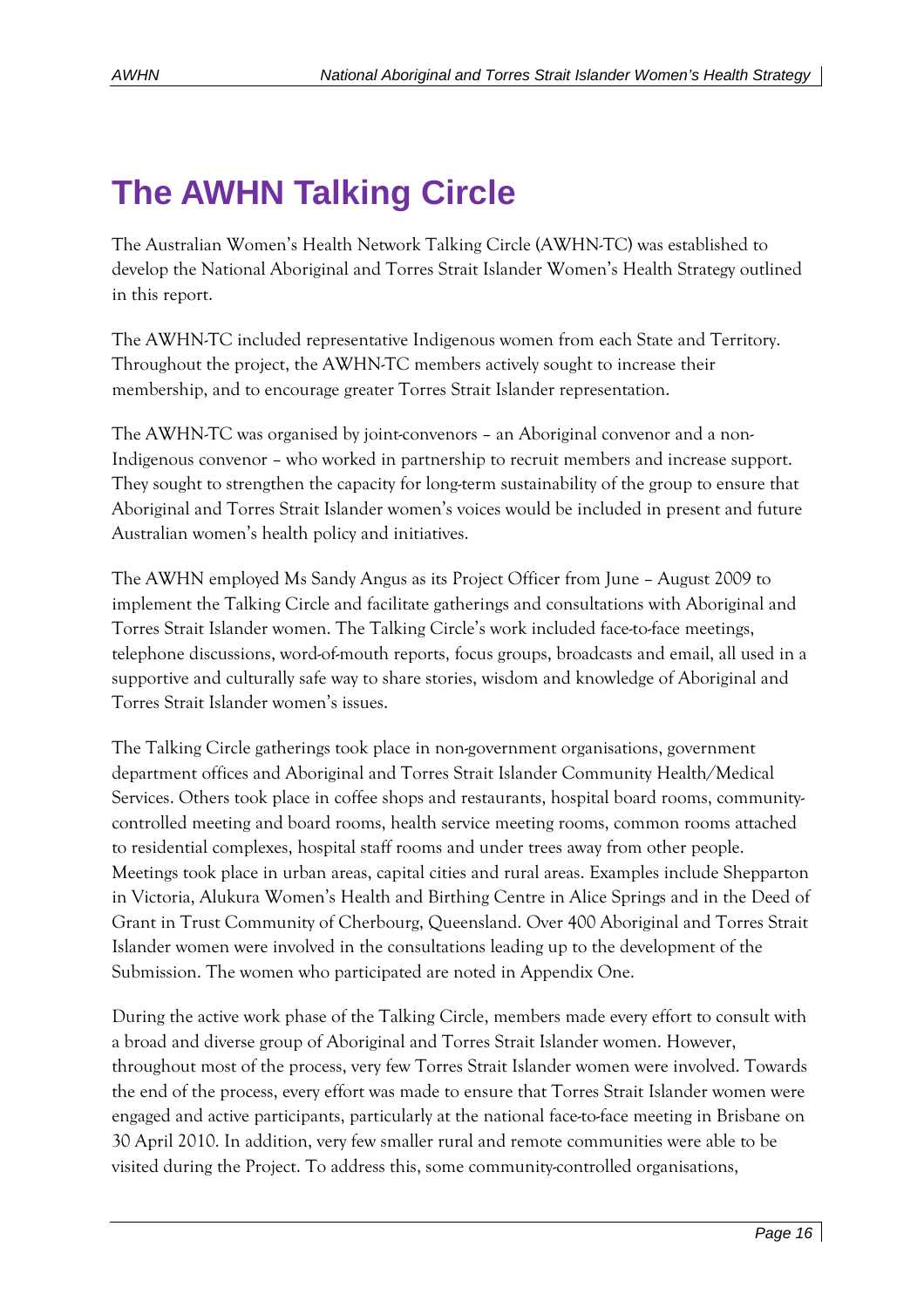# The AWHN Talking Circle

The Australian Women's Health Network Talking Circle (AWHN-TC) was established to develop the National Aboriginal and Torres Strait Islander Women's Health Strategy outlined in this report.

The AWHN-TC included representative Indigenous women from each State and Territory. Throughout the project, the AWHN-TC members actively sought to increase their membership, and to encourage greater Torres Strait Islander representation.

The AWHN-TC was organised by joint-convenors – an Aboriginal convenor and a non-Indigenous convenor – who worked in partnership to recruit members and increase support. They sought to strengthen the capacity for long-term sustainability of the group to ensure that Aboriginal and Torres Strait Islander women's voices would be included in present and future Australian women's health policy and initiatives.

The AWHN employed Ms Sandy Angus as its Project Officer from June – August 2009 to implement the Talking Circle and facilitate gatherings and consultations with Aboriginal and Torres Strait Islander women. The Talking Circle's work included face-to-face meetings, telephone discussions, word-of-mouth reports, focus groups, broadcasts and email, all used in a supportive and culturally safe way to share stories, wisdom and knowledge of Aboriginal and Torres Strait Islander women's issues.

The Talking Circle gatherings took place in non-government organisations, government department offices and Aboriginal and Torres Strait Islander Community Health/Medical Services. Others took place in coffee shops and restaurants, hospital board rooms, community-controlled meeting and board rooms, health service meeting rooms, common rooms attached to residential complexes, hospital staff rooms and under trees away from other people. Meetings took place in urban areas, capital cities and rural areas. Examples include Shepparton in Victoria, Alukura Women's Health and Birthing Centre in Alice Springs and in the Deed of Grant in Trust Community of Cherbourg, Queensland. Over 400 Aboriginal and Torres Strait Islander women were involved in the consultations leading up to the development of the Submission. The women who participated are noted in Appendix One.

During the active work phase of the Talking Circle, members made every effort to consult with a broad and diverse group of Aboriginal and Torres Strait Islander women. However, throughout most of the process, very few Torres Strait Islander women were involved. Towards the end of the process, every effort was made to ensure that Torres Strait Islander women were engaged and active participants, particularly at the national face-to-face meeting in Brisbane on 30 April 2010. In addition, very few smaller rural and remote communities were able to be visited during the Project. To address this, some community-controlled organisations,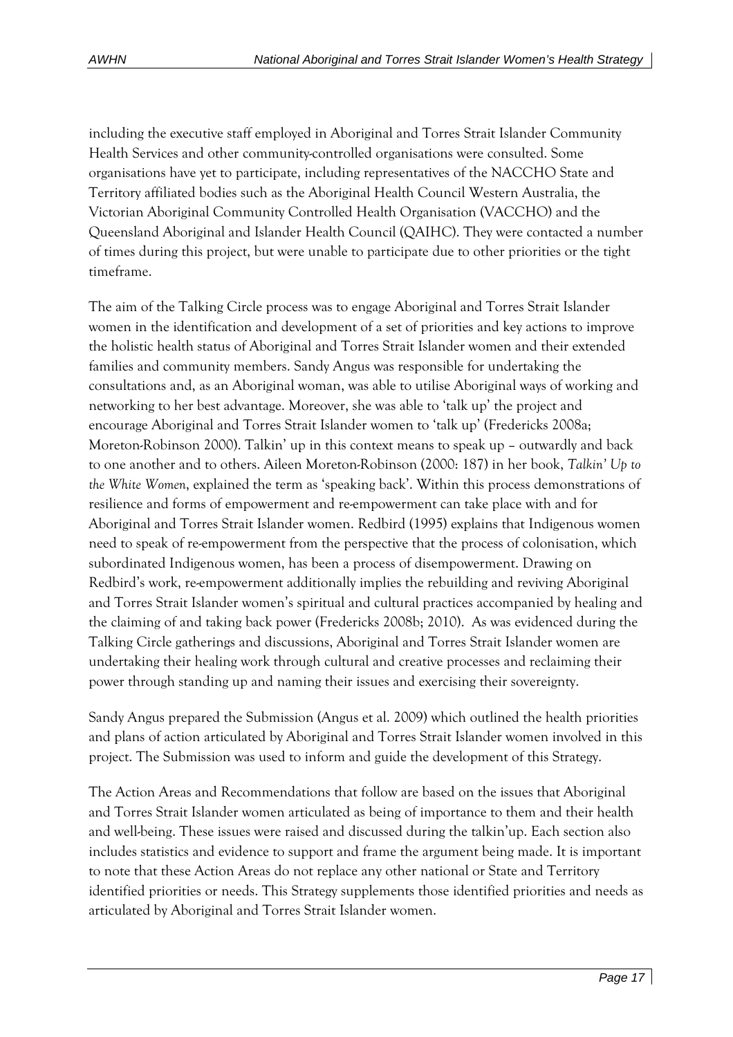including the executive staff employed in Aboriginal and Torres Strait Islander Community Health Services and other community-controlled organisations were consulted. Some organisations have yet to participate, including representatives of the NACCHO State and Territory affiliated bodies such as the Aboriginal Health Council Western Australia, the Victorian Aboriginal Community Controlled Health Organisation (VACCHO) and the Queensland Aboriginal and Islander Health Council (QAIHC). They were contacted a number of times during this project, but were unable to participate due to other priorities or the tight timeframe.

The aim of the Talking Circle process was to engage Aboriginal and Torres Strait Islander women in the identification and development of a set of priorities and key actions to improve the holistic health status of Aboriginal and Torres Strait Islander women and their extended families and community members. Sandy Angus was responsible for undertaking the consultations and, as an Aboriginal woman, was able to utilise Aboriginal ways of working and networking to her best advantage. Moreover, she was able to 'talk up' the project and encourage Aboriginal and Torres Strait Islander women to 'talk up' (Fredericks 2008a; Moreton-Robinson 2000). Talkin' up in this context means to speak up – outwardly and back to one another and to others. Aileen Moreton-Robinson (2000: 187) in her book, *Talkin' Up to the White Women*, explained the term as 'speaking back'. Within this process demonstrations of resilience and forms of empowerment and re-empowerment can take place with and for Aboriginal and Torres Strait Islander women. Redbird (1995) explains that Indigenous women need to speak of re-empowerment from the perspective that the process of colonisation, which subordinated Indigenous women, has been a process of disempowerment. Drawing on Redbird's work, re-empowerment additionally implies the rebuilding and reviving Aboriginal and Torres Strait Islander women's spiritual and cultural practices accompanied by healing and the claiming of and taking back power (Fredericks 2008b; 2010). As was evidenced during the Talking Circle gatherings and discussions, Aboriginal and Torres Strait Islander women are undertaking their healing work through cultural and creative processes and reclaiming their power through standing up and naming their issues and exercising their sovereignty.

Sandy Angus prepared the Submission (Angus et al. 2009) which outlined the health priorities and plans of action articulated by Aboriginal and Torres Strait Islander women involved in this project. The Submission was used to inform and guide the development of this Strategy.

The Action Areas and Recommendations that follow are based on the issues that Aboriginal and Torres Strait Islander women articulated as being of importance to them and their health and well-being. These issues were raised and discussed during the talkin'up. Each section also includes statistics and evidence to support and frame the argument being made. It is important to note that these Action Areas do not replace any other national or State and Territory identified priorities or needs. This Strategy supplements those identified priorities and needs as articulated by Aboriginal and Torres Strait Islander women.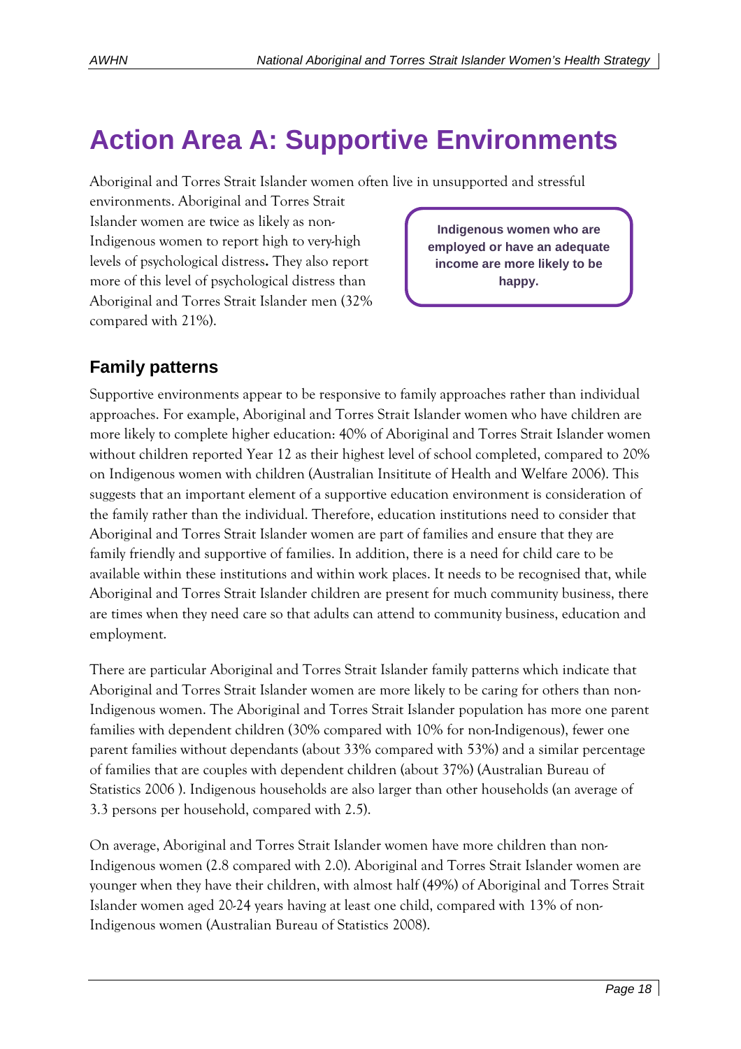# Action Area A: Supportive Environments

Aboriginal and Torres Strait Islander women often live in unsupported and stressful environments. Aboriginal and Torres Strait Islander women are twice as likely as non-Indigenous women to report high to very-high levels of psychological distress**.** They also report more of this level of psychological distress than Aboriginal and Torres Strait Islander men (32% compared with 21%).

**Indigenous women who are employed or have an adequate income are more likely to be happy.**

## Family patterns

Supportive environments appear to be responsive to family approaches rather than individual approaches. For example, Aboriginal and Torres Strait Islander women who have children are more likely to complete higher education: 40% of Aboriginal and Torres Strait Islander women without children reported Year 12 as their highest level of school completed, compared to 20% on Indigenous women with children (Australian Insititute of Health and Welfare 2006). This suggests that an important element of a supportive education environment is consideration of the family rather than the individual. Therefore, education institutions need to consider that Aboriginal and Torres Strait Islander women are part of families and ensure that they are family friendly and supportive of families. In addition, there is a need for child care to be available within these institutions and within work places. It needs to be recognised that, while Aboriginal and Torres Strait Islander children are present for much community business, there are times when they need care so that adults can attend to community business, education and employment.

There are particular Aboriginal and Torres Strait Islander family patterns which indicate that Aboriginal and Torres Strait Islander women are more likely to be caring for others than non-Indigenous women. The Aboriginal and Torres Strait Islander population has more one parent families with dependent children (30% compared with 10% for non-Indigenous), fewer one parent families without dependants (about 33% compared with 53%) and a similar percentage of families that are couples with dependent children (about 37%) (Australian Bureau of Statistics 2006 ). Indigenous households are also larger than other households (an average of 3.3 persons per household, compared with 2.5).

On average, Aboriginal and Torres Strait Islander women have more children than non-Indigenous women (2.8 compared with 2.0). Aboriginal and Torres Strait Islander women are younger when they have their children, with almost half (49%) of Aboriginal and Torres Strait Islander women aged 20-24 years having at least one child, compared with 13% of non-Indigenous women (Australian Bureau of Statistics 2008).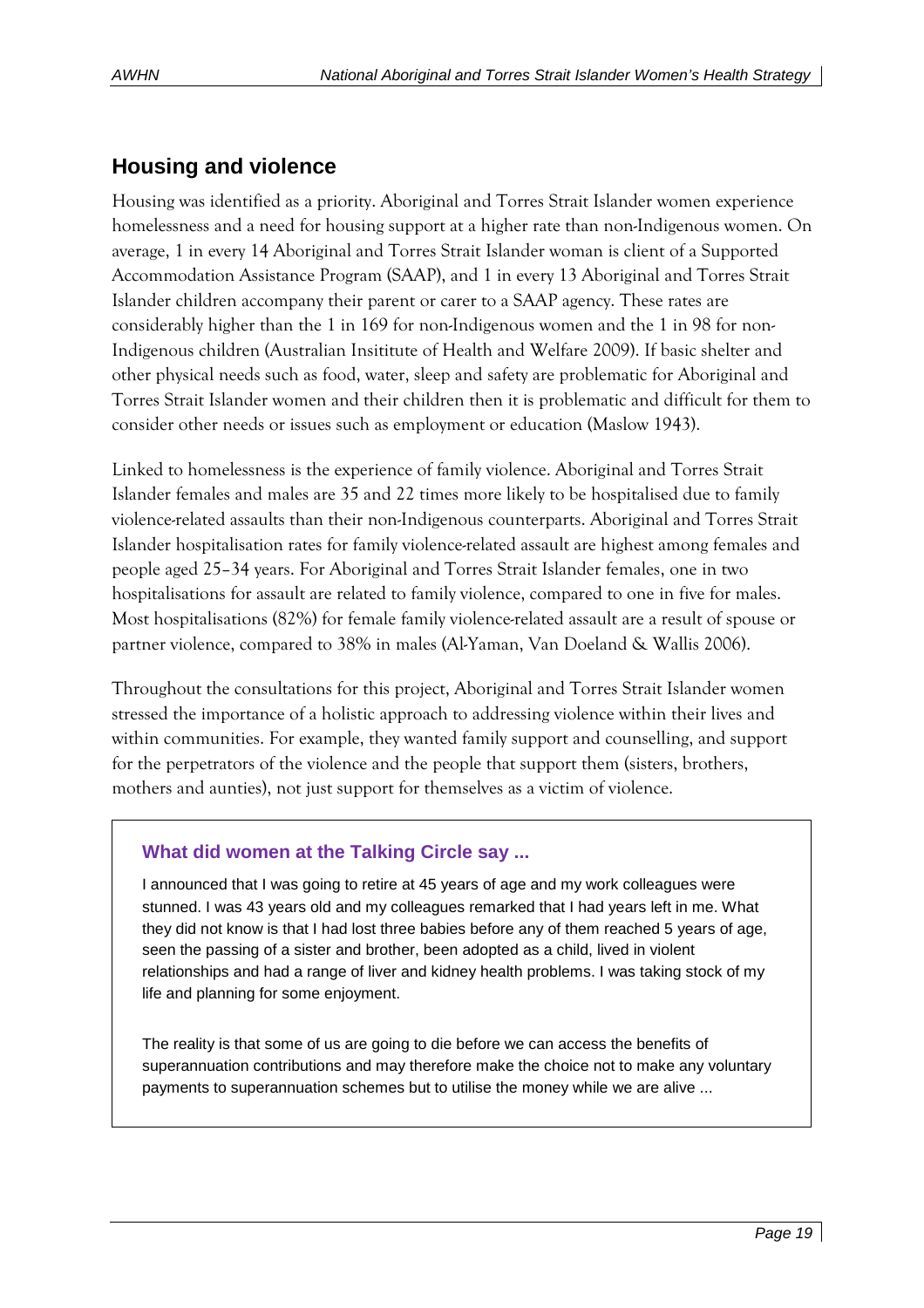## Housing and violence

Housing was identified as a priority. Aboriginal and Torres Strait Islander women experience homelessness and a need for housing support at a higher rate than non-Indigenous women. On average, 1 in every 14 Aboriginal and Torres Strait Islander woman is client of a Supported Accommodation Assistance Program (SAAP), and 1 in every 13 Aboriginal and Torres Strait Islander children accompany their parent or carer to a SAAP agency. These rates are considerably higher than the 1 in 169 for non-Indigenous women and the 1 in 98 for non-Indigenous children (Australian Insititute of Health and Welfare 2009). If basic shelter and other physical needs such as food, water, sleep and safety are problematic for Aboriginal and Torres Strait Islander women and their children then it is problematic and difficult for them to consider other needs or issues such as employment or education (Maslow 1943).

Linked to homelessness is the experience of family violence. Aboriginal and Torres Strait Islander females and males are 35 and 22 times more likely to be hospitalised due to family violence-related assaults than their non-Indigenous counterparts. Aboriginal and Torres Strait Islander hospitalisation rates for family violence-related assault are highest among females and people aged 25–34 years. For Aboriginal and Torres Strait Islander females, one in two hospitalisations for assault are related to family violence, compared to one in five for males. Most hospitalisations (82%) for female family violence-related assault are a result of spouse or partner violence, compared to 38% in males (Al-Yaman, Van Doeland & Wallis 2006).

Throughout the consultations for this project, Aboriginal and Torres Strait Islander women stressed the importance of a holistic approach to addressing violence within their lives and within communities. For example, they wanted family support and counselling, and support for the perpetrators of the violence and the people that support them (sisters, brothers, mothers and aunties), not just support for themselves as a victim of violence.

### What did women at the Talking Circle say ...

I announced that I was going to retire at 45 years of age and my work colleagues were stunned. I was 43 years old and my colleagues remarked that I had years left in me. What they did not know is that I had lost three babies before any of them reached 5 years of age, seen the passing of a sister and brother, been adopted as a child, lived in violent relationships and had a range of liver and kidney health problems. I was taking stock of my life and planning for some enjoyment.

The reality is that some of us are going to die before we can access the benefits of superannuation contributions and may therefore make the choice not to make any voluntary payments to superannuation schemes but to utilise the money while we are alive ...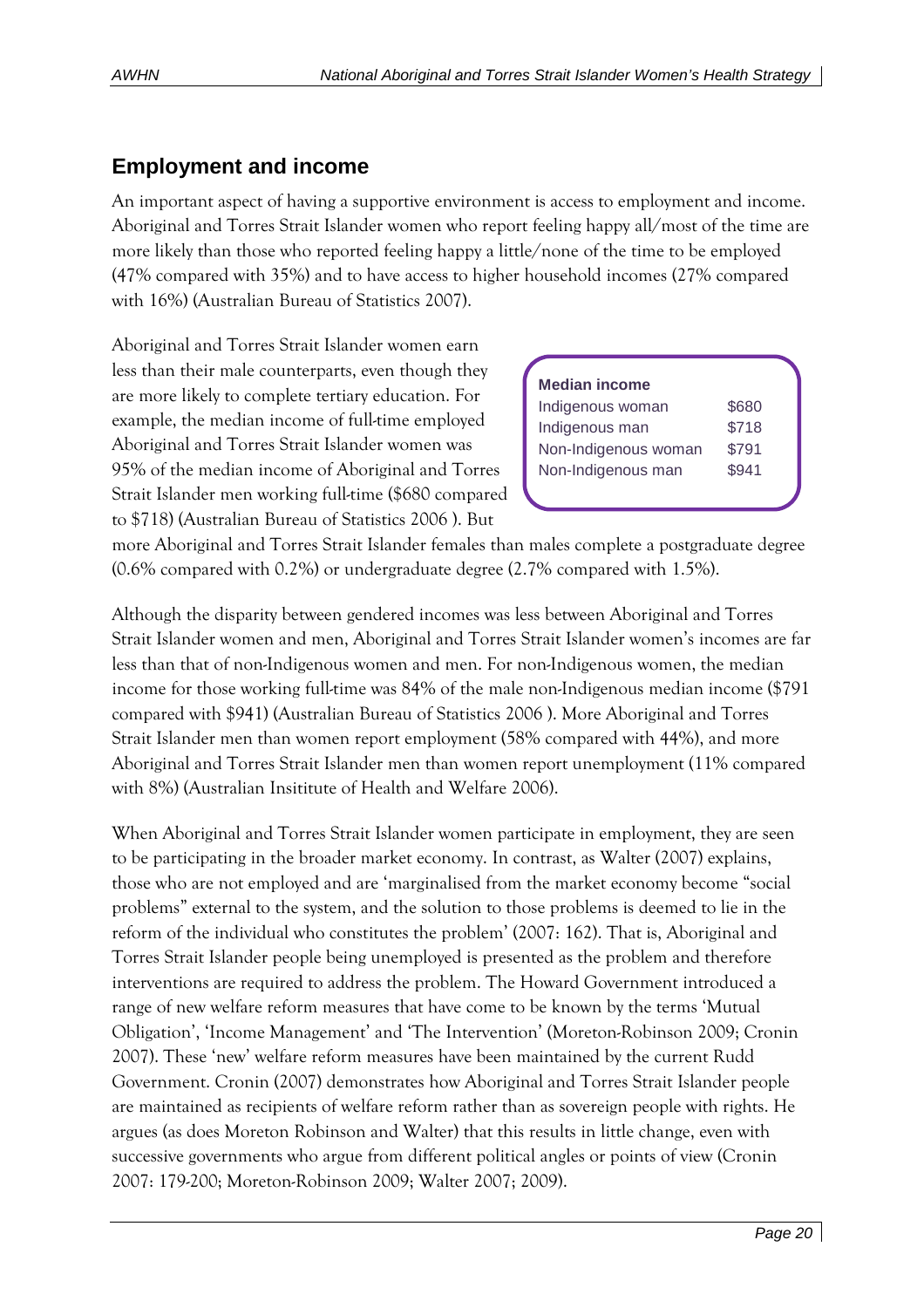## Employment and income

An important aspect of having a supportive environment is access to employment and income. Aboriginal and Torres Strait Islander women who report feeling happy all/most of the time are more likely than those who reported feeling happy a little/none of the time to be employed (47% compared with 35%) and to have access to higher household incomes (27% compared with 16%) (Australian Bureau of Statistics 2007).

Aboriginal and Torres Strait Islander women earn less than their male counterparts, even though they are more likely to complete tertiary education. For example, the median income of full-time employed Aboriginal and Torres Strait Islander women was 95% of the median income of Aboriginal and Torres Strait Islander men working full-time ($680 compared to $718) (Australian Bureau of Statistics 2006 ). But more Aboriginal and Torres Strait Islander females than males complete a postgraduate degree (0.6% compared with 0.2%) or undergraduate degree (2.7% compared with 1.5%).

| **Median income** | |
|---|---|
| Indigenous woman | $680 |
| Indigenous man | $718 |
| Non-Indigenous woman | $791 |
| Non-Indigenous man | $941 |

Although the disparity between gendered incomes was less between Aboriginal and Torres Strait Islander women and men, Aboriginal and Torres Strait Islander women's incomes are far less than that of non-Indigenous women and men. For non-Indigenous women, the median income for those working full-time was 84% of the male non-Indigenous median income ($791 compared with $941) (Australian Bureau of Statistics 2006 ). More Aboriginal and Torres Strait Islander men than women report employment (58% compared with 44%), and more Aboriginal and Torres Strait Islander men than women report unemployment (11% compared with 8%) (Australian Insititute of Health and Welfare 2006).

When Aboriginal and Torres Strait Islander women participate in employment, they are seen to be participating in the broader market economy. In contrast, as Walter (2007) explains, those who are not employed and are 'marginalised from the market economy become "social problems" external to the system, and the solution to those problems is deemed to lie in the reform of the individual who constitutes the problem' (2007: 162). That is, Aboriginal and Torres Strait Islander people being unemployed is presented as the problem and therefore interventions are required to address the problem. The Howard Government introduced a range of new welfare reform measures that have come to be known by the terms 'Mutual Obligation', 'Income Management' and 'The Intervention' (Moreton-Robinson 2009; Cronin 2007). These 'new' welfare reform measures have been maintained by the current Rudd Government. Cronin (2007) demonstrates how Aboriginal and Torres Strait Islander people are maintained as recipients of welfare reform rather than as sovereign people with rights. He argues (as does Moreton Robinson and Walter) that this results in little change, even with successive governments who argue from different political angles or points of view (Cronin 2007: 179-200; Moreton-Robinson 2009; Walter 2007; 2009).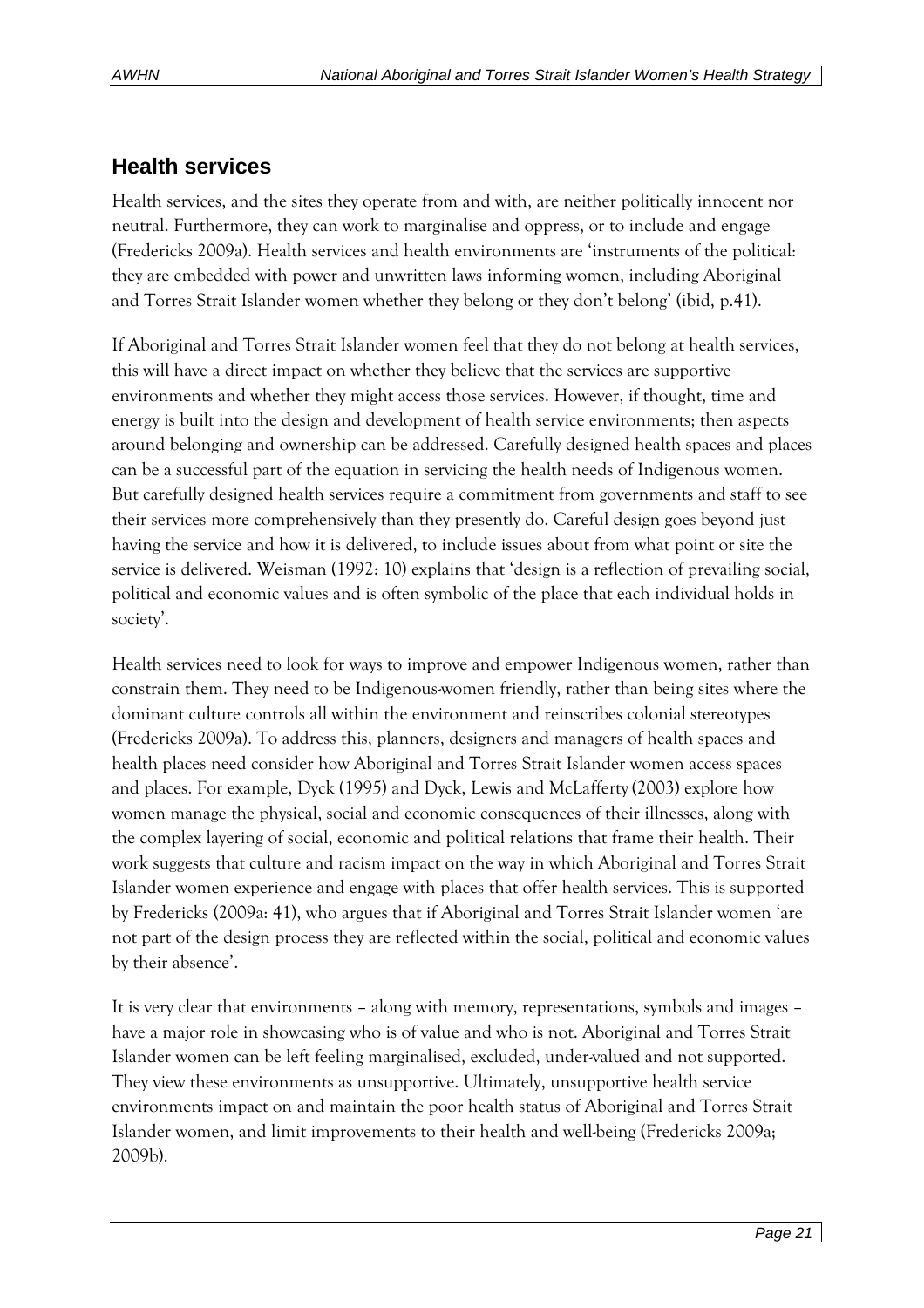## Health services

Health services, and the sites they operate from and with, are neither politically innocent nor neutral. Furthermore, they can work to marginalise and oppress, or to include and engage (Fredericks 2009a). Health services and health environments are 'instruments of the political: they are embedded with power and unwritten laws informing women, including Aboriginal and Torres Strait Islander women whether they belong or they don't belong' (ibid, p.41).

If Aboriginal and Torres Strait Islander women feel that they do not belong at health services, this will have a direct impact on whether they believe that the services are supportive environments and whether they might access those services. However, if thought, time and energy is built into the design and development of health service environments; then aspects around belonging and ownership can be addressed. Carefully designed health spaces and places can be a successful part of the equation in servicing the health needs of Indigenous women. But carefully designed health services require a commitment from governments and staff to see their services more comprehensively than they presently do. Careful design goes beyond just having the service and how it is delivered, to include issues about from what point or site the service is delivered. Weisman (1992: 10) explains that 'design is a reflection of prevailing social, political and economic values and is often symbolic of the place that each individual holds in society'.

Health services need to look for ways to improve and empower Indigenous women, rather than constrain them. They need to be Indigenous-women friendly, rather than being sites where the dominant culture controls all within the environment and reinscribes colonial stereotypes (Fredericks 2009a). To address this, planners, designers and managers of health spaces and health places need consider how Aboriginal and Torres Strait Islander women access spaces and places. For example, Dyck (1995) and Dyck, Lewis and McLafferty (2003) explore how women manage the physical, social and economic consequences of their illnesses, along with the complex layering of social, economic and political relations that frame their health. Their work suggests that culture and racism impact on the way in which Aboriginal and Torres Strait Islander women experience and engage with places that offer health services. This is supported by Fredericks (2009a: 41), who argues that if Aboriginal and Torres Strait Islander women 'are not part of the design process they are reflected within the social, political and economic values by their absence'.

It is very clear that environments – along with memory, representations, symbols and images – have a major role in showcasing who is of value and who is not. Aboriginal and Torres Strait Islander women can be left feeling marginalised, excluded, under-valued and not supported. They view these environments as unsupportive. Ultimately, unsupportive health service environments impact on and maintain the poor health status of Aboriginal and Torres Strait Islander women, and limit improvements to their health and well-being (Fredericks 2009a; 2009b).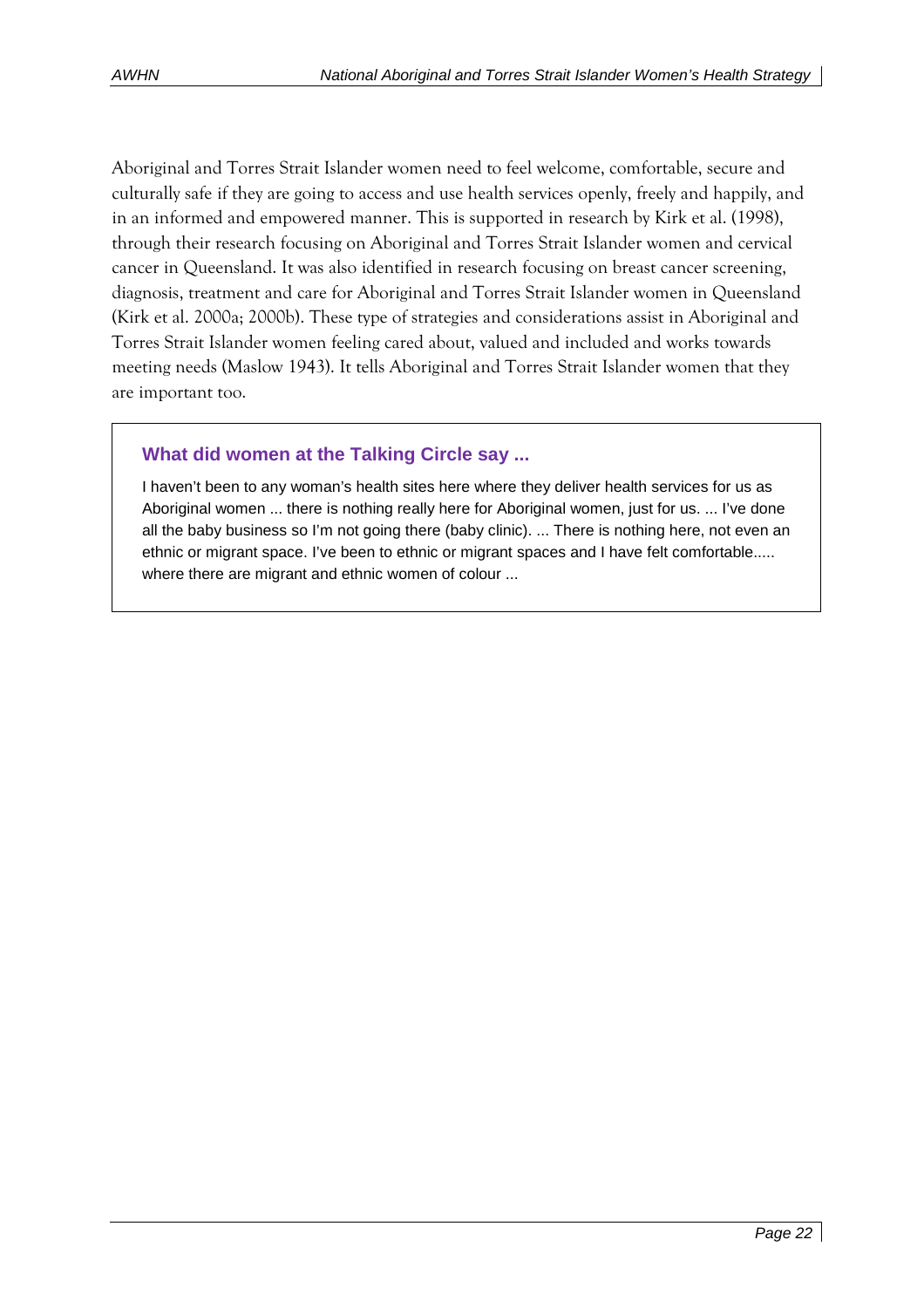Aboriginal and Torres Strait Islander women need to feel welcome, comfortable, secure and culturally safe if they are going to access and use health services openly, freely and happily, and in an informed and empowered manner. This is supported in research by Kirk et al. (1998), through their research focusing on Aboriginal and Torres Strait Islander women and cervical cancer in Queensland. It was also identified in research focusing on breast cancer screening, diagnosis, treatment and care for Aboriginal and Torres Strait Islander women in Queensland (Kirk et al. 2000a; 2000b). These type of strategies and considerations assist in Aboriginal and Torres Strait Islander women feeling cared about, valued and included and works towards meeting needs (Maslow 1943). It tells Aboriginal and Torres Strait Islander women that they are important too.

> **What did women at the Talking Circle say ...**
>
> I haven't been to any woman's health sites here where they deliver health services for us as Aboriginal women ... there is nothing really here for Aboriginal women, just for us. ... I've done all the baby business so I'm not going there (baby clinic). ... There is nothing here, not even an ethnic or migrant space. I've been to ethnic or migrant spaces and I have felt comfortable..... where there are migrant and ethnic women of colour ...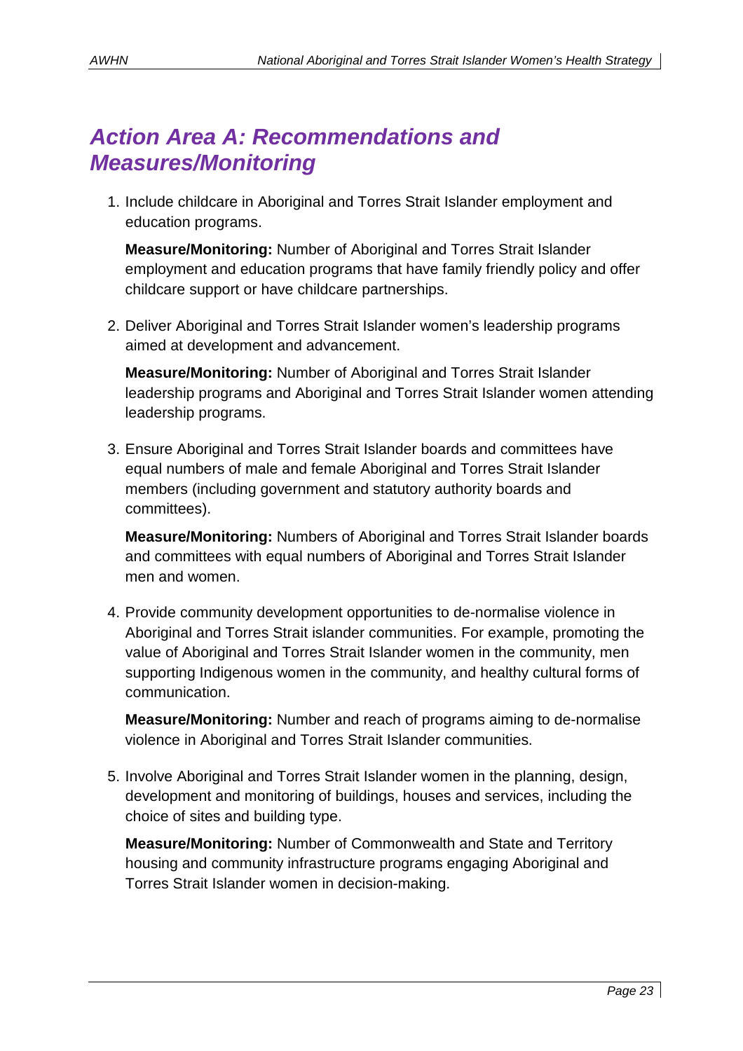## *Action Area A: Recommendations and Measures/Monitoring*

1. Include childcare in Aboriginal and Torres Strait Islander employment and education programs.

   **Measure/Monitoring:** Number of Aboriginal and Torres Strait Islander employment and education programs that have family friendly policy and offer childcare support or have childcare partnerships.

2. Deliver Aboriginal and Torres Strait Islander women's leadership programs aimed at development and advancement.

   **Measure/Monitoring:** Number of Aboriginal and Torres Strait Islander leadership programs and Aboriginal and Torres Strait Islander women attending leadership programs.

3. Ensure Aboriginal and Torres Strait Islander boards and committees have equal numbers of male and female Aboriginal and Torres Strait Islander members (including government and statutory authority boards and committees).

   **Measure/Monitoring:** Numbers of Aboriginal and Torres Strait Islander boards and committees with equal numbers of Aboriginal and Torres Strait Islander men and women.

4. Provide community development opportunities to de-normalise violence in Aboriginal and Torres Strait islander communities. For example, promoting the value of Aboriginal and Torres Strait Islander women in the community, men supporting Indigenous women in the community, and healthy cultural forms of communication.

   **Measure/Monitoring:** Number and reach of programs aiming to de-normalise violence in Aboriginal and Torres Strait Islander communities.

5. Involve Aboriginal and Torres Strait Islander women in the planning, design, development and monitoring of buildings, houses and services, including the choice of sites and building type.

   **Measure/Monitoring:** Number of Commonwealth and State and Territory housing and community infrastructure programs engaging Aboriginal and Torres Strait Islander women in decision-making.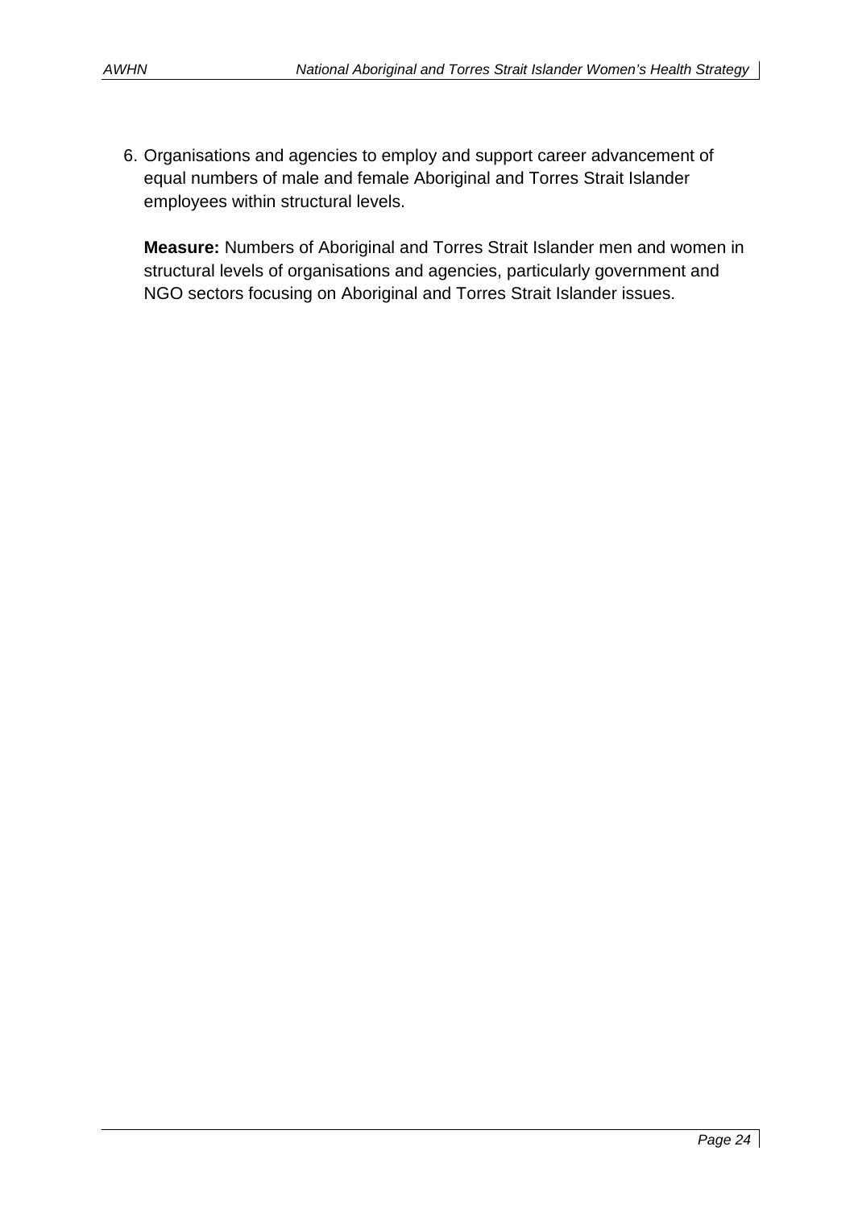6. Organisations and agencies to employ and support career advancement of equal numbers of male and female Aboriginal and Torres Strait Islander employees within structural levels.

   **Measure:** Numbers of Aboriginal and Torres Strait Islander men and women in structural levels of organisations and agencies, particularly government and NGO sectors focusing on Aboriginal and Torres Strait Islander issues.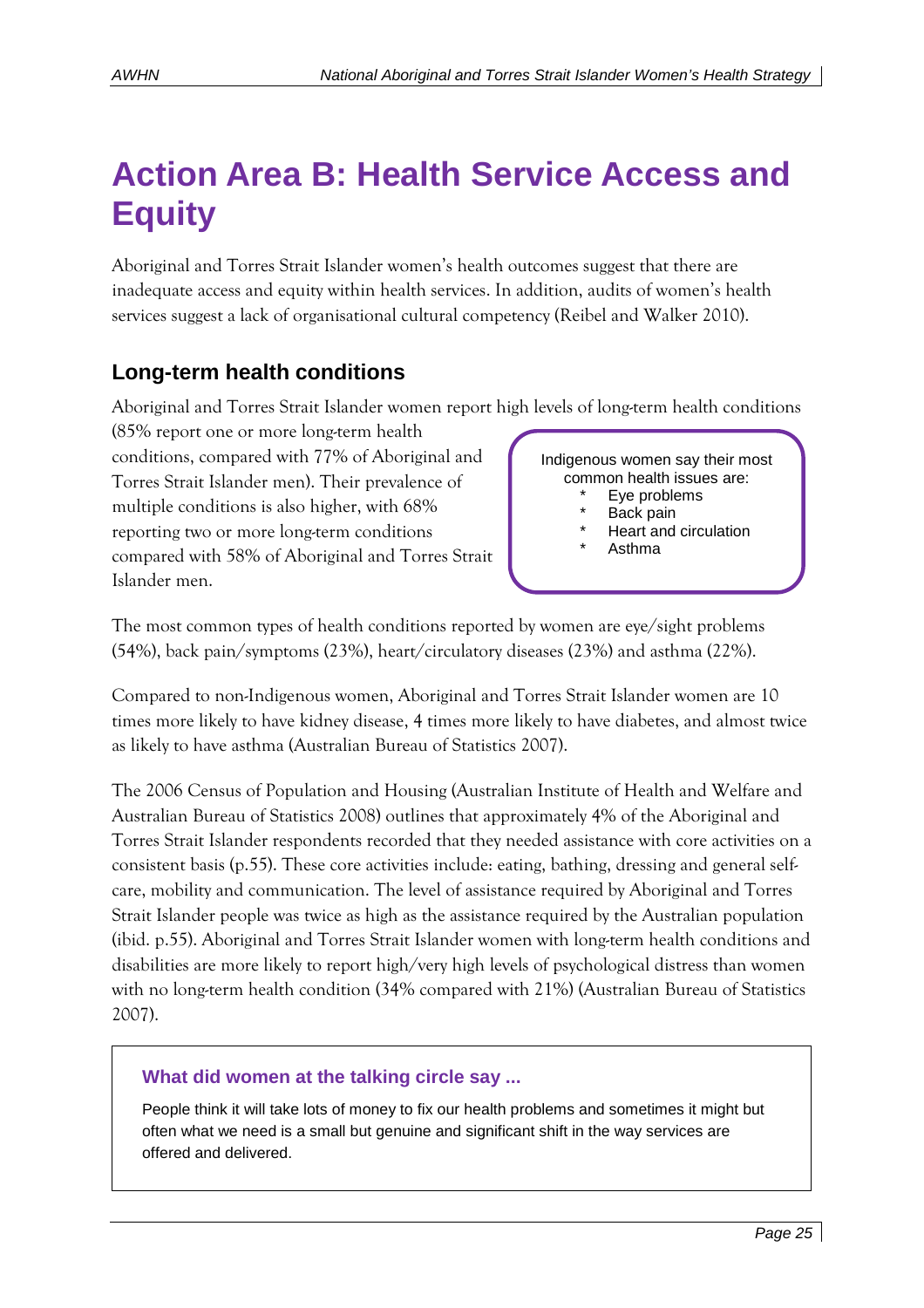# Action Area B: Health Service Access and Equity

Aboriginal and Torres Strait Islander women's health outcomes suggest that there are inadequate access and equity within health services. In addition, audits of women's health services suggest a lack of organisational cultural competency (Reibel and Walker 2010).

## Long-term health conditions

Aboriginal and Torres Strait Islander women report high levels of long-term health conditions (85% report one or more long-term health conditions, compared with 77% of Aboriginal and Torres Strait Islander men). Their prevalence of multiple conditions is also higher, with 68% reporting two or more long-term conditions compared with 58% of Aboriginal and Torres Strait Islander men.

> Indigenous women say their most common health issues are:
>
> * Eye problems
> * Back pain
> * Heart and circulation
> * Asthma

The most common types of health conditions reported by women are eye/sight problems (54%), back pain/symptoms (23%), heart/circulatory diseases (23%) and asthma (22%).

Compared to non-Indigenous women, Aboriginal and Torres Strait Islander women are 10 times more likely to have kidney disease, 4 times more likely to have diabetes, and almost twice as likely to have asthma (Australian Bureau of Statistics 2007).

The 2006 Census of Population and Housing (Australian Institute of Health and Welfare and Australian Bureau of Statistics 2008) outlines that approximately 4% of the Aboriginal and Torres Strait Islander respondents recorded that they needed assistance with core activities on a consistent basis (p.55). These core activities include: eating, bathing, dressing and general self-care, mobility and communication. The level of assistance required by Aboriginal and Torres Strait Islander people was twice as high as the assistance required by the Australian population (ibid. p.55). Aboriginal and Torres Strait Islander women with long-term health conditions and disabilities are more likely to report high/very high levels of psychological distress than women with no long-term health condition (34% compared with 21%) (Australian Bureau of Statistics 2007).

> **What did women at the talking circle say ...**
>
> People think it will take lots of money to fix our health problems and sometimes it might but often what we need is a small but genuine and significant shift in the way services are offered and delivered.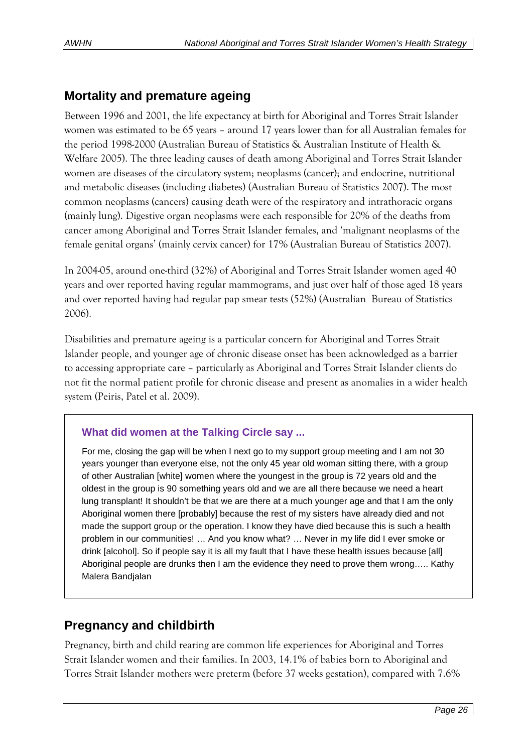## Mortality and premature ageing

Between 1996 and 2001, the life expectancy at birth for Aboriginal and Torres Strait Islander women was estimated to be 65 years – around 17 years lower than for all Australian females for the period 1998-2000 (Australian Bureau of Statistics & Australian Institute of Health & Welfare 2005). The three leading causes of death among Aboriginal and Torres Strait Islander women are diseases of the circulatory system; neoplasms (cancer); and endocrine, nutritional and metabolic diseases (including diabetes) (Australian Bureau of Statistics 2007). The most common neoplasms (cancers) causing death were of the respiratory and intrathoracic organs (mainly lung). Digestive organ neoplasms were each responsible for 20% of the deaths from cancer among Aboriginal and Torres Strait Islander females, and 'malignant neoplasms of the female genital organs' (mainly cervix cancer) for 17% (Australian Bureau of Statistics 2007).

In 2004-05, around one-third (32%) of Aboriginal and Torres Strait Islander women aged 40 years and over reported having regular mammograms, and just over half of those aged 18 years and over reported having had regular pap smear tests (52%) (Australian Bureau of Statistics 2006).

Disabilities and premature ageing is a particular concern for Aboriginal and Torres Strait Islander people, and younger age of chronic disease onset has been acknowledged as a barrier to accessing appropriate care – particularly as Aboriginal and Torres Strait Islander clients do not fit the normal patient profile for chronic disease and present as anomalies in a wider health system (Peiris, Patel et al. 2009).

> **What did women at the Talking Circle say ...**
>
> For me, closing the gap will be when I next go to my support group meeting and I am not 30 years younger than everyone else, not the only 45 year old woman sitting there, with a group of other Australian [white] women where the youngest in the group is 72 years old and the oldest in the group is 90 something years old and we are all there because we need a heart lung transplant! It shouldn't be that we are there at a much younger age and that I am the only Aboriginal women there [probably] because the rest of my sisters have already died and not made the support group or the operation. I know they have died because this is such a health problem in our communities! … And you know what? … Never in my life did I ever smoke or drink [alcohol]. So if people say it is all my fault that I have these health issues because [all] Aboriginal people are drunks then I am the evidence they need to prove them wrong….. Kathy Malera Bandjalan

## Pregnancy and childbirth

Pregnancy, birth and child rearing are common life experiences for Aboriginal and Torres Strait Islander women and their families. In 2003, 14.1% of babies born to Aboriginal and Torres Strait Islander mothers were preterm (before 37 weeks gestation), compared with 7.6%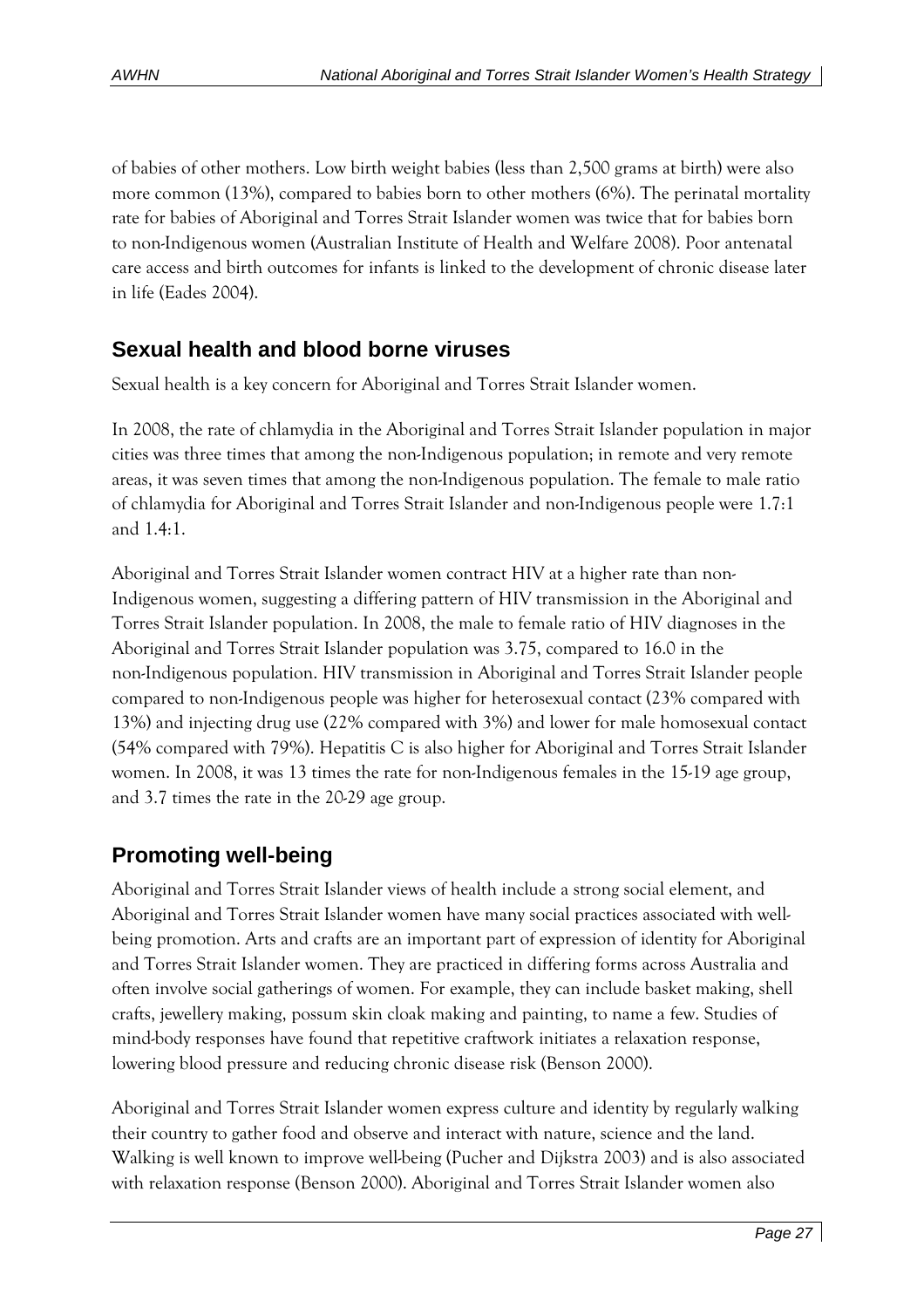of babies of other mothers. Low birth weight babies (less than 2,500 grams at birth) were also more common (13%), compared to babies born to other mothers (6%). The perinatal mortality rate for babies of Aboriginal and Torres Strait Islander women was twice that for babies born to non-Indigenous women (Australian Institute of Health and Welfare 2008). Poor antenatal care access and birth outcomes for infants is linked to the development of chronic disease later in life (Eades 2004).

## Sexual health and blood borne viruses

Sexual health is a key concern for Aboriginal and Torres Strait Islander women.

In 2008, the rate of chlamydia in the Aboriginal and Torres Strait Islander population in major cities was three times that among the non-Indigenous population; in remote and very remote areas, it was seven times that among the non-Indigenous population. The female to male ratio of chlamydia for Aboriginal and Torres Strait Islander and non-Indigenous people were 1.7:1 and 1.4:1.

Aboriginal and Torres Strait Islander women contract HIV at a higher rate than non-Indigenous women, suggesting a differing pattern of HIV transmission in the Aboriginal and Torres Strait Islander population. In 2008, the male to female ratio of HIV diagnoses in the Aboriginal and Torres Strait Islander population was 3.75, compared to 16.0 in the non-Indigenous population. HIV transmission in Aboriginal and Torres Strait Islander people compared to non-Indigenous people was higher for heterosexual contact (23% compared with 13%) and injecting drug use (22% compared with 3%) and lower for male homosexual contact (54% compared with 79%). Hepatitis C is also higher for Aboriginal and Torres Strait Islander women. In 2008, it was 13 times the rate for non-Indigenous females in the 15-19 age group, and 3.7 times the rate in the 20-29 age group.

## Promoting well-being

Aboriginal and Torres Strait Islander views of health include a strong social element, and Aboriginal and Torres Strait Islander women have many social practices associated with well-being promotion. Arts and crafts are an important part of expression of identity for Aboriginal and Torres Strait Islander women. They are practiced in differing forms across Australia and often involve social gatherings of women. For example, they can include basket making, shell crafts, jewellery making, possum skin cloak making and painting, to name a few. Studies of mind-body responses have found that repetitive craftwork initiates a relaxation response, lowering blood pressure and reducing chronic disease risk (Benson 2000).

Aboriginal and Torres Strait Islander women express culture and identity by regularly walking their country to gather food and observe and interact with nature, science and the land. Walking is well known to improve well-being (Pucher and Dijkstra 2003) and is also associated with relaxation response (Benson 2000). Aboriginal and Torres Strait Islander women also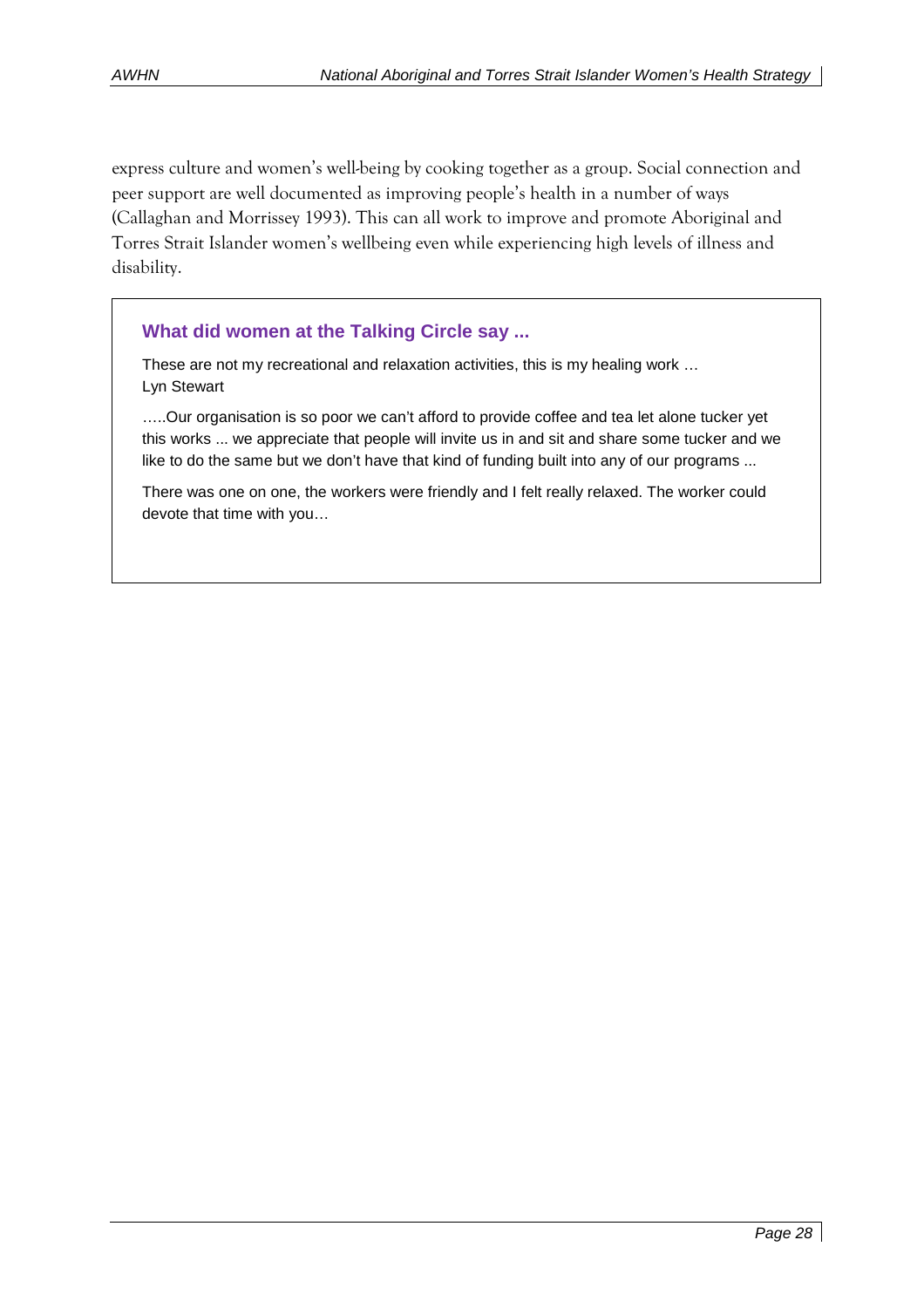express culture and women's well-being by cooking together as a group. Social connection and peer support are well documented as improving people's health in a number of ways (Callaghan and Morrissey 1993). This can all work to improve and promote Aboriginal and Torres Strait Islander women's wellbeing even while experiencing high levels of illness and disability.

### What did women at the Talking Circle say ...

These are not my recreational and relaxation activities, this is my healing work …
Lyn Stewart

…..Our organisation is so poor we can't afford to provide coffee and tea let alone tucker yet this works ... we appreciate that people will invite us in and sit and share some tucker and we like to do the same but we don't have that kind of funding built into any of our programs ...

There was one on one, the workers were friendly and I felt really relaxed. The worker could devote that time with you…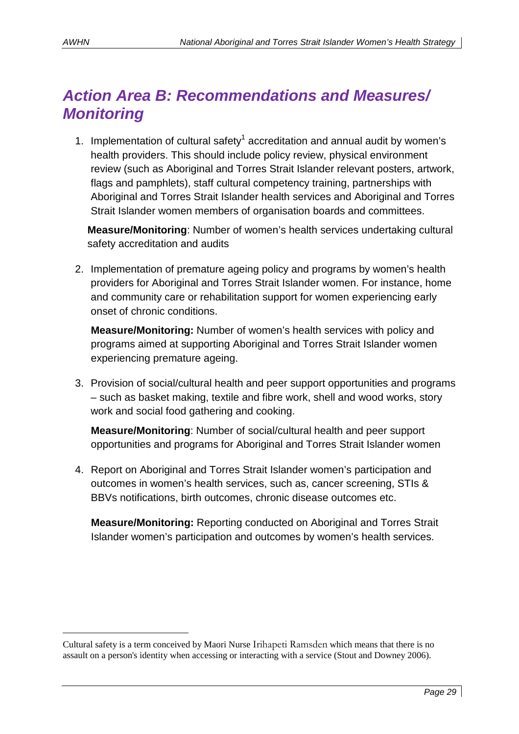## *Action Area B: Recommendations and Measures/ Monitoring*

1. Implementation of cultural safety[1] accreditation and annual audit by women's health providers. This should include policy review, physical environment review (such as Aboriginal and Torres Strait Islander relevant posters, artwork, flags and pamphlets), staff cultural competency training, partnerships with Aboriginal and Torres Strait Islander health services and Aboriginal and Torres Strait Islander women members of organisation boards and committees.

   **Measure/Monitoring**: Number of women's health services undertaking cultural safety accreditation and audits

2. Implementation of premature ageing policy and programs by women's health providers for Aboriginal and Torres Strait Islander women. For instance, home and community care or rehabilitation support for women experiencing early onset of chronic conditions.

   **Measure/Monitoring:** Number of women's health services with policy and programs aimed at supporting Aboriginal and Torres Strait Islander women experiencing premature ageing.

3. Provision of social/cultural health and peer support opportunities and programs – such as basket making, textile and fibre work, shell and wood works, story work and social food gathering and cooking.

   **Measure/Monitoring**: Number of social/cultural health and peer support opportunities and programs for Aboriginal and Torres Strait Islander women

4. Report on Aboriginal and Torres Strait Islander women's participation and outcomes in women's health services, such as, cancer screening, STIs & BBVs notifications, birth outcomes, chronic disease outcomes etc.

   **Measure/Monitoring:** Reporting conducted on Aboriginal and Torres Strait Islander women's participation and outcomes by women's health services.

---

[1] Cultural safety is a term conceived by Maori Nurse Irihapeti Ramsden which means that there is no assault on a person's identity when accessing or interacting with a service (Stout and Downey 2006).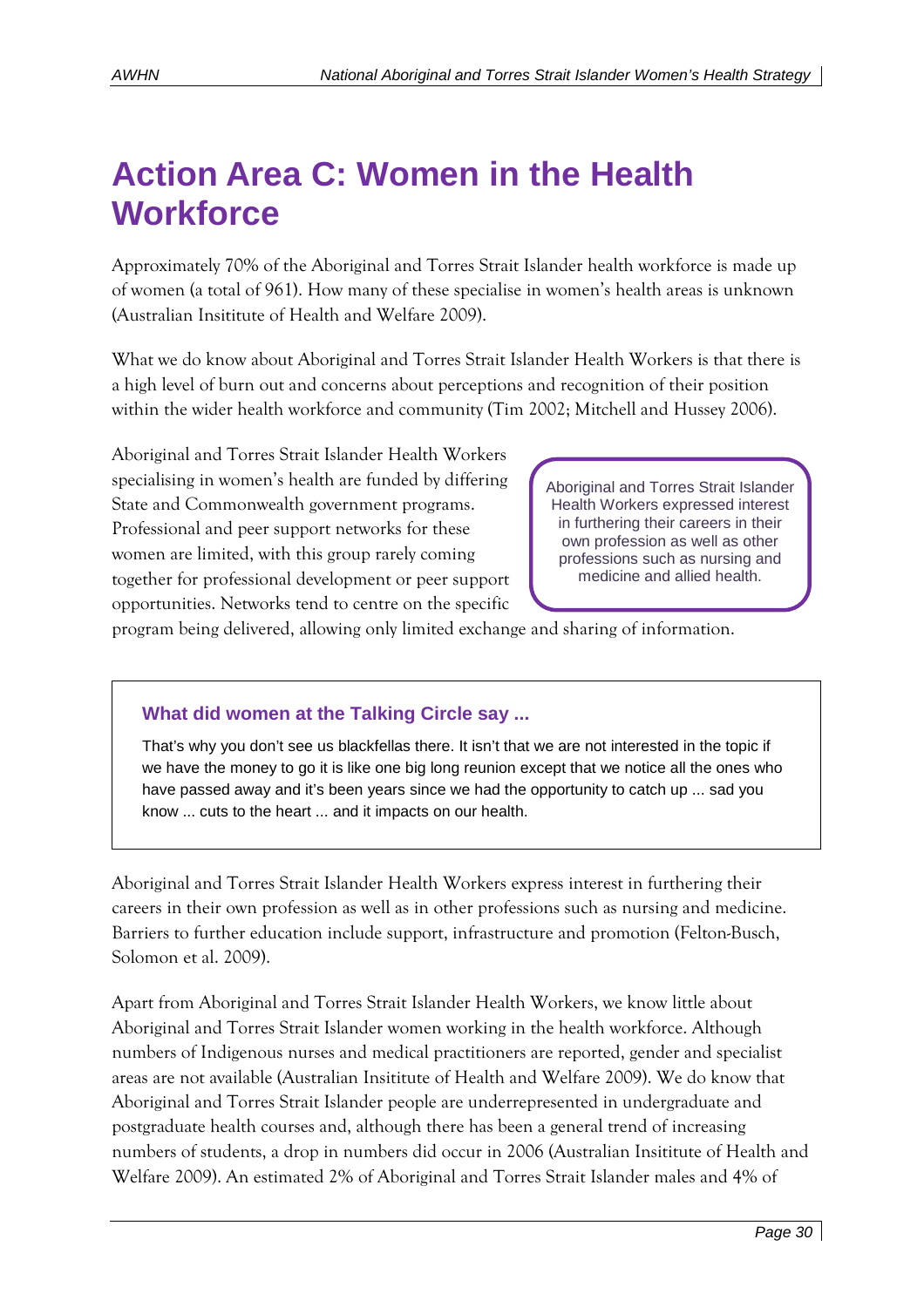# Action Area C: Women in the Health Workforce

Approximately 70% of the Aboriginal and Torres Strait Islander health workforce is made up of women (a total of 961). How many of these specialise in women's health areas is unknown (Australian Insititute of Health and Welfare 2009).

What we do know about Aboriginal and Torres Strait Islander Health Workers is that there is a high level of burn out and concerns about perceptions and recognition of their position within the wider health workforce and community (Tim 2002; Mitchell and Hussey 2006).

Aboriginal and Torres Strait Islander Health Workers specialising in women's health are funded by differing State and Commonwealth government programs. Professional and peer support networks for these women are limited, with this group rarely coming together for professional development or peer support opportunities. Networks tend to centre on the specific program being delivered, allowing only limited exchange and sharing of information.

> Aboriginal and Torres Strait Islander Health Workers expressed interest in furthering their careers in their own profession as well as other professions such as nursing and medicine and allied health.

### What did women at the Talking Circle say ...

That's why you don't see us blackfellas there. It isn't that we are not interested in the topic if we have the money to go it is like one big long reunion except that we notice all the ones who have passed away and it's been years since we had the opportunity to catch up ... sad you know ... cuts to the heart ... and it impacts on our health.

Aboriginal and Torres Strait Islander Health Workers express interest in furthering their careers in their own profession as well as in other professions such as nursing and medicine. Barriers to further education include support, infrastructure and promotion (Felton-Busch, Solomon et al. 2009).

Apart from Aboriginal and Torres Strait Islander Health Workers, we know little about Aboriginal and Torres Strait Islander women working in the health workforce. Although numbers of Indigenous nurses and medical practitioners are reported, gender and specialist areas are not available (Australian Insititute of Health and Welfare 2009). We do know that Aboriginal and Torres Strait Islander people are underrepresented in undergraduate and postgraduate health courses and, although there has been a general trend of increasing numbers of students, a drop in numbers did occur in 2006 (Australian Insititute of Health and Welfare 2009). An estimated 2% of Aboriginal and Torres Strait Islander males and 4% of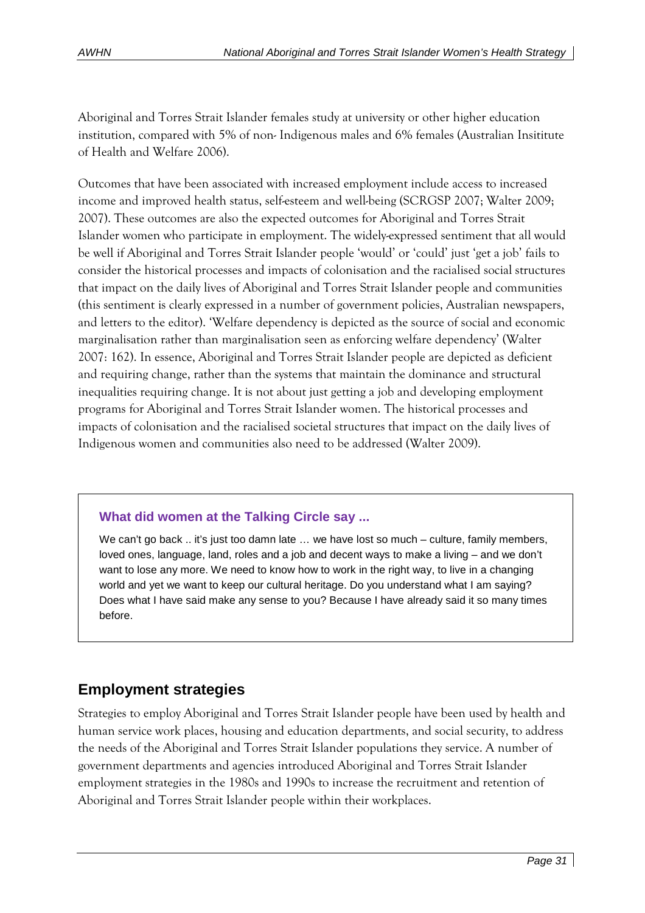Aboriginal and Torres Strait Islander females study at university or other higher education institution, compared with 5% of non- Indigenous males and 6% females (Australian Insititute of Health and Welfare 2006).

Outcomes that have been associated with increased employment include access to increased income and improved health status, self-esteem and well-being (SCRGSP 2007; Walter 2009; 2007). These outcomes are also the expected outcomes for Aboriginal and Torres Strait Islander women who participate in employment. The widely-expressed sentiment that all would be well if Aboriginal and Torres Strait Islander people 'would' or 'could' just 'get a job' fails to consider the historical processes and impacts of colonisation and the racialised social structures that impact on the daily lives of Aboriginal and Torres Strait Islander people and communities (this sentiment is clearly expressed in a number of government policies, Australian newspapers, and letters to the editor). 'Welfare dependency is depicted as the source of social and economic marginalisation rather than marginalisation seen as enforcing welfare dependency' (Walter 2007: 162). In essence, Aboriginal and Torres Strait Islander people are depicted as deficient and requiring change, rather than the systems that maintain the dominance and structural inequalities requiring change. It is not about just getting a job and developing employment programs for Aboriginal and Torres Strait Islander women. The historical processes and impacts of colonisation and the racialised societal structures that impact on the daily lives of Indigenous women and communities also need to be addressed (Walter 2009).

**What did women at the Talking Circle say ...**

We can't go back .. it's just too damn late … we have lost so much – culture, family members, loved ones, language, land, roles and a job and decent ways to make a living – and we don't want to lose any more. We need to know how to work in the right way, to live in a changing world and yet we want to keep our cultural heritage. Do you understand what I am saying? Does what I have said make any sense to you? Because I have already said it so many times before.

## Employment strategies

Strategies to employ Aboriginal and Torres Strait Islander people have been used by health and human service work places, housing and education departments, and social security, to address the needs of the Aboriginal and Torres Strait Islander populations they service. A number of government departments and agencies introduced Aboriginal and Torres Strait Islander employment strategies in the 1980s and 1990s to increase the recruitment and retention of Aboriginal and Torres Strait Islander people within their workplaces.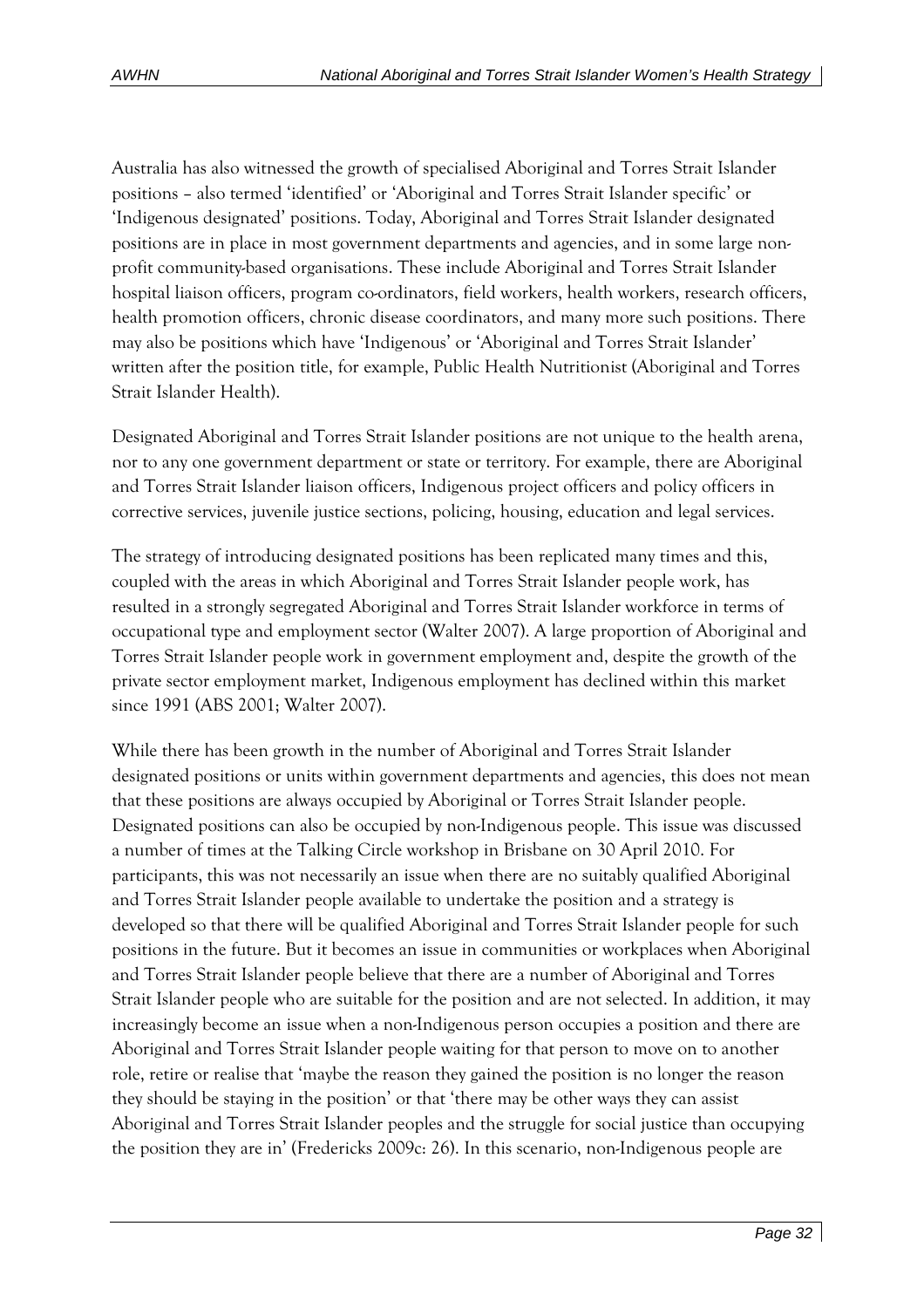Australia has also witnessed the growth of specialised Aboriginal and Torres Strait Islander positions – also termed 'identified' or 'Aboriginal and Torres Strait Islander specific' or 'Indigenous designated' positions. Today, Aboriginal and Torres Strait Islander designated positions are in place in most government departments and agencies, and in some large non-profit community-based organisations. These include Aboriginal and Torres Strait Islander hospital liaison officers, program co-ordinators, field workers, health workers, research officers, health promotion officers, chronic disease coordinators, and many more such positions. There may also be positions which have 'Indigenous' or 'Aboriginal and Torres Strait Islander' written after the position title, for example, Public Health Nutritionist (Aboriginal and Torres Strait Islander Health).

Designated Aboriginal and Torres Strait Islander positions are not unique to the health arena, nor to any one government department or state or territory. For example, there are Aboriginal and Torres Strait Islander liaison officers, Indigenous project officers and policy officers in corrective services, juvenile justice sections, policing, housing, education and legal services.

The strategy of introducing designated positions has been replicated many times and this, coupled with the areas in which Aboriginal and Torres Strait Islander people work, has resulted in a strongly segregated Aboriginal and Torres Strait Islander workforce in terms of occupational type and employment sector (Walter 2007). A large proportion of Aboriginal and Torres Strait Islander people work in government employment and, despite the growth of the private sector employment market, Indigenous employment has declined within this market since 1991 (ABS 2001; Walter 2007).

While there has been growth in the number of Aboriginal and Torres Strait Islander designated positions or units within government departments and agencies, this does not mean that these positions are always occupied by Aboriginal or Torres Strait Islander people. Designated positions can also be occupied by non-Indigenous people. This issue was discussed a number of times at the Talking Circle workshop in Brisbane on 30 April 2010. For participants, this was not necessarily an issue when there are no suitably qualified Aboriginal and Torres Strait Islander people available to undertake the position and a strategy is developed so that there will be qualified Aboriginal and Torres Strait Islander people for such positions in the future. But it becomes an issue in communities or workplaces when Aboriginal and Torres Strait Islander people believe that there are a number of Aboriginal and Torres Strait Islander people who are suitable for the position and are not selected. In addition, it may increasingly become an issue when a non-Indigenous person occupies a position and there are Aboriginal and Torres Strait Islander people waiting for that person to move on to another role, retire or realise that 'maybe the reason they gained the position is no longer the reason they should be staying in the position' or that 'there may be other ways they can assist Aboriginal and Torres Strait Islander peoples and the struggle for social justice than occupying the position they are in' (Fredericks 2009c: 26). In this scenario, non-Indigenous people are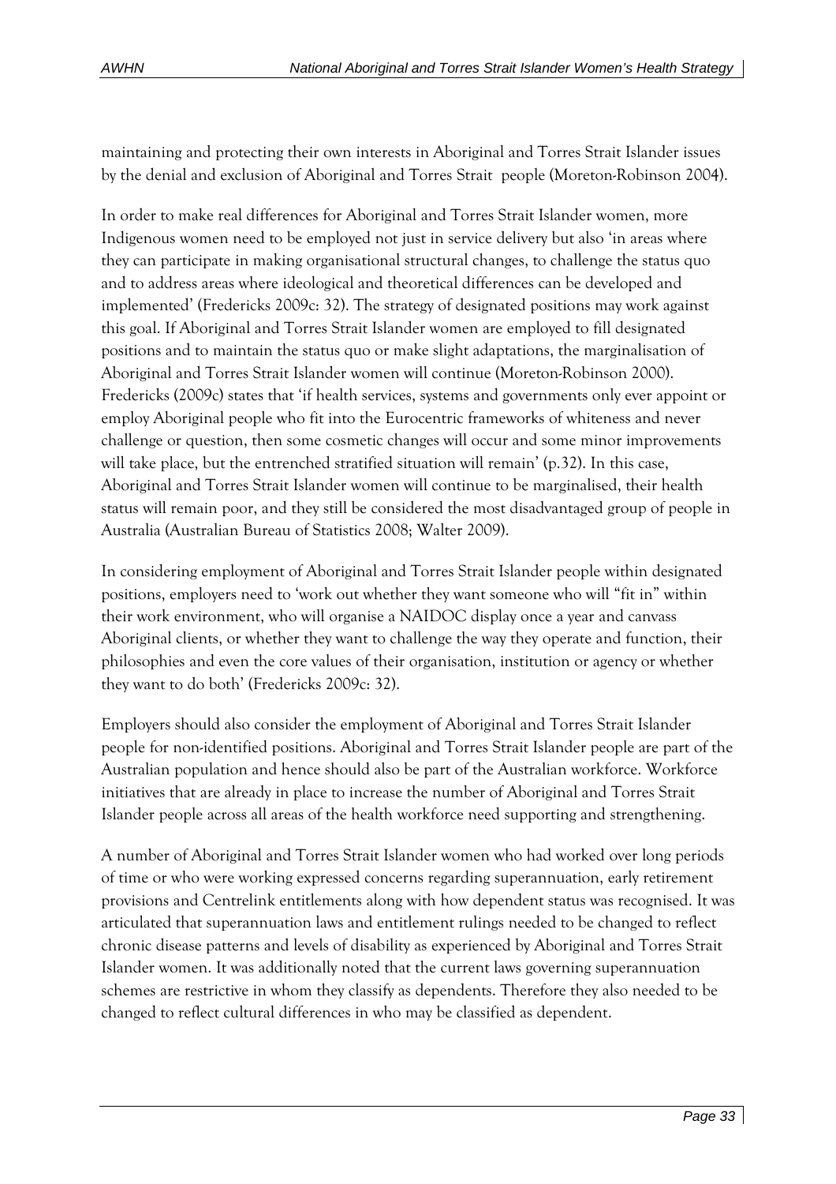maintaining and protecting their own interests in Aboriginal and Torres Strait Islander issues by the denial and exclusion of Aboriginal and Torres Strait people (Moreton-Robinson 2004).

In order to make real differences for Aboriginal and Torres Strait Islander women, more Indigenous women need to be employed not just in service delivery but also 'in areas where they can participate in making organisational structural changes, to challenge the status quo and to address areas where ideological and theoretical differences can be developed and implemented' (Fredericks 2009c: 32). The strategy of designated positions may work against this goal. If Aboriginal and Torres Strait Islander women are employed to fill designated positions and to maintain the status quo or make slight adaptations, the marginalisation of Aboriginal and Torres Strait Islander women will continue (Moreton-Robinson 2000). Fredericks (2009c) states that 'if health services, systems and governments only ever appoint or employ Aboriginal people who fit into the Eurocentric frameworks of whiteness and never challenge or question, then some cosmetic changes will occur and some minor improvements will take place, but the entrenched stratified situation will remain' (p.32). In this case, Aboriginal and Torres Strait Islander women will continue to be marginalised, their health status will remain poor, and they still be considered the most disadvantaged group of people in Australia (Australian Bureau of Statistics 2008; Walter 2009).

In considering employment of Aboriginal and Torres Strait Islander people within designated positions, employers need to 'work out whether they want someone who will "fit in" within their work environment, who will organise a NAIDOC display once a year and canvass Aboriginal clients, or whether they want to challenge the way they operate and function, their philosophies and even the core values of their organisation, institution or agency or whether they want to do both' (Fredericks 2009c: 32).

Employers should also consider the employment of Aboriginal and Torres Strait Islander people for non-identified positions. Aboriginal and Torres Strait Islander people are part of the Australian population and hence should also be part of the Australian workforce. Workforce initiatives that are already in place to increase the number of Aboriginal and Torres Strait Islander people across all areas of the health workforce need supporting and strengthening.

A number of Aboriginal and Torres Strait Islander women who had worked over long periods of time or who were working expressed concerns regarding superannuation, early retirement provisions and Centrelink entitlements along with how dependent status was recognised. It was articulated that superannuation laws and entitlement rulings needed to be changed to reflect chronic disease patterns and levels of disability as experienced by Aboriginal and Torres Strait Islander women. It was additionally noted that the current laws governing superannuation schemes are restrictive in whom they classify as dependents. Therefore they also needed to be changed to reflect cultural differences in who may be classified as dependent.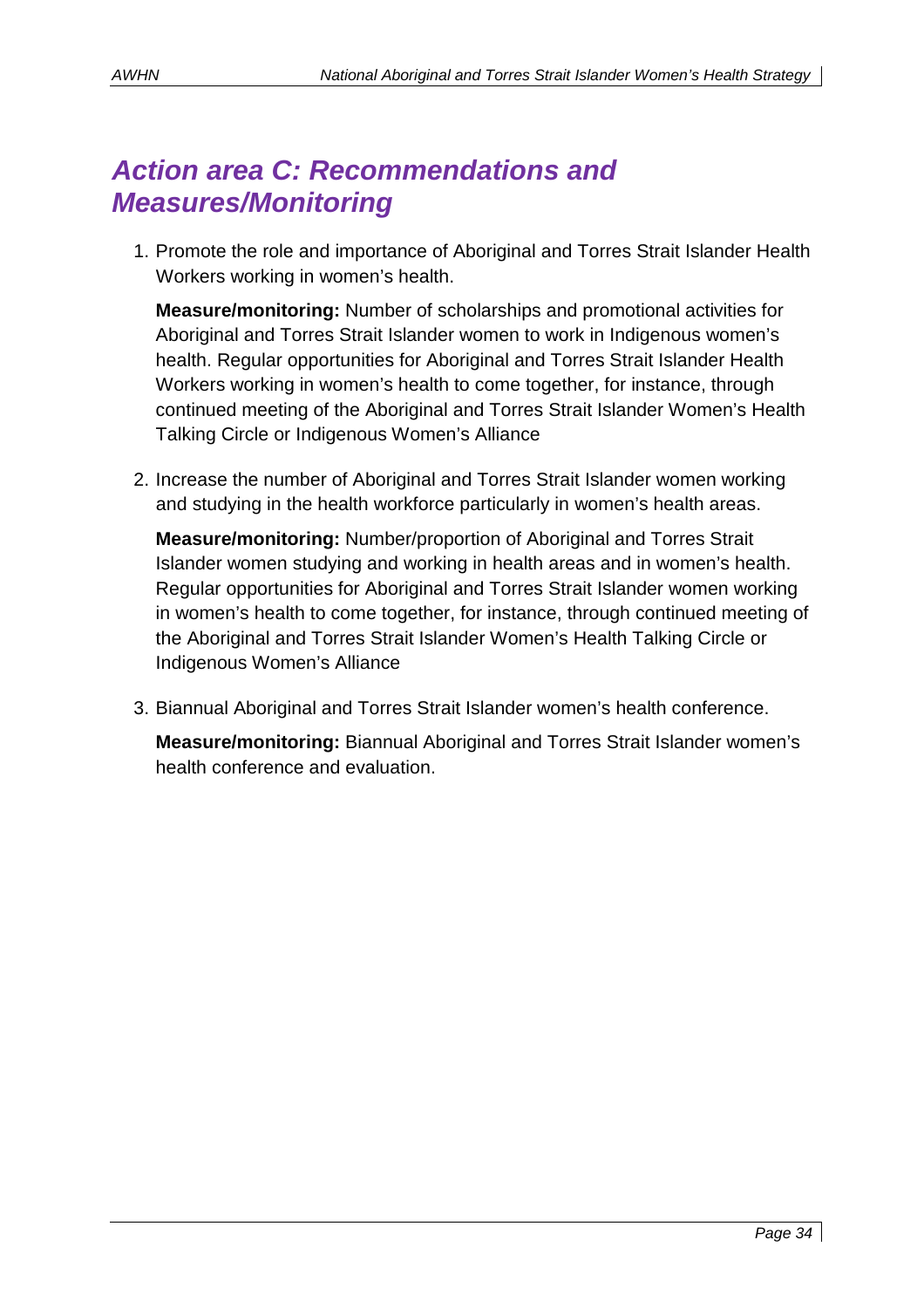## *Action area C: Recommendations and Measures/Monitoring*

1. Promote the role and importance of Aboriginal and Torres Strait Islander Health Workers working in women's health.

   **Measure/monitoring:** Number of scholarships and promotional activities for Aboriginal and Torres Strait Islander women to work in Indigenous women's health. Regular opportunities for Aboriginal and Torres Strait Islander Health Workers working in women's health to come together, for instance, through continued meeting of the Aboriginal and Torres Strait Islander Women's Health Talking Circle or Indigenous Women's Alliance

2. Increase the number of Aboriginal and Torres Strait Islander women working and studying in the health workforce particularly in women's health areas.

   **Measure/monitoring:** Number/proportion of Aboriginal and Torres Strait Islander women studying and working in health areas and in women's health. Regular opportunities for Aboriginal and Torres Strait Islander women working in women's health to come together, for instance, through continued meeting of the Aboriginal and Torres Strait Islander Women's Health Talking Circle or Indigenous Women's Alliance

3. Biannual Aboriginal and Torres Strait Islander women's health conference.

   **Measure/monitoring:** Biannual Aboriginal and Torres Strait Islander women's health conference and evaluation.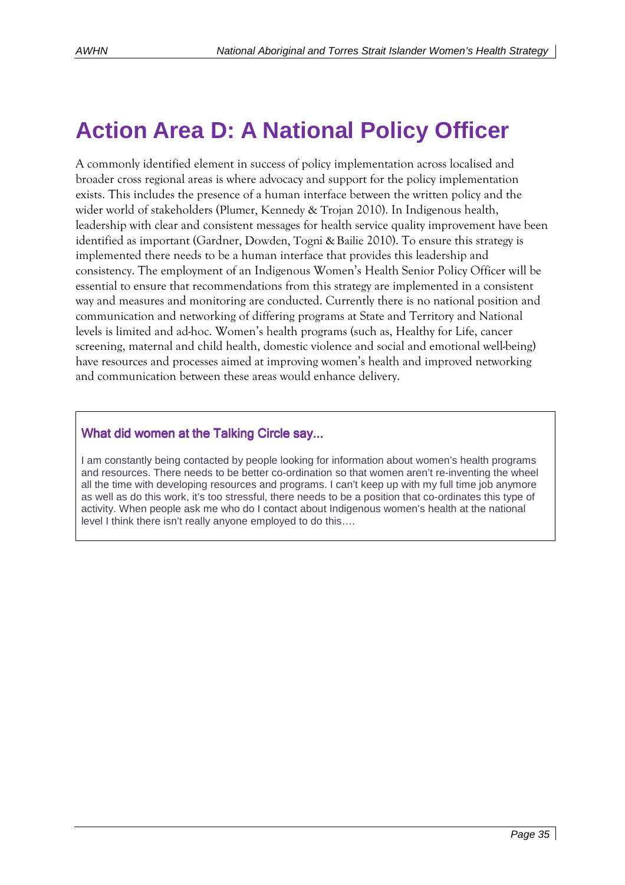# Action Area D: A National Policy Officer

A commonly identified element in success of policy implementation across localised and broader cross regional areas is where advocacy and support for the policy implementation exists. This includes the presence of a human interface between the written policy and the wider world of stakeholders (Plumer, Kennedy & Trojan 2010). In Indigenous health, leadership with clear and consistent messages for health service quality improvement have been identified as important (Gardner, Dowden, Togni & Bailie 2010). To ensure this strategy is implemented there needs to be a human interface that provides this leadership and consistency. The employment of an Indigenous Women's Health Senior Policy Officer will be essential to ensure that recommendations from this strategy are implemented in a consistent way and measures and monitoring are conducted. Currently there is no national position and communication and networking of differing programs at State and Territory and National levels is limited and ad-hoc. Women's health programs (such as, Healthy for Life, cancer screening, maternal and child health, domestic violence and social and emotional well-being) have resources and processes aimed at improving women's health and improved networking and communication between these areas would enhance delivery.

### What did women at the Talking Circle say...

I am constantly being contacted by people looking for information about women's health programs and resources. There needs to be better co-ordination so that women aren't re-inventing the wheel all the time with developing resources and programs. I can't keep up with my full time job anymore as well as do this work, it's too stressful, there needs to be a position that co-ordinates this type of activity. When people ask me who do I contact about Indigenous women's health at the national level I think there isn't really anyone employed to do this….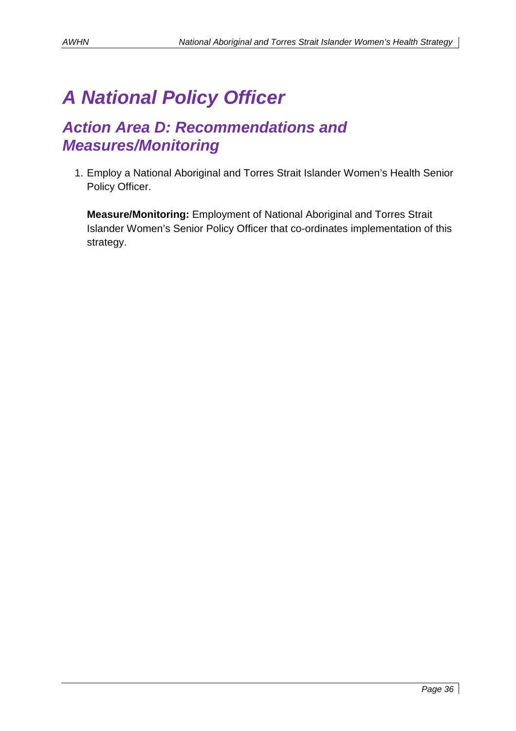# *A National Policy Officer*

## *Action Area D: Recommendations and Measures/Monitoring*

1. Employ a National Aboriginal and Torres Strait Islander Women's Health Senior Policy Officer.

   **Measure/Monitoring:** Employment of National Aboriginal and Torres Strait Islander Women's Senior Policy Officer that co-ordinates implementation of this strategy.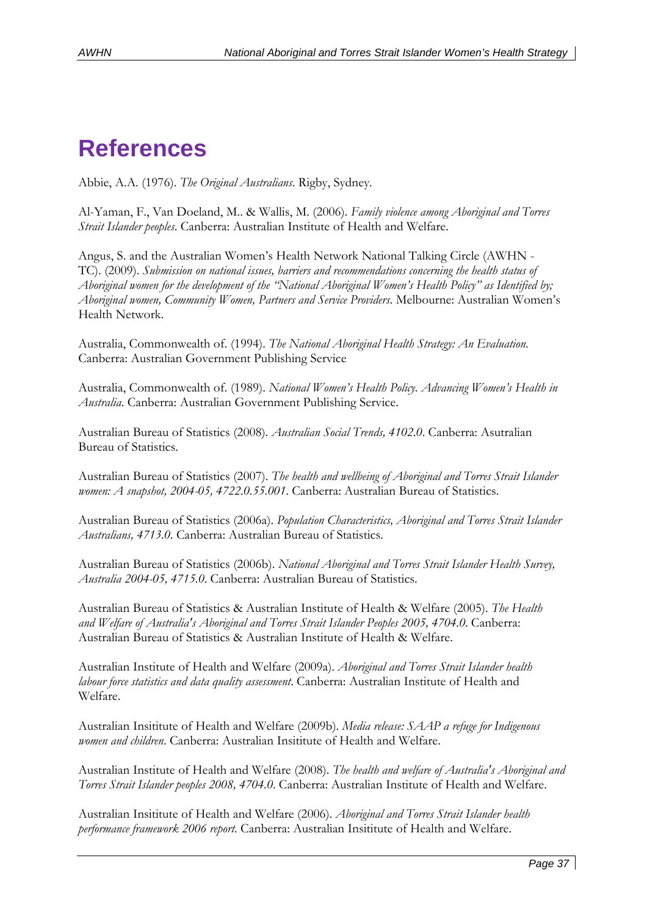# References

Abbie, A.A. (1976). *The Original Australians.* Rigby, Sydney.

Al-Yaman, F., Van Doeland, M.. & Wallis, M. (2006). *Family violence among Aboriginal and Torres Strait Islander peoples*. Canberra: Australian Institute of Health and Welfare.

Angus, S. and the Australian Women's Health Network National Talking Circle (AWHN - TC). (2009). *Submission on national issues, barriers and recommendations concerning the health status of Aboriginal women for the development of the "National Aboriginal Women's Health Policy" as Identified by; Aboriginal women, Community Women, Partners and Service Providers*. Melbourne: Australian Women's Health Network.

Australia, Commonwealth of. (1994). *The National Aboriginal Health Strategy: An Evaluation.* Canberra: Australian Government Publishing Service

Australia, Commonwealth of. (1989). *National Women's Health Policy. Advancing Women's Health in Australia*. Canberra: Australian Government Publishing Service.

Australian Bureau of Statistics (2008). *Australian Social Trends, 4102.0*. Canberra: Asutralian Bureau of Statistics.

Australian Bureau of Statistics (2007). *The health and wellbeing of Aboriginal and Torres Strait Islander women: A snapshot, 2004-05, 4722.0.55.001*. Canberra: Australian Bureau of Statistics.

Australian Bureau of Statistics (2006a). *Population Characteristics, Aboriginal and Torres Strait Islander Australians, 4713.0*. Canberra: Australian Bureau of Statistics.

Australian Bureau of Statistics (2006b). *National Aboriginal and Torres Strait Islander Health Survey, Australia 2004-05, 4715.0*. Canberra: Australian Bureau of Statistics.

Australian Bureau of Statistics & Australian Institute of Health & Welfare (2005). *The Health and Welfare of Australia's Aboriginal and Torres Strait Islander Peoples 2005, 4704.0*. Canberra: Australian Bureau of Statistics & Australian Institute of Health & Welfare.

Australian Institute of Health and Welfare (2009a). *Aboriginal and Torres Strait Islander health labour force statistics and data quality assessment*. Canberra: Australian Institute of Health and Welfare.

Australian Insititute of Health and Welfare (2009b). *Media release: SAAP a refuge for Indigenous women and children*. Canberra: Australian Insititute of Health and Welfare.

Australian Institute of Health and Welfare (2008). *The health and welfare of Australia's Aboriginal and Torres Strait Islander peoples 2008, 4704.0*. Canberra: Australian Institute of Health and Welfare.

Australian Insititute of Health and Welfare (2006). *Aboriginal and Torres Strait Islander health performance framework 2006 report*. Canberra: Australian Insititute of Health and Welfare.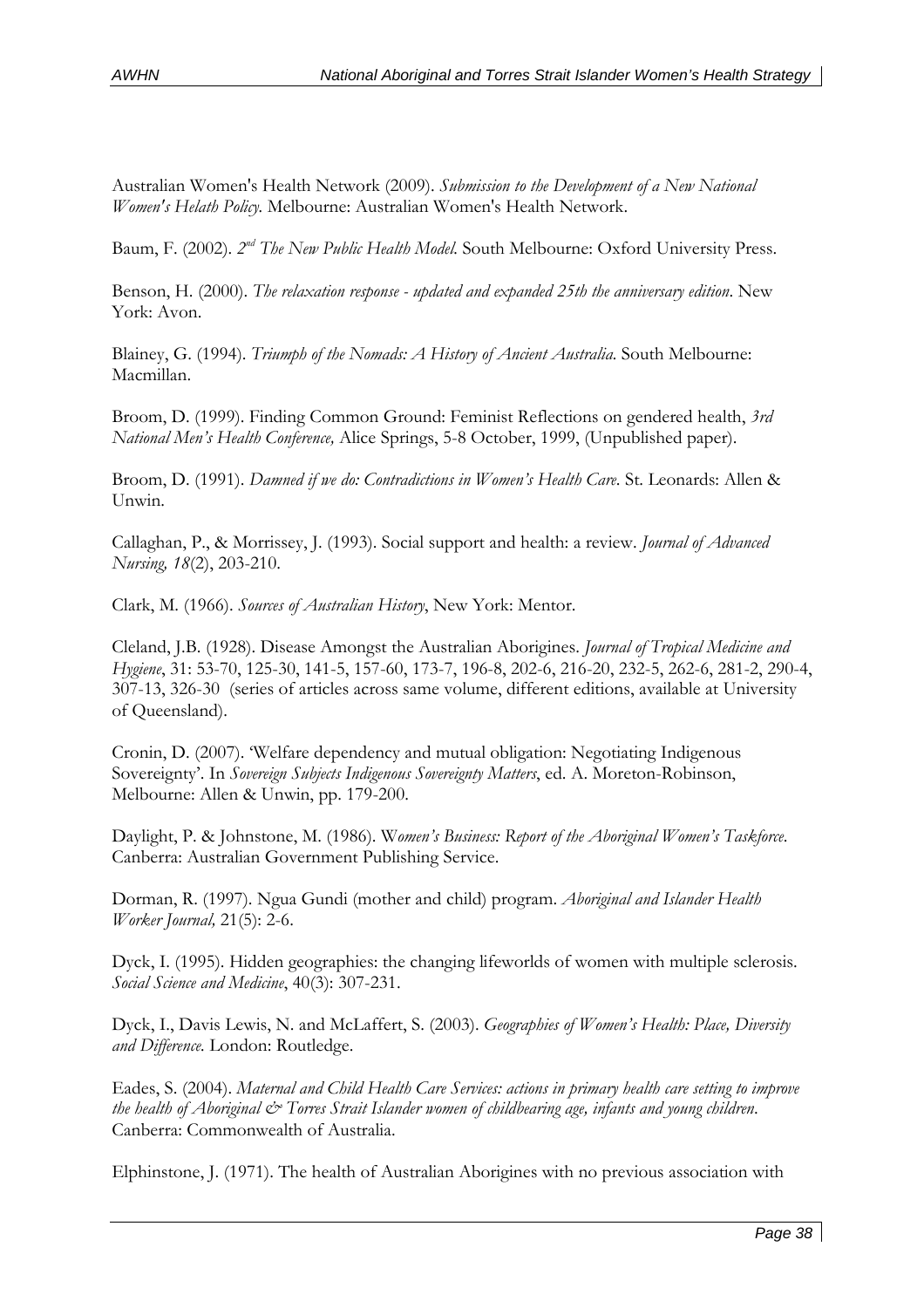Australian Women's Health Network (2009). *Submission to the Development of a New National Women's Helath Policy*. Melbourne: Australian Women's Health Network.

Baum, F. (2002). *2nd The New Public Health Model*. South Melbourne: Oxford University Press.

Benson, H. (2000). *The relaxation response - updated and expanded 25th the anniversary edition*. New York: Avon.

Blainey, G. (1994). *Triumph of the Nomads: A History of Ancient Australia*. South Melbourne: Macmillan.

Broom, D. (1999). Finding Common Ground: Feminist Reflections on gendered health, *3rd National Men's Health Conference,* Alice Springs, 5-8 October, 1999, (Unpublished paper).

Broom, D. (1991). *Damned if we do: Contradictions in Women's Health Care*. St. Leonards: Allen & Unwin.

Callaghan, P., & Morrissey, J. (1993). Social support and health: a review. *Journal of Advanced Nursing, 18*(2), 203-210.

Clark, M. (1966). *Sources of Australian History*, New York: Mentor.

Cleland, J.B. (1928). Disease Amongst the Australian Aborigines. *Journal of Tropical Medicine and Hygiene*, 31: 53-70, 125-30, 141-5, 157-60, 173-7, 196-8, 202-6, 216-20, 232-5, 262-6, 281-2, 290-4, 307-13, 326-30 (series of articles across same volume, different editions, available at University of Queensland).

Cronin, D. (2007). 'Welfare dependency and mutual obligation: Negotiating Indigenous Sovereignty'. In *Sovereign Subjects Indigenous Sovereignty Matters*, ed. A. Moreton-Robinson, Melbourne: Allen & Unwin, pp. 179-200.

Daylight, P. & Johnstone, M. (1986). W*omen's Business: Report of the Aboriginal Women's Taskforce*. Canberra: Australian Government Publishing Service.

Dorman, R. (1997). Ngua Gundi (mother and child) program. *Aboriginal and Islander Health Worker Journal,* 21(5): 2-6.

Dyck, I. (1995). Hidden geographies: the changing lifeworlds of women with multiple sclerosis. *Social Science and Medicine*, 40(3): 307-231.

Dyck, I., Davis Lewis, N. and McLaffert, S. (2003). *Geographies of Women's Health: Place, Diversity and Difference*. London: Routledge.

Eades, S. (2004). *Maternal and Child Health Care Services: actions in primary health care setting to improve the health of Aboriginal & Torres Strait Islander women of childbearing age, infants and young children*. Canberra: Commonwealth of Australia.

Elphinstone, J. (1971). The health of Australian Aborigines with no previous association with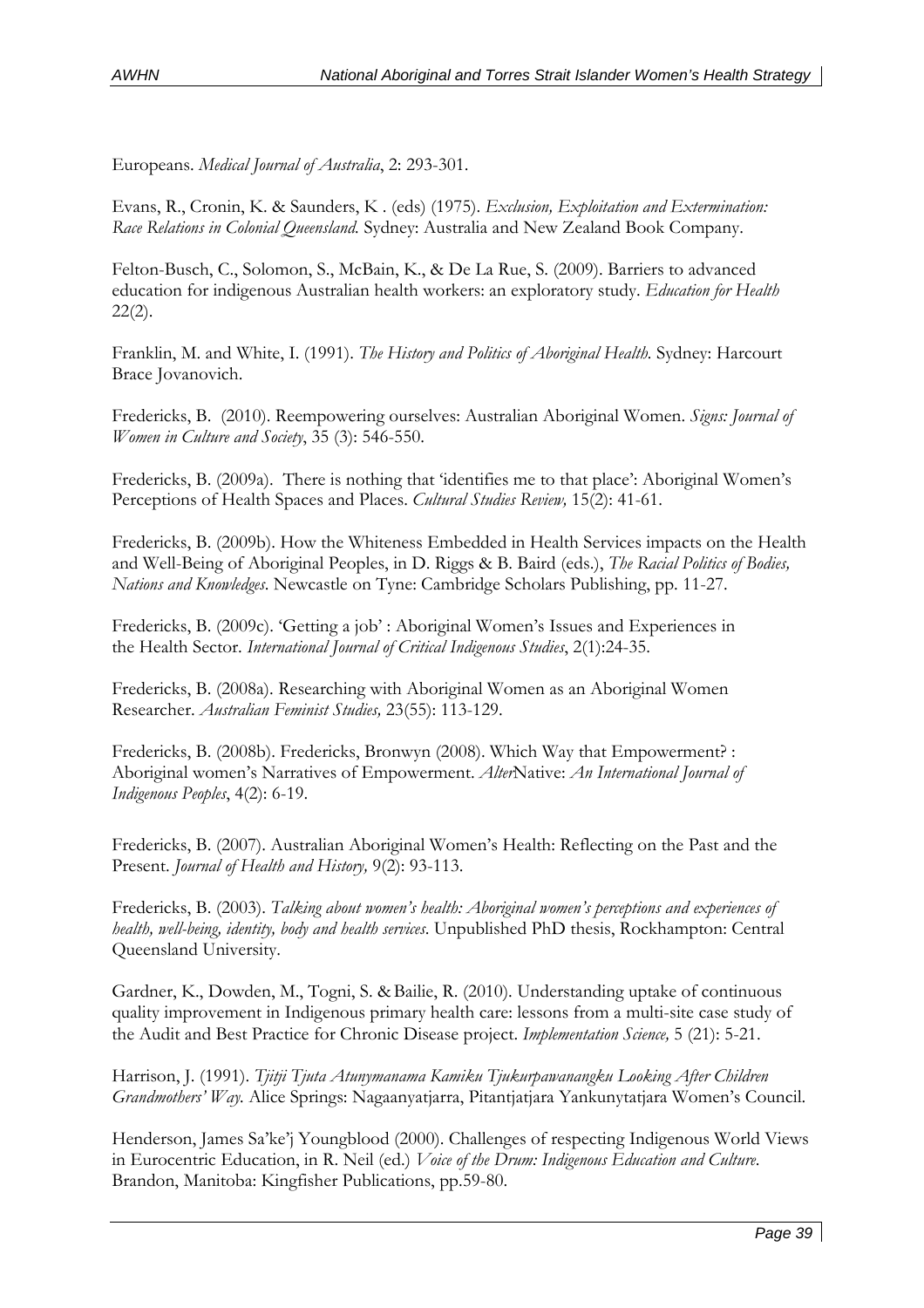Europeans. *Medical Journal of Australia*, 2: 293-301.

Evans, R., Cronin, K. & Saunders, K . (eds) (1975). *Exclusion, Exploitation and Extermination: Race Relations in Colonial Queensland.* Sydney: Australia and New Zealand Book Company.

Felton-Busch, C., Solomon, S., McBain, K., & De La Rue, S. (2009). Barriers to advanced education for indigenous Australian health workers: an exploratory study. *Education for Health* 22(2).

Franklin, M. and White, I. (1991). *The History and Politics of Aboriginal Health.* Sydney: Harcourt Brace Jovanovich.

Fredericks, B. (2010). Reempowering ourselves: Australian Aboriginal Women. *Signs: Journal of Women in Culture and Society*, 35 (3): 546-550.

Fredericks, B. (2009a). There is nothing that 'identifies me to that place': Aboriginal Women's Perceptions of Health Spaces and Places. *Cultural Studies Review,* 15(2): 41-61.

Fredericks, B. (2009b). How the Whiteness Embedded in Health Services impacts on the Health and Well-Being of Aboriginal Peoples, in D. Riggs & B. Baird (eds.), *The Racial Politics of Bodies, Nations and Knowledges*. Newcastle on Tyne: Cambridge Scholars Publishing, pp. 11-27.

Fredericks, B. (2009c). 'Getting a job' : Aboriginal Women's Issues and Experiences in the Health Sector. *International Journal of Critical Indigenous Studies*, 2(1):24-35.

Fredericks, B. (2008a). Researching with Aboriginal Women as an Aboriginal Women Researcher. *Australian Feminist Studies,* 23(55): 113-129.

Fredericks, B. (2008b). Fredericks, Bronwyn (2008). Which Way that Empowerment? : Aboriginal women's Narratives of Empowerment. *Alter*Native: *An International Journal of Indigenous Peoples*, 4(2): 6-19.

Fredericks, B. (2007). Australian Aboriginal Women's Health: Reflecting on the Past and the Present. *Journal of Health and History,* 9(2): 93-113.

Fredericks, B. (2003). *Talking about women's health: Aboriginal women's perceptions and experiences of health, well-being, identity, body and health services*. Unpublished PhD thesis, Rockhampton: Central Queensland University.

Gardner, K., Dowden, M., Togni, S. & Bailie, R. (2010). Understanding uptake of continuous quality improvement in Indigenous primary health care: lessons from a multi-site case study of the Audit and Best Practice for Chronic Disease project. *Implementation Science,* 5 (21): 5-21.

Harrison, J. (1991). *Tjitji Tjuta Atunymanama Kamiku Tjukurpawanangku Looking After Children Grandmothers' Way.* Alice Springs: Nagaanyatjarra, Pitantjatjara Yankunytatjara Women's Council.

Henderson, James Sa'ke'j Youngblood (2000). Challenges of respecting Indigenous World Views in Eurocentric Education, in R. Neil (ed.) *Voice of the Drum: Indigenous Education and Culture*. Brandon, Manitoba: Kingfisher Publications, pp.59-80.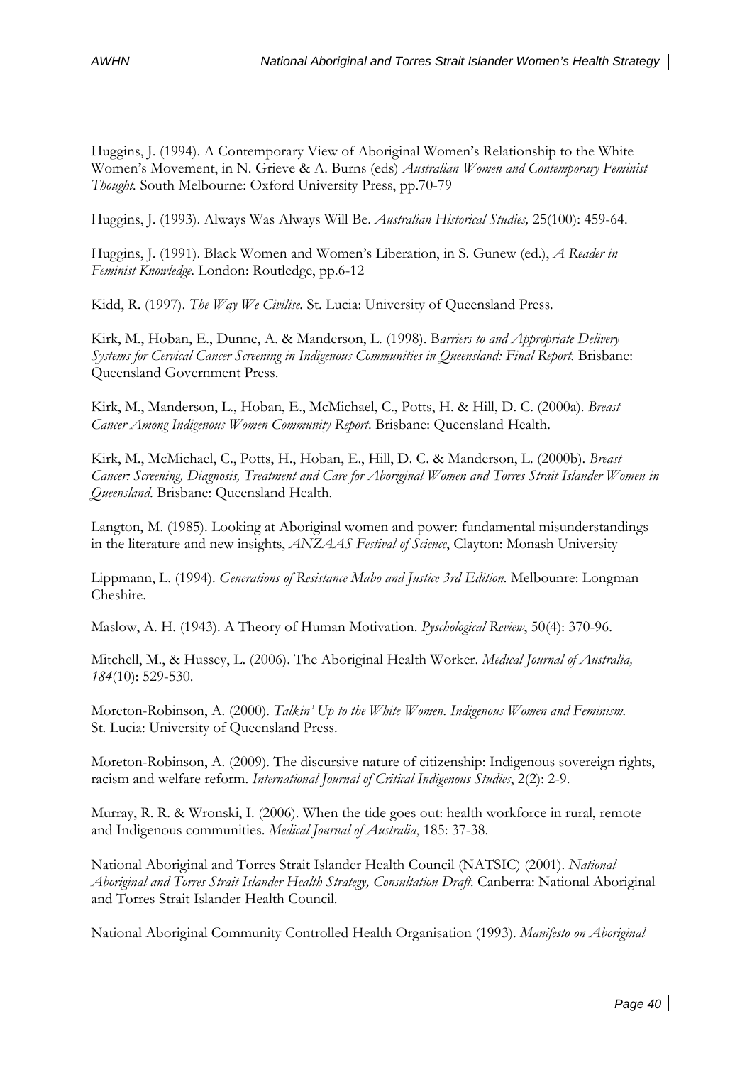Huggins, J. (1994). A Contemporary View of Aboriginal Women's Relationship to the White Women's Movement, in N. Grieve & A. Burns (eds) *Australian Women and Contemporary Feminist Thought.* South Melbourne: Oxford University Press, pp.70-79

Huggins, J. (1993). Always Was Always Will Be. *Australian Historical Studies,* 25(100): 459-64.

Huggins, J. (1991). Black Women and Women's Liberation, in S. Gunew (ed.), *A Reader in Feminist Knowledge.* London: Routledge, pp.6-12

Kidd, R. (1997). *The Way We Civilise.* St. Lucia: University of Queensland Press.

Kirk, M., Hoban, E., Dunne, A. & Manderson, L. (1998). B*arriers to and Appropriate Delivery Systems for Cervical Cancer Screening in Indigenous Communities in Queensland: Final Report.* Brisbane: Queensland Government Press.

Kirk, M., Manderson, L., Hoban, E., McMichael, C., Potts, H. & Hill, D. C. (2000a). *Breast Cancer Among Indigenous Women Community Report.* Brisbane: Queensland Health.

Kirk, M., McMichael, C., Potts, H., Hoban, E., Hill, D. C. & Manderson, L. (2000b). *Breast Cancer: Screening, Diagnosis, Treatment and Care for Aboriginal Women and Torres Strait Islander Women in Queensland.* Brisbane: Queensland Health.

Langton, M. (1985). Looking at Aboriginal women and power: fundamental misunderstandings in the literature and new insights, *ANZAAS Festival of Science*, Clayton: Monash University

Lippmann, L. (1994). *Generations of Resistance Mabo and Justice 3rd Edition.* Melbounre: Longman Cheshire.

Maslow, A. H. (1943). A Theory of Human Motivation. *Pyschological Review*, 50(4): 370-96.

Mitchell, M., & Hussey, L. (2006). The Aboriginal Health Worker. *Medical Journal of Australia, 184*(10): 529-530.

Moreton-Robinson, A. (2000). *Talkin' Up to the White Women. Indigenous Women and Feminism.* St. Lucia: University of Queensland Press.

Moreton-Robinson, A. (2009). The discursive nature of citizenship: Indigenous sovereign rights, racism and welfare reform. *International Journal of Critical Indigenous Studies*, 2(2): 2-9.

Murray, R. R. & Wronski, I. (2006). When the tide goes out: health workforce in rural, remote and Indigenous communities. *Medical Journal of Australia*, 185: 37-38.

National Aboriginal and Torres Strait Islander Health Council (NATSIC) (2001). *National Aboriginal and Torres Strait Islander Health Strategy, Consultation Draft.* Canberra: National Aboriginal and Torres Strait Islander Health Council.

National Aboriginal Community Controlled Health Organisation (1993). *Manifesto on Aboriginal*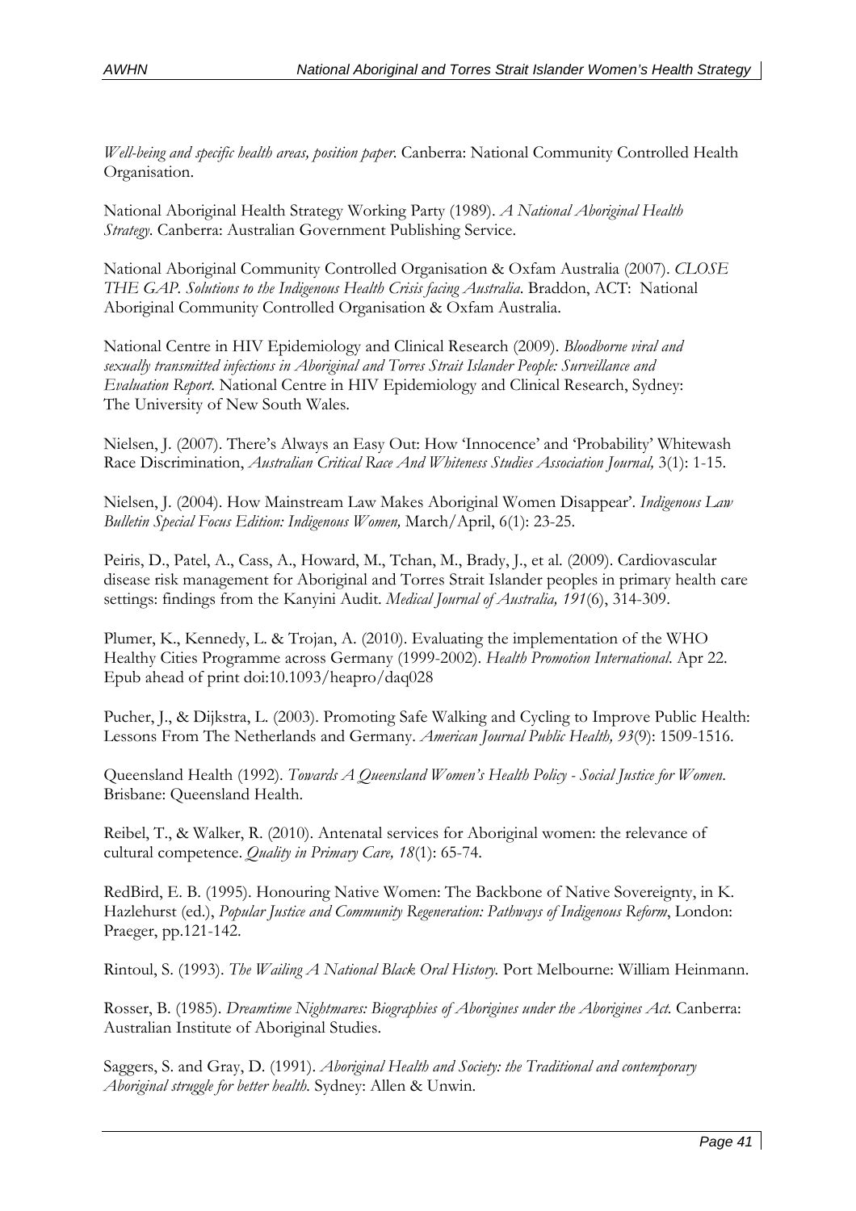*Well-being and specific health areas, position paper.* Canberra: National Community Controlled Health Organisation.

National Aboriginal Health Strategy Working Party (1989). *A National Aboriginal Health Strategy.* Canberra: Australian Government Publishing Service.

National Aboriginal Community Controlled Organisation & Oxfam Australia (2007). *CLOSE THE GAP. Solutions to the Indigenous Health Crisis facing Australia.* Braddon, ACT: National Aboriginal Community Controlled Organisation & Oxfam Australia.

National Centre in HIV Epidemiology and Clinical Research (2009). *Bloodborne viral and sexually transmitted infections in Aboriginal and Torres Strait Islander People: Surveillance and Evaluation Report.* National Centre in HIV Epidemiology and Clinical Research, Sydney: The University of New South Wales.

Nielsen, J. (2007). There's Always an Easy Out: How 'Innocence' and 'Probability' Whitewash Race Discrimination, *Australian Critical Race And Whiteness Studies Association Journal,* 3(1): 1-15.

Nielsen, J. (2004). How Mainstream Law Makes Aboriginal Women Disappear'. *Indigenous Law Bulletin Special Focus Edition: Indigenous Women,* March/April, 6(1): 23-25.

Peiris, D., Patel, A., Cass, A., Howard, M., Tchan, M., Brady, J., et al. (2009). Cardiovascular disease risk management for Aboriginal and Torres Strait Islander peoples in primary health care settings: findings from the Kanyini Audit. *Medical Journal of Australia, 191*(6), 314-309.

Plumer, K., Kennedy, L. & Trojan, A. (2010). Evaluating the implementation of the WHO Healthy Cities Programme across Germany (1999-2002). *Health Promotion International.* Apr 22. Epub ahead of print doi:10.1093/heapro/daq028

Pucher, J., & Dijkstra, L. (2003). Promoting Safe Walking and Cycling to Improve Public Health: Lessons From The Netherlands and Germany. *American Journal Public Health, 93*(9): 1509-1516.

Queensland Health (1992). *Towards A Queensland Women's Health Policy - Social Justice for Women.* Brisbane: Queensland Health.

Reibel, T., & Walker, R. (2010). Antenatal services for Aboriginal women: the relevance of cultural competence. *Quality in Primary Care, 18*(1): 65-74.

RedBird, E. B. (1995). Honouring Native Women: The Backbone of Native Sovereignty, in K. Hazlehurst (ed.), *Popular Justice and Community Regeneration: Pathways of Indigenous Reform*, London: Praeger, pp.121-142.

Rintoul, S. (1993). *The Wailing A National Black Oral History.* Port Melbourne: William Heinmann.

Rosser, B. (1985). *Dreamtime Nightmares: Biographies of Aborigines under the Aborigines Act.* Canberra: Australian Institute of Aboriginal Studies.

Saggers, S. and Gray, D. (1991). *Aboriginal Health and Society: the Traditional and contemporary Aboriginal struggle for better health.* Sydney: Allen & Unwin.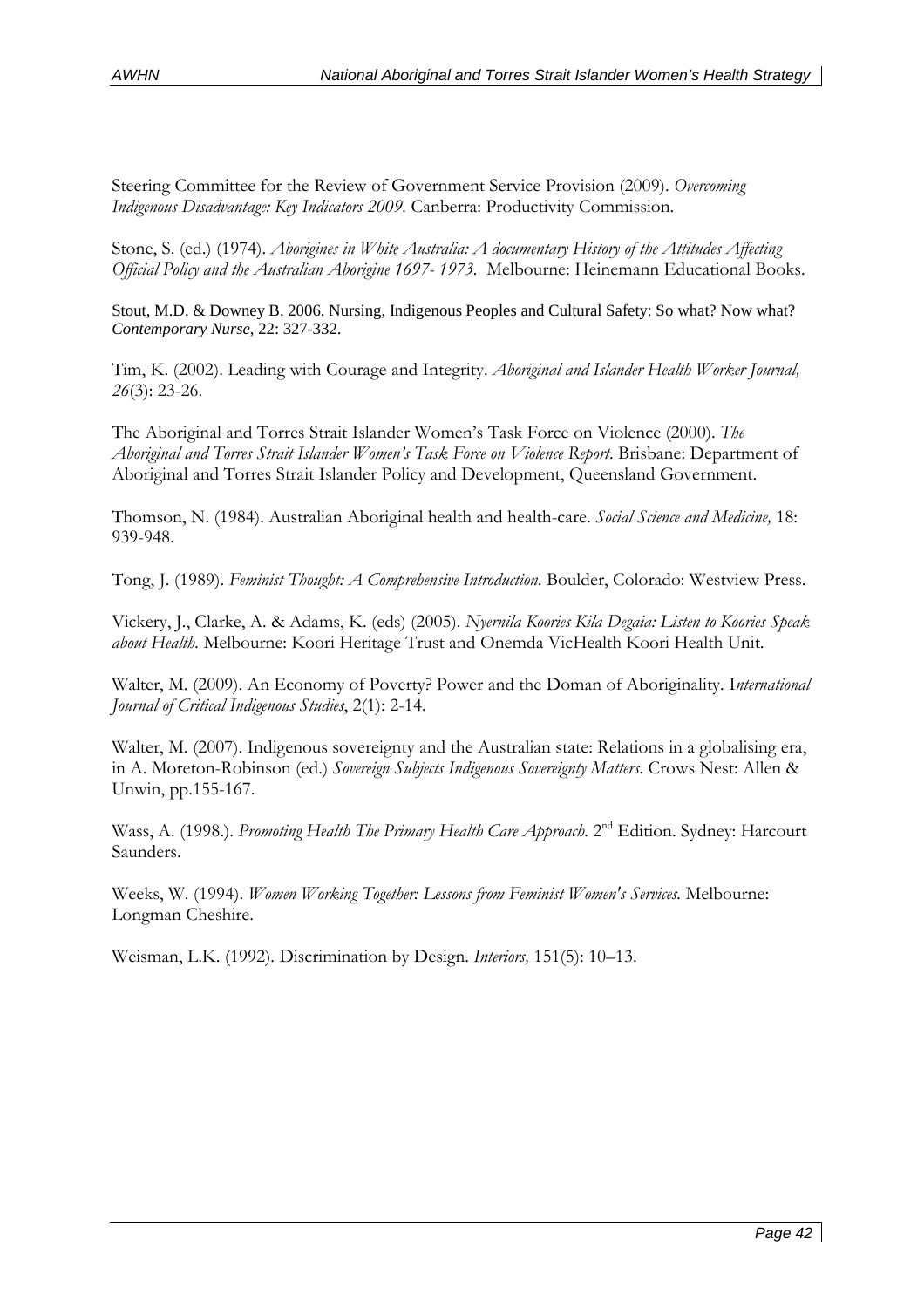Steering Committee for the Review of Government Service Provision (2009). *Overcoming Indigenous Disadvantage: Key Indicators 2009*. Canberra: Productivity Commission.

Stone, S. (ed.) (1974). *Aborigines in White Australia: A documentary History of the Attitudes Affecting Official Policy and the Australian Aborigine 1697- 1973*. Melbourne: Heinemann Educational Books.

Stout, M.D. & Downey B. 2006. Nursing, Indigenous Peoples and Cultural Safety: So what? Now what? *Contemporary Nurse*, 22: 327-332.

Tim, K. (2002). Leading with Courage and Integrity. *Aboriginal and Islander Health Worker Journal, 26*(3): 23-26.

The Aboriginal and Torres Strait Islander Women's Task Force on Violence (2000). *The Aboriginal and Torres Strait Islander Women's Task Force on Violence Report*. Brisbane: Department of Aboriginal and Torres Strait Islander Policy and Development, Queensland Government.

Thomson, N. (1984). Australian Aboriginal health and health-care. *Social Science and Medicine,* 18: 939-948.

Tong, J. (1989). *Feminist Thought: A Comprehensive Introduction*. Boulder, Colorado: Westview Press.

Vickery, J., Clarke, A. & Adams, K. (eds) (2005). *Nyernila Koories Kila Degaia: Listen to Koories Speak about Health*. Melbourne: Koori Heritage Trust and Onemda VicHealth Koori Health Unit.

Walter, M. (2009). An Economy of Poverty? Power and the Doman of Aboriginality. I*nternational Journal of Critical Indigenous Studies*, 2(1): 2-14.

Walter, M. (2007). Indigenous sovereignty and the Australian state: Relations in a globalising era, in A. Moreton-Robinson (ed.) *Sovereign Subjects Indigenous Sovereignty Matters*. Crows Nest: Allen & Unwin, pp.155-167.

Wass, A. (1998.). *Promoting Health The Primary Health Care Approach*. 2nd Edition. Sydney: Harcourt Saunders.

Weeks, W. (1994). *Women Working Together: Lessons from Feminist Women's Services*. Melbourne: Longman Cheshire.

Weisman, L.K. (1992). Discrimination by Design. *Interiors,* 151(5): 10–13.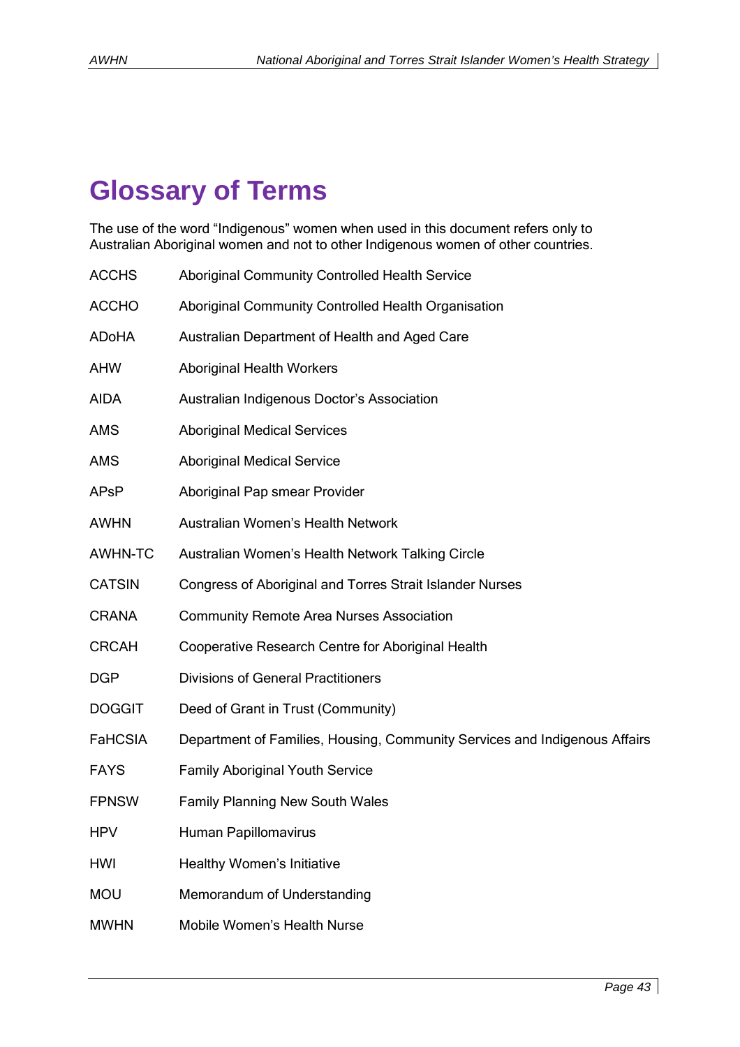# Glossary of Terms

The use of the word "Indigenous" women when used in this document refers only to Australian Aboriginal women and not to other Indigenous women of other countries.

| | |
|---|---|
| ACCHS | Aboriginal Community Controlled Health Service |
| ACCHO | Aboriginal Community Controlled Health Organisation |
| ADoHA | Australian Department of Health and Aged Care |
| AHW | Aboriginal Health Workers |
| AIDA | Australian Indigenous Doctor's Association |
| AMS | Aboriginal Medical Services |
| AMS | Aboriginal Medical Service |
| APsP | Aboriginal Pap smear Provider |
| AWHN | Australian Women's Health Network |
| AWHN-TC | Australian Women's Health Network Talking Circle |
| CATSIN | Congress of Aboriginal and Torres Strait Islander Nurses |
| CRANA | Community Remote Area Nurses Association |
| CRCAH | Cooperative Research Centre for Aboriginal Health |
| DGP | Divisions of General Practitioners |
| DOGGIT | Deed of Grant in Trust (Community) |
| FaHCSIA | Department of Families, Housing, Community Services and Indigenous Affairs |
| FAYS | Family Aboriginal Youth Service |
| FPNSW | Family Planning New South Wales |
| HPV | Human Papillomavirus |
| HWI | Healthy Women's Initiative |
| MOU | Memorandum of Understanding |
| MWHN | Mobile Women's Health Nurse |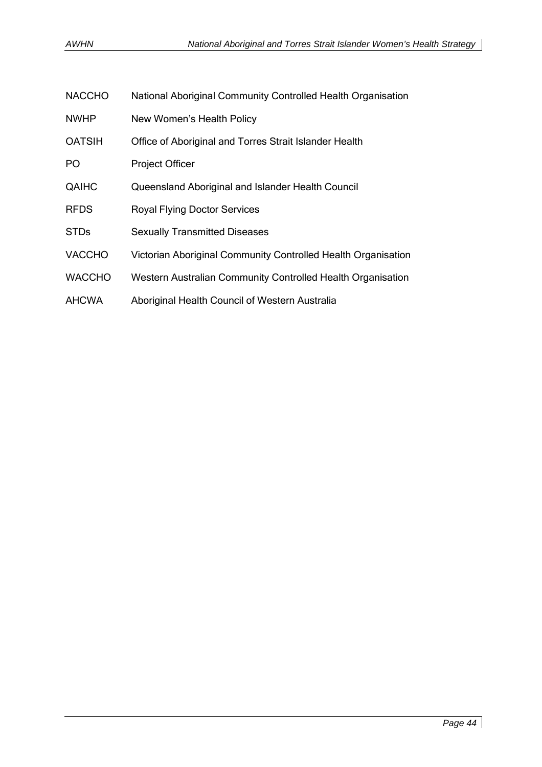| | |
|---|---|
| NACCHO | National Aboriginal Community Controlled Health Organisation |
| NWHP | New Women's Health Policy |
| OATSIH | Office of Aboriginal and Torres Strait Islander Health |
| PO | Project Officer |
| QAIHC | Queensland Aboriginal and Islander Health Council |
| RFDS | Royal Flying Doctor Services |
| STDs | Sexually Transmitted Diseases |
| VACCHO | Victorian Aboriginal Community Controlled Health Organisation |
| WACCHO | Western Australian Community Controlled Health Organisation |
| AHCWA | Aboriginal Health Council of Western Australia |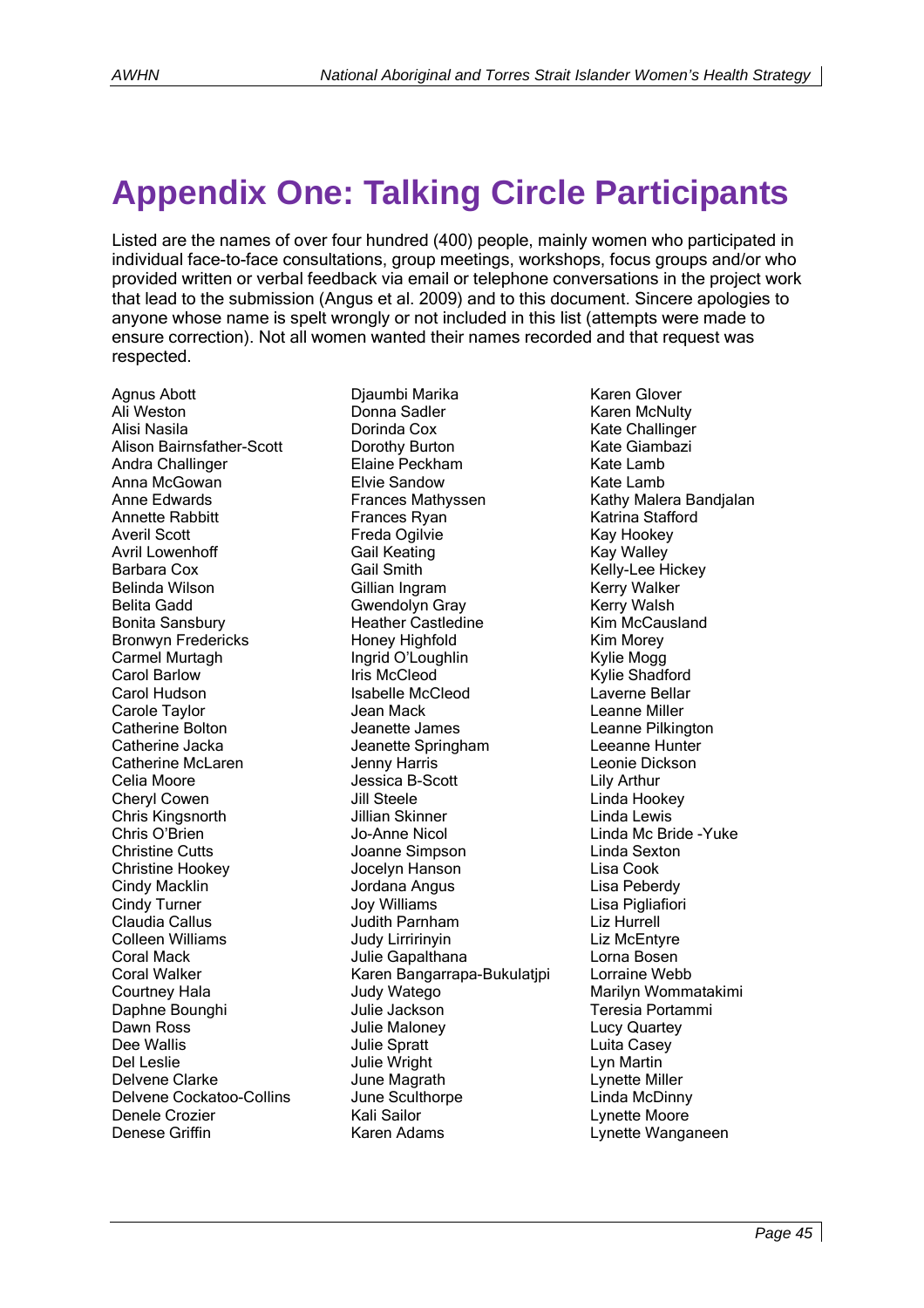# Appendix One: Talking Circle Participants

Listed are the names of over four hundred (400) people, mainly women who participated in individual face-to-face consultations, group meetings, workshops, focus groups and/or who provided written or verbal feedback via email or telephone conversations in the project work that lead to the submission (Angus et al. 2009) and to this document. Sincere apologies to anyone whose name is spelt wrongly or not included in this list (attempts were made to ensure correction). Not all women wanted their names recorded and that request was respected.

Agnus Abott
Ali Weston
Alisi Nasila
Alison Bairnsfather-Scott
Andra Challinger
Anna McGowan
Anne Edwards
Annette Rabbitt
Averil Scott
Avril Lowenhoff
Barbara Cox
Belinda Wilson
Belita Gadd
Bonita Sansbury
Bronwyn Fredericks
Carmel Murtagh
Carol Barlow
Carol Hudson
Carole Taylor
Catherine Bolton
Catherine Jacka
Catherine McLaren
Celia Moore
Cheryl Cowen
Chris Kingsnorth
Chris O'Brien
Christine Cutts
Christine Hookey
Cindy Macklin
Cindy Turner
Claudia Callus
Colleen Williams
Coral Mack
Coral Walker
Courtney Hala
Daphne Bounghi
Dawn Ross
Dee Wallis
Del Leslie
Delvene Clarke
Delvene Cockatoo-Collins
Denele Crozier
Denese Griffin
Djaumbi Marika
Donna Sadler
Dorinda Cox
Dorothy Burton
Elaine Peckham
Elvie Sandow
Frances Mathyssen
Frances Ryan
Freda Ogilvie
Gail Keating
Gail Smith
Gillian Ingram
Gwendolyn Gray
Heather Castledine
Honey Highfold
Ingrid O'Loughlin
Iris McCleod
Isabelle McCleod
Jean Mack
Jeanette James
Jeanette Springham
Jenny Harris
Jessica B-Scott
Jill Steele
Jillian Skinner
Jo-Anne Nicol
Joanne Simpson
Jocelyn Hanson
Jordana Angus
Joy Williams
Judith Parnham
Judy Lirririnyin
Julie Gapalthana
Karen Bangarrapa-Bukulatjpi
Judy Watego
Julie Jackson
Julie Maloney
Julie Spratt
Julie Wright
June Magrath
June Sculthorpe
Kali Sailor
Karen Adams
Karen Glover
Karen McNulty
Kate Challinger
Kate Giambazi
Kate Lamb
Kate Lamb
Kathy Malera Bandjalan
Katrina Stafford
Kay Hookey
Kay Walley
Kelly-Lee Hickey
Kerry Walker
Kerry Walsh
Kim McCausland
Kim Morey
Kylie Mogg
Kylie Shadford
Laverne Bellar
Leanne Miller
Leanne Pilkington
Leeanne Hunter
Leonie Dickson
Lily Arthur
Linda Hookey
Linda Lewis
Linda Mc Bride -Yuke
Linda Sexton
Lisa Cook
Lisa Peberdy
Lisa Pigliafiori
Liz Hurrell
Liz McEntyre
Lorna Bosen
Lorraine Webb
Marilyn Wommatakimi
Teresia Portammi
Lucy Quartey
Luita Casey
Lyn Martin
Lynette Miller
Linda McDinny
Lynette Moore
Lynette Wanganeen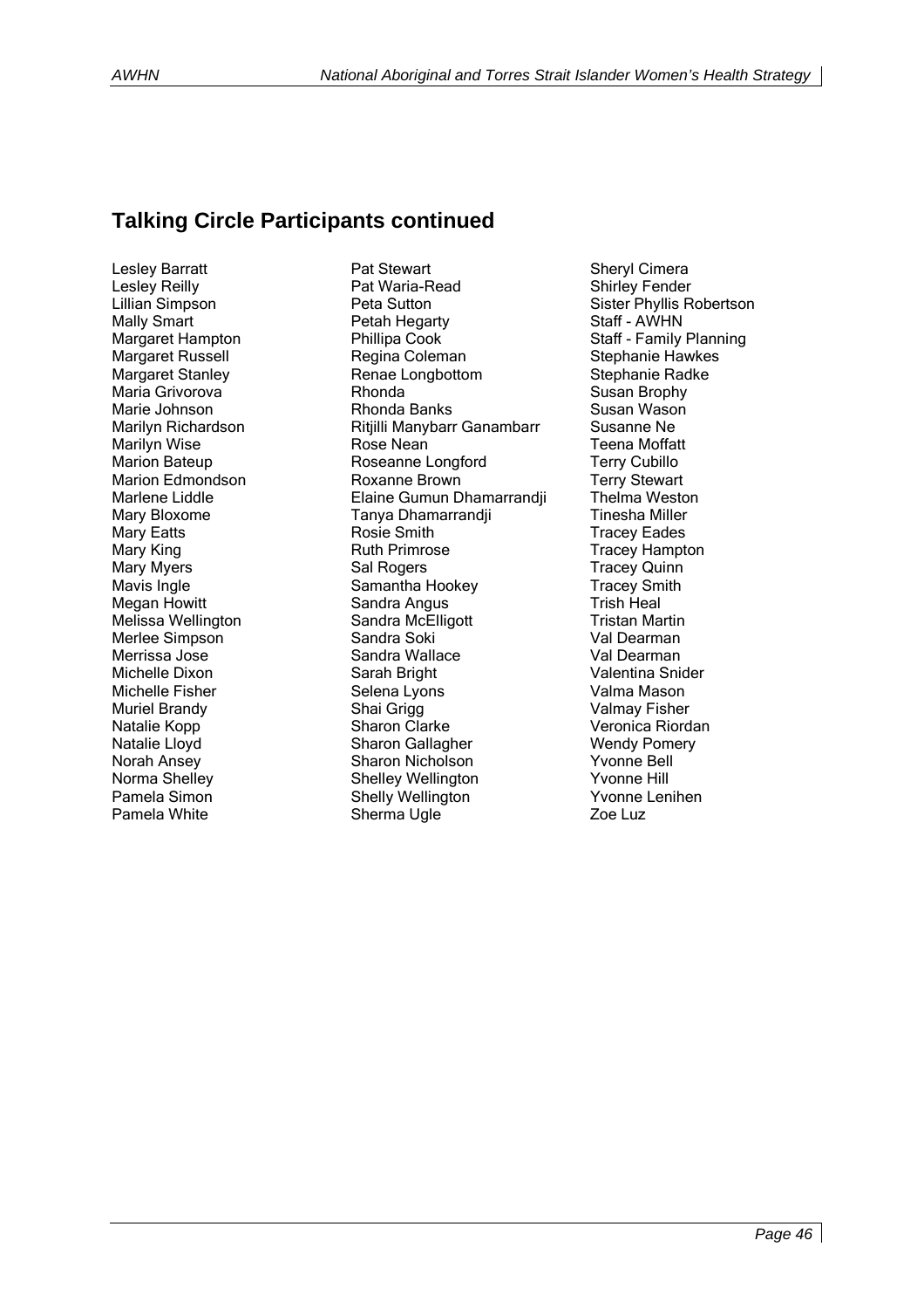## Talking Circle Participants continued

Lesley Barratt
Lesley Reilly
Lillian Simpson
Mally Smart
Margaret Hampton
Margaret Russell
Margaret Stanley
Maria Grivorova
Marie Johnson
Marilyn Richardson
Marilyn Wise
Marion Bateup
Marion Edmondson
Marlene Liddle
Mary Bloxome
Mary Eatts
Mary King
Mary Myers
Mavis Ingle
Megan Howitt
Melissa Wellington
Merlee Simpson
Merrissa Jose
Michelle Dixon
Michelle Fisher
Muriel Brandy
Natalie Kopp
Natalie Lloyd
Norah Ansey
Norma Shelley
Pamela Simon
Pamela White
Pat Stewart
Pat Waria-Read
Peta Sutton
Petah Hegarty
Phillipa Cook
Regina Coleman
Renae Longbottom
Rhonda
Rhonda Banks
Ritjilli Manybarr Ganambarr
Rose Nean
Roseanne Longford
Roxanne Brown
Elaine Gumun Dhamarrandji
Tanya Dhamarrandji
Rosie Smith
Ruth Primrose
Sal Rogers
Samantha Hookey
Sandra Angus
Sandra McElligott
Sandra Soki
Sandra Wallace
Sarah Bright
Selena Lyons
Shai Grigg
Sharon Clarke
Sharon Gallagher
Sharon Nicholson
Shelley Wellington
Shelly Wellington
Sherma Ugle
Sheryl Cimera
Shirley Fender
Sister Phyllis Robertson
Staff - AWHN
Staff - Family Planning
Stephanie Hawkes
Stephanie Radke
Susan Brophy
Susan Wason
Susanne Ne
Teena Moffatt
Terry Cubillo
Terry Stewart
Thelma Weston
Tinesha Miller
Tracey Eades
Tracey Hampton
Tracey Quinn
Tracey Smith
Trish Heal
Tristan Martin
Val Dearman
Val Dearman
Valentina Snider
Valma Mason
Valmay Fisher
Veronica Riordan
Wendy Pomery
Yvonne Bell
Yvonne Hill
Yvonne Lenihen
Zoe Luz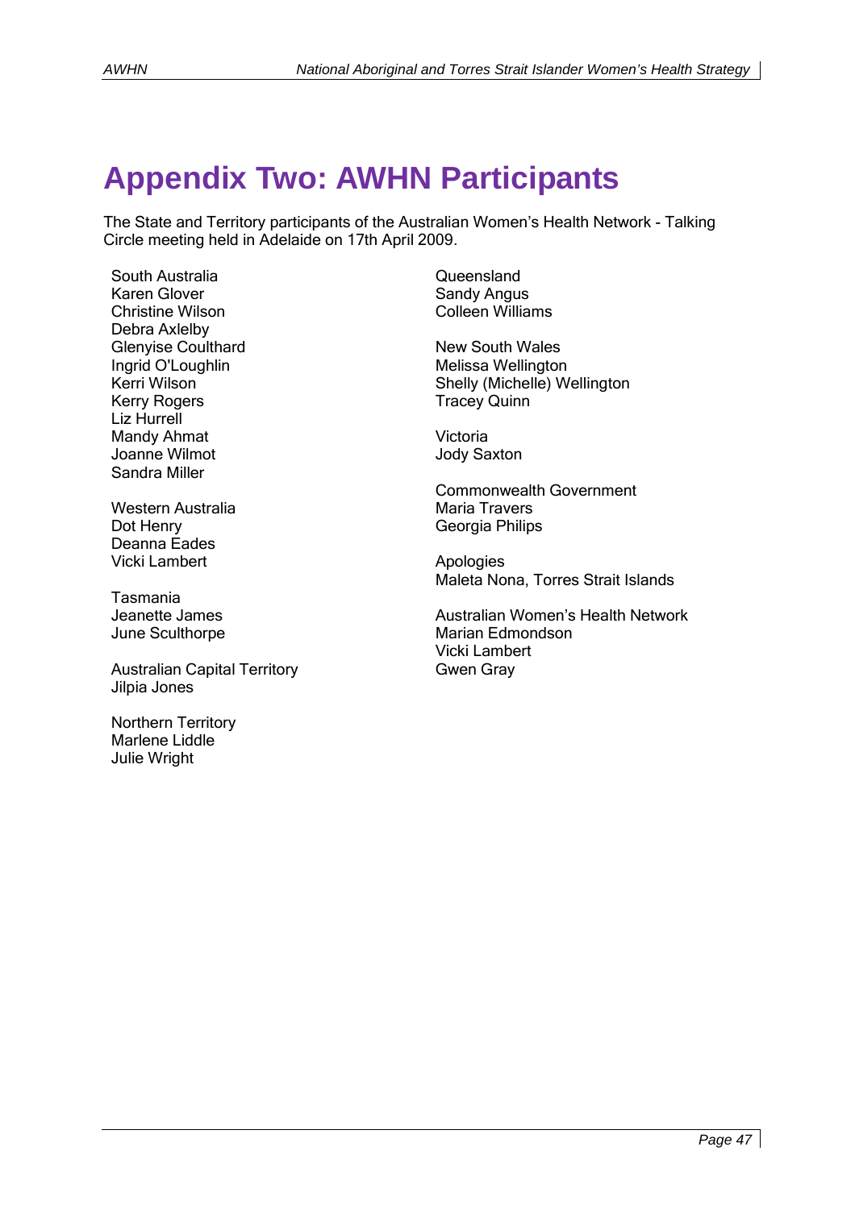# Appendix Two: AWHN Participants

The State and Territory participants of the Australian Women's Health Network - Talking Circle meeting held in Adelaide on 17th April 2009.

South Australia
Karen Glover
Christine Wilson
Debra Axlelby
Glenyise Coulthard
Ingrid O'Loughlin
Kerri Wilson
Kerry Rogers
Liz Hurrell
Mandy Ahmat
Joanne Wilmot
Sandra Miller

Western Australia
Dot Henry
Deanna Eades
Vicki Lambert

Tasmania
Jeanette James
June Sculthorpe

Australian Capital Territory
Jilpia Jones

Northern Territory
Marlene Liddle
Julie Wright

Queensland
Sandy Angus
Colleen Williams

New South Wales
Melissa Wellington
Shelly (Michelle) Wellington
Tracey Quinn

Victoria
Jody Saxton

Commonwealth Government
Maria Travers
Georgia Philips

Apologies
Maleta Nona, Torres Strait Islands

Australian Women's Health Network
Marian Edmondson
Vicki Lambert
Gwen Gray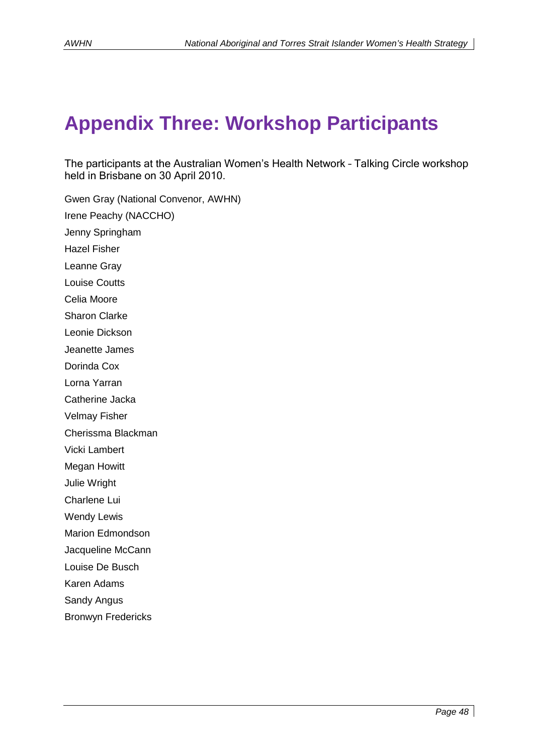# Appendix Three: Workshop Participants

The participants at the Australian Women's Health Network – Talking Circle workshop held in Brisbane on 30 April 2010.

Gwen Gray (National Convenor, AWHN)

Irene Peachy (NACCHO)

Jenny Springham

Hazel Fisher

Leanne Gray

Louise Coutts

Celia Moore

Sharon Clarke

Leonie Dickson

Jeanette James

Dorinda Cox

Lorna Yarran

Catherine Jacka

Velmay Fisher

Cherissma Blackman

Vicki Lambert

Megan Howitt

Julie Wright

Charlene Lui

Wendy Lewis

Marion Edmondson

Jacqueline McCann

Louise De Busch

Karen Adams

Sandy Angus

Bronwyn Fredericks